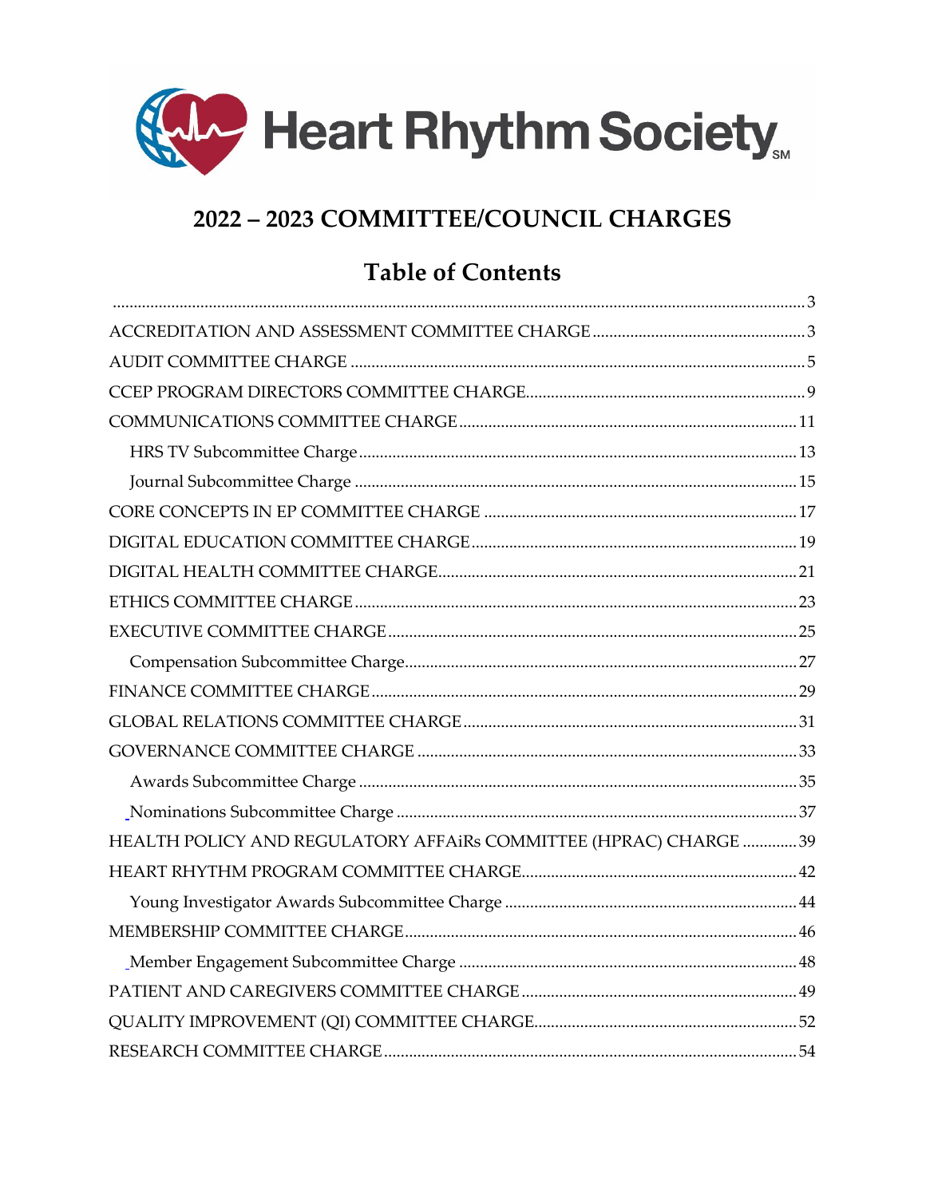Heart Rhythm Society[SM]

# 2022 – 2023 COMMITTEE/COUNCIL CHARGES

## Table of Contents

........................................................................................................................................ 3

ACCREDITATION AND ASSESSMENT COMMITTEE CHARGE ........................................ 3

AUDIT COMMITTEE CHARGE ........................................................................................ 5

CCEP PROGRAM DIRECTORS COMMITTEE CHARGE ..................................................... 9

COMMUNICATIONS COMMITTEE CHARGE .................................................................. 11

- HRS TV Subcommittee Charge .................................................................................. 13
- Journal Subcommittee Charge ................................................................................... 15

CORE CONCEPTS IN EP COMMITTEE CHARGE ............................................................ 17

DIGITAL EDUCATION COMMITTEE CHARGE ................................................................ 19

DIGITAL HEALTH COMMITTEE CHARGE ....................................................................... 21

ETHICS COMMITTEE CHARGE ....................................................................................... 23

EXECUTIVE COMMITTEE CHARGE ................................................................................ 25

- Compensation Subcommittee Charge ......................................................................... 27

FINANCE COMMITTEE CHARGE .................................................................................... 29

GLOBAL RELATIONS COMMITTEE CHARGE .................................................................. 31

GOVERNANCE COMMITTEE CHARGE ............................................................................ 33

- Awards Subcommittee Charge .................................................................................... 35
- Nominations Subcommittee Charge ........................................................................... 37

HEALTH POLICY AND REGULATORY AFFAiRs COMMITTEE (HPRAC) CHARGE ............. 39

HEART RHYTHM PROGRAM COMMITTEE CHARGE ........................................................ 42

- Young Investigator Awards Subcommittee Charge ...................................................... 44

MEMBERSHIP COMMITTEE CHARGE ............................................................................. 46

- Member Engagement Subcommittee Charge ............................................................... 48

PATIENT AND CAREGIVERS COMMITTEE CHARGE ........................................................ 49

QUALITY IMPROVEMENT (QI) COMMITTEE CHARGE ..................................................... 52

RESEARCH COMMITTEE CHARGE .................................................................................. 54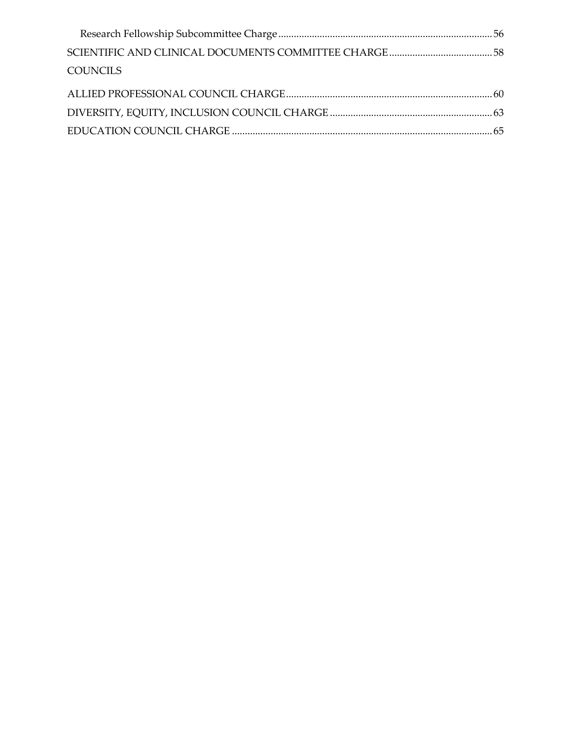Research Fellowship Subcommittee Charge ..... 56

SCIENTIFIC AND CLINICAL DOCUMENTS COMMITTEE CHARGE ..... 58

COUNCILS

ALLIED PROFESSIONAL COUNCIL CHARGE ..... 60

DIVERSITY, EQUITY, INCLUSION COUNCIL CHARGE ..... 63

EDUCATION COUNCIL CHARGE ..... 65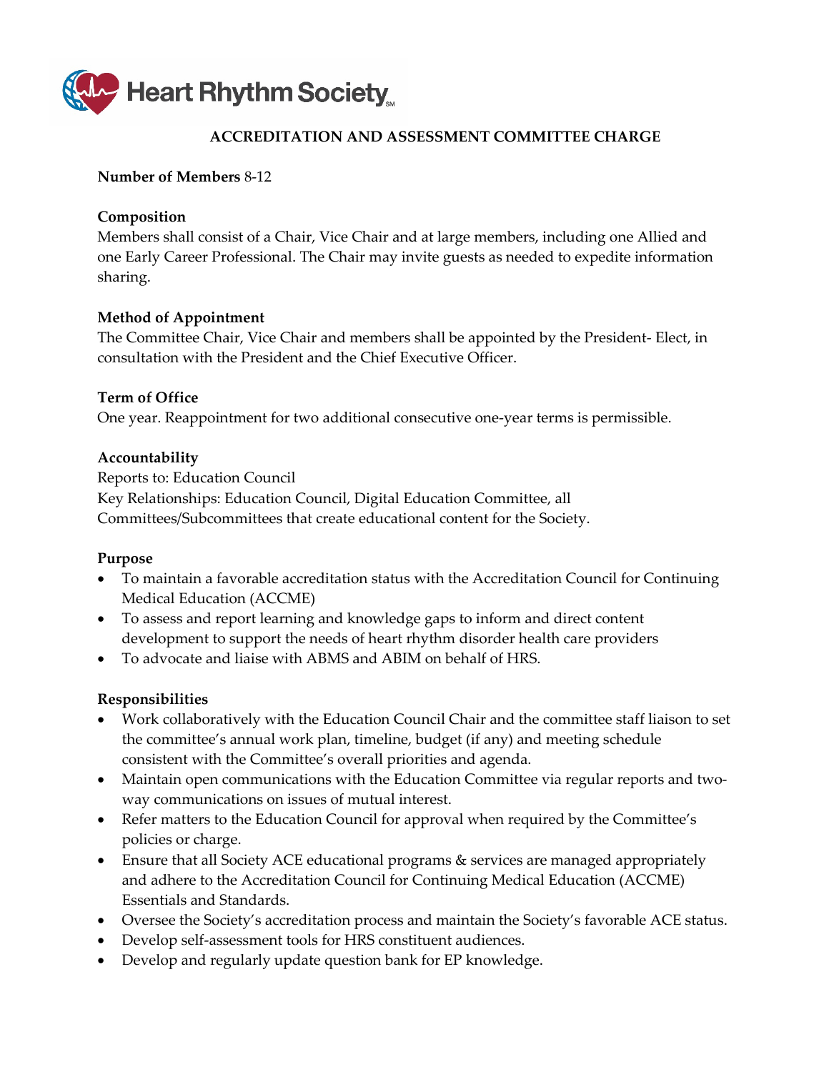Heart Rhythm Society

## ACCREDITATION AND ASSESSMENT COMMITTEE CHARGE

**Number of Members** 8-12

**Composition**
Members shall consist of a Chair, Vice Chair and at large members, including one Allied and one Early Career Professional. The Chair may invite guests as needed to expedite information sharing.

**Method of Appointment**
The Committee Chair, Vice Chair and members shall be appointed by the President- Elect, in consultation with the President and the Chief Executive Officer.

**Term of Office**
One year. Reappointment for two additional consecutive one-year terms is permissible.

**Accountability**
Reports to: Education Council
Key Relationships: Education Council, Digital Education Committee, all Committees/Subcommittees that create educational content for the Society.

**Purpose**

- To maintain a favorable accreditation status with the Accreditation Council for Continuing Medical Education (ACCME)
- To assess and report learning and knowledge gaps to inform and direct content development to support the needs of heart rhythm disorder health care providers
- To advocate and liaise with ABMS and ABIM on behalf of HRS.

**Responsibilities**

- Work collaboratively with the Education Council Chair and the committee staff liaison to set the committee's annual work plan, timeline, budget (if any) and meeting schedule consistent with the Committee's overall priorities and agenda.
- Maintain open communications with the Education Committee via regular reports and two-way communications on issues of mutual interest.
- Refer matters to the Education Council for approval when required by the Committee's policies or charge.
- Ensure that all Society ACE educational programs & services are managed appropriately and adhere to the Accreditation Council for Continuing Medical Education (ACCME) Essentials and Standards.
- Oversee the Society's accreditation process and maintain the Society's favorable ACE status.
- Develop self-assessment tools for HRS constituent audiences.
- Develop and regularly update question bank for EP knowledge.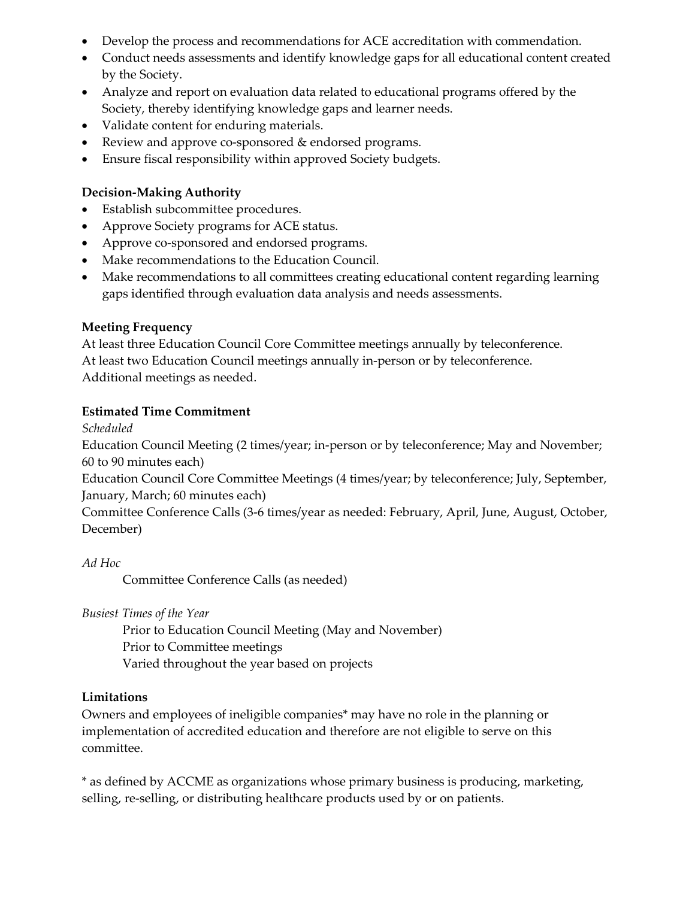- Develop the process and recommendations for ACE accreditation with commendation.
- Conduct needs assessments and identify knowledge gaps for all educational content created by the Society.
- Analyze and report on evaluation data related to educational programs offered by the Society, thereby identifying knowledge gaps and learner needs.
- Validate content for enduring materials.
- Review and approve co-sponsored & endorsed programs.
- Ensure fiscal responsibility within approved Society budgets.

**Decision-Making Authority**

- Establish subcommittee procedures.
- Approve Society programs for ACE status.
- Approve co-sponsored and endorsed programs.
- Make recommendations to the Education Council.
- Make recommendations to all committees creating educational content regarding learning gaps identified through evaluation data analysis and needs assessments.

**Meeting Frequency**

At least three Education Council Core Committee meetings annually by teleconference.
At least two Education Council meetings annually in-person or by teleconference.
Additional meetings as needed.

**Estimated Time Commitment**

*Scheduled*

Education Council Meeting (2 times/year; in-person or by teleconference; May and November; 60 to 90 minutes each)
Education Council Core Committee Meetings (4 times/year; by teleconference; July, September, January, March; 60 minutes each)
Committee Conference Calls (3-6 times/year as needed: February, April, June, August, October, December)

*Ad Hoc*

Committee Conference Calls (as needed)

*Busiest Times of the Year*

Prior to Education Council Meeting (May and November)
Prior to Committee meetings
Varied throughout the year based on projects

**Limitations**

Owners and employees of ineligible companies* may have no role in the planning or implementation of accredited education and therefore are not eligible to serve on this committee.

* as defined by ACCME as organizations whose primary business is producing, marketing, selling, re-selling, or distributing healthcare products used by or on patients.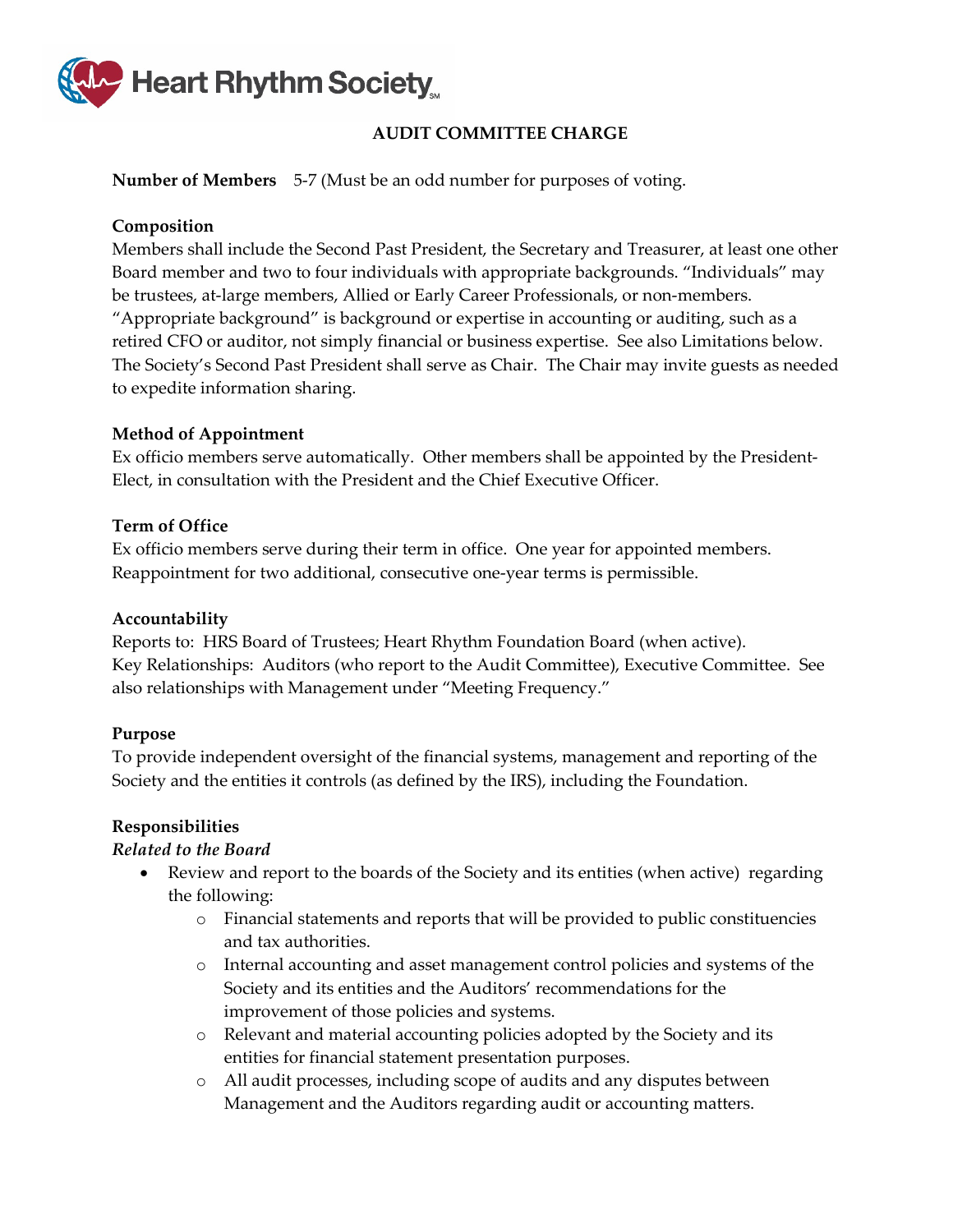## AUDIT COMMITTEE CHARGE

**Number of Members** 5-7 (Must be an odd number for purposes of voting.

**Composition**
Members shall include the Second Past President, the Secretary and Treasurer, at least one other Board member and two to four individuals with appropriate backgrounds. "Individuals" may be trustees, at-large members, Allied or Early Career Professionals, or non-members. "Appropriate background" is background or expertise in accounting or auditing, such as a retired CFO or auditor, not simply financial or business expertise. See also Limitations below. The Society's Second Past President shall serve as Chair. The Chair may invite guests as needed to expedite information sharing.

**Method of Appointment**
Ex officio members serve automatically. Other members shall be appointed by the President-Elect, in consultation with the President and the Chief Executive Officer.

**Term of Office**
Ex officio members serve during their term in office. One year for appointed members. Reappointment for two additional, consecutive one-year terms is permissible.

**Accountability**
Reports to: HRS Board of Trustees; Heart Rhythm Foundation Board (when active).
Key Relationships: Auditors (who report to the Audit Committee), Executive Committee. See also relationships with Management under "Meeting Frequency."

**Purpose**
To provide independent oversight of the financial systems, management and reporting of the Society and the entities it controls (as defined by the IRS), including the Foundation.

**Responsibilities**
*Related to the Board*

- Review and report to the boards of the Society and its entities (when active) regarding the following:
  - Financial statements and reports that will be provided to public constituencies and tax authorities.
  - Internal accounting and asset management control policies and systems of the Society and its entities and the Auditors' recommendations for the improvement of those policies and systems.
  - Relevant and material accounting policies adopted by the Society and its entities for financial statement presentation purposes.
  - All audit processes, including scope of audits and any disputes between Management and the Auditors regarding audit or accounting matters.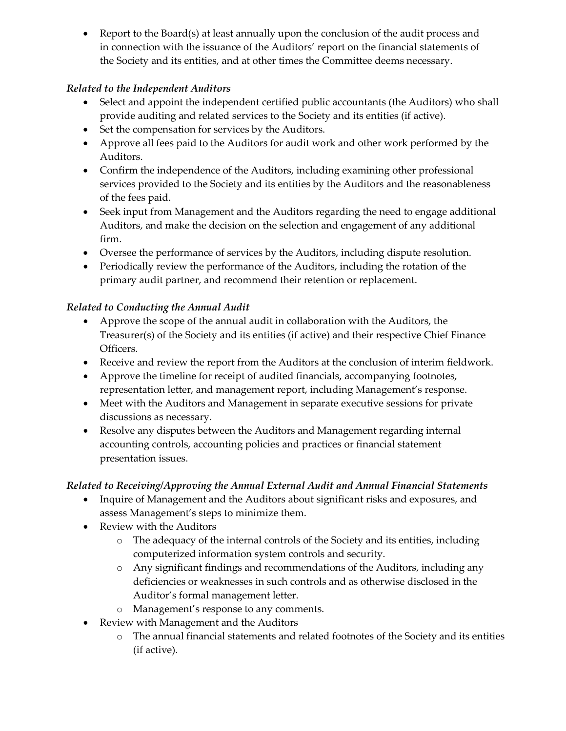- Report to the Board(s) at least annually upon the conclusion of the audit process and in connection with the issuance of the Auditors' report on the financial statements of the Society and its entities, and at other times the Committee deems necessary.

*Related to the Independent Auditors*

- Select and appoint the independent certified public accountants (the Auditors) who shall provide auditing and related services to the Society and its entities (if active).
- Set the compensation for services by the Auditors.
- Approve all fees paid to the Auditors for audit work and other work performed by the Auditors.
- Confirm the independence of the Auditors, including examining other professional services provided to the Society and its entities by the Auditors and the reasonableness of the fees paid.
- Seek input from Management and the Auditors regarding the need to engage additional Auditors, and make the decision on the selection and engagement of any additional firm.
- Oversee the performance of services by the Auditors, including dispute resolution.
- Periodically review the performance of the Auditors, including the rotation of the primary audit partner, and recommend their retention or replacement.

*Related to Conducting the Annual Audit*

- Approve the scope of the annual audit in collaboration with the Auditors, the Treasurer(s) of the Society and its entities (if active) and their respective Chief Finance Officers.
- Receive and review the report from the Auditors at the conclusion of interim fieldwork.
- Approve the timeline for receipt of audited financials, accompanying footnotes, representation letter, and management report, including Management's response.
- Meet with the Auditors and Management in separate executive sessions for private discussions as necessary.
- Resolve any disputes between the Auditors and Management regarding internal accounting controls, accounting policies and practices or financial statement presentation issues.

*Related to Receiving/Approving the Annual External Audit and Annual Financial Statements*

- Inquire of Management and the Auditors about significant risks and exposures, and assess Management's steps to minimize them.
- Review with the Auditors
  - The adequacy of the internal controls of the Society and its entities, including computerized information system controls and security.
  - Any significant findings and recommendations of the Auditors, including any deficiencies or weaknesses in such controls and as otherwise disclosed in the Auditor's formal management letter.
  - Management's response to any comments.
- Review with Management and the Auditors
  - The annual financial statements and related footnotes of the Society and its entities (if active).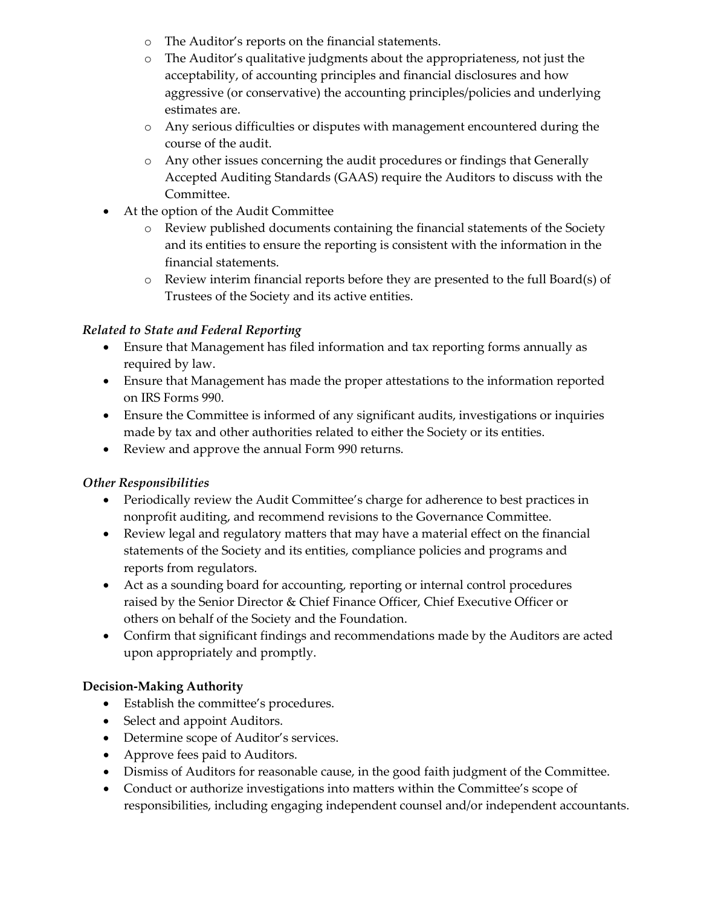- The Auditor's reports on the financial statements.
  - The Auditor's qualitative judgments about the appropriateness, not just the acceptability, of accounting principles and financial disclosures and how aggressive (or conservative) the accounting principles/policies and underlying estimates are.
  - Any serious difficulties or disputes with management encountered during the course of the audit.
  - Any other issues concerning the audit procedures or findings that Generally Accepted Auditing Standards (GAAS) require the Auditors to discuss with the Committee.
- At the option of the Audit Committee
  - Review published documents containing the financial statements of the Society and its entities to ensure the reporting is consistent with the information in the financial statements.
  - Review interim financial reports before they are presented to the full Board(s) of Trustees of the Society and its active entities.

***Related to State and Federal Reporting***

- Ensure that Management has filed information and tax reporting forms annually as required by law.
- Ensure that Management has made the proper attestations to the information reported on IRS Forms 990.
- Ensure the Committee is informed of any significant audits, investigations or inquiries made by tax and other authorities related to either the Society or its entities.
- Review and approve the annual Form 990 returns.

***Other Responsibilities***

- Periodically review the Audit Committee's charge for adherence to best practices in nonprofit auditing, and recommend revisions to the Governance Committee.
- Review legal and regulatory matters that may have a material effect on the financial statements of the Society and its entities, compliance policies and programs and reports from regulators.
- Act as a sounding board for accounting, reporting or internal control procedures raised by the Senior Director & Chief Finance Officer, Chief Executive Officer or others on behalf of the Society and the Foundation.
- Confirm that significant findings and recommendations made by the Auditors are acted upon appropriately and promptly.

**Decision-Making Authority**

- Establish the committee's procedures.
- Select and appoint Auditors.
- Determine scope of Auditor's services.
- Approve fees paid to Auditors.
- Dismiss of Auditors for reasonable cause, in the good faith judgment of the Committee.
- Conduct or authorize investigations into matters within the Committee's scope of responsibilities, including engaging independent counsel and/or independent accountants.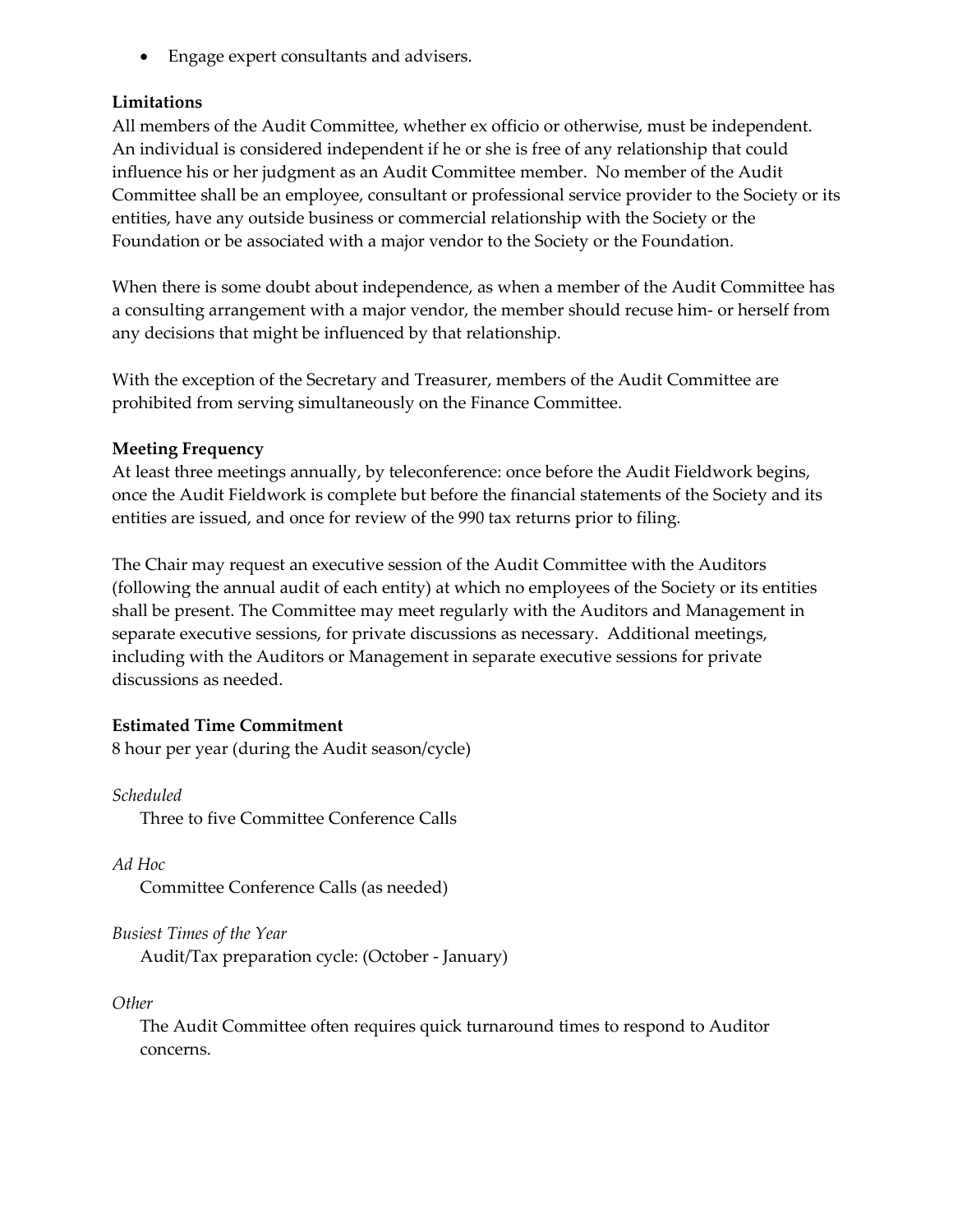- Engage expert consultants and advisers.

**Limitations**

All members of the Audit Committee, whether ex officio or otherwise, must be independent. An individual is considered independent if he or she is free of any relationship that could influence his or her judgment as an Audit Committee member. No member of the Audit Committee shall be an employee, consultant or professional service provider to the Society or its entities, have any outside business or commercial relationship with the Society or the Foundation or be associated with a major vendor to the Society or the Foundation.

When there is some doubt about independence, as when a member of the Audit Committee has a consulting arrangement with a major vendor, the member should recuse him- or herself from any decisions that might be influenced by that relationship.

With the exception of the Secretary and Treasurer, members of the Audit Committee are prohibited from serving simultaneously on the Finance Committee.

**Meeting Frequency**

At least three meetings annually, by teleconference: once before the Audit Fieldwork begins, once the Audit Fieldwork is complete but before the financial statements of the Society and its entities are issued, and once for review of the 990 tax returns prior to filing.

The Chair may request an executive session of the Audit Committee with the Auditors (following the annual audit of each entity) at which no employees of the Society or its entities shall be present. The Committee may meet regularly with the Auditors and Management in separate executive sessions, for private discussions as necessary. Additional meetings, including with the Auditors or Management in separate executive sessions for private discussions as needed.

**Estimated Time Commitment**

8 hour per year (during the Audit season/cycle)

*Scheduled*

Three to five Committee Conference Calls

*Ad Hoc*

Committee Conference Calls (as needed)

*Busiest Times of the Year*

Audit/Tax preparation cycle: (October - January)

*Other*

The Audit Committee often requires quick turnaround times to respond to Auditor concerns.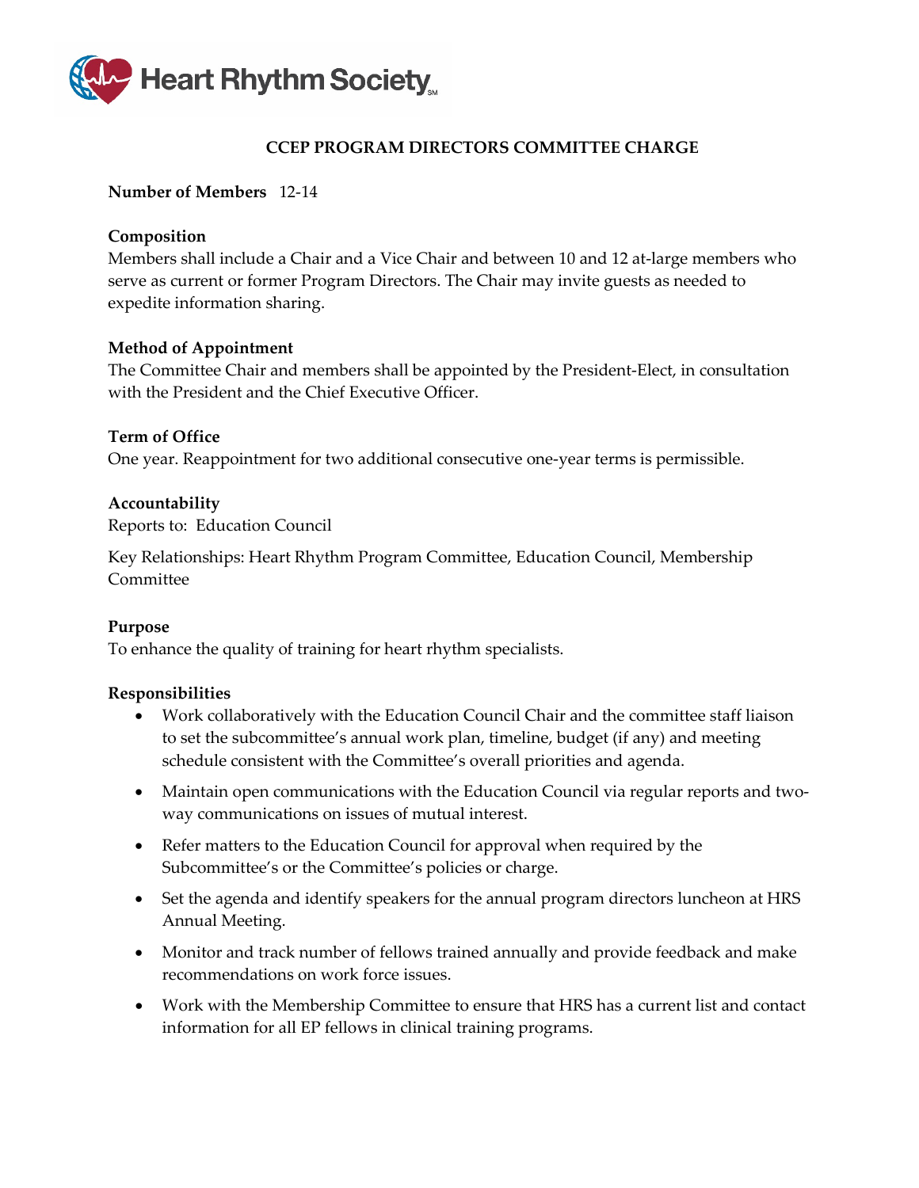## CCEP PROGRAM DIRECTORS COMMITTEE CHARGE

**Number of Members** 12-14

**Composition**

Members shall include a Chair and a Vice Chair and between 10 and 12 at-large members who serve as current or former Program Directors. The Chair may invite guests as needed to expedite information sharing.

**Method of Appointment**

The Committee Chair and members shall be appointed by the President-Elect, in consultation with the President and the Chief Executive Officer.

**Term of Office**

One year. Reappointment for two additional consecutive one-year terms is permissible.

**Accountability**

Reports to: Education Council

Key Relationships: Heart Rhythm Program Committee, Education Council, Membership Committee

**Purpose**

To enhance the quality of training for heart rhythm specialists.

**Responsibilities**

- Work collaboratively with the Education Council Chair and the committee staff liaison to set the subcommittee's annual work plan, timeline, budget (if any) and meeting schedule consistent with the Committee's overall priorities and agenda.
- Maintain open communications with the Education Council via regular reports and two-way communications on issues of mutual interest.
- Refer matters to the Education Council for approval when required by the Subcommittee's or the Committee's policies or charge.
- Set the agenda and identify speakers for the annual program directors luncheon at HRS Annual Meeting.
- Monitor and track number of fellows trained annually and provide feedback and make recommendations on work force issues.
- Work with the Membership Committee to ensure that HRS has a current list and contact information for all EP fellows in clinical training programs.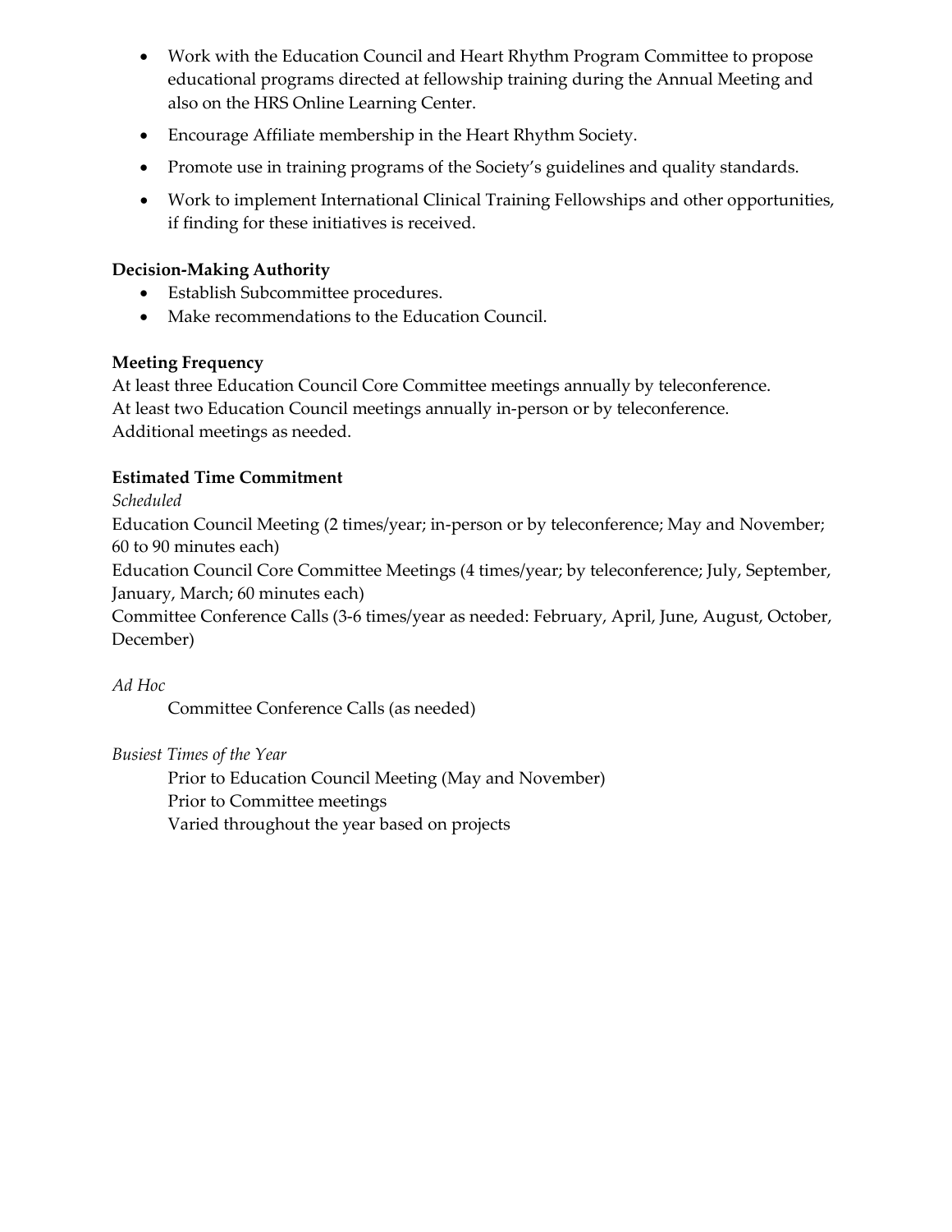- Work with the Education Council and Heart Rhythm Program Committee to propose educational programs directed at fellowship training during the Annual Meeting and also on the HRS Online Learning Center.
- Encourage Affiliate membership in the Heart Rhythm Society.
- Promote use in training programs of the Society's guidelines and quality standards.
- Work to implement International Clinical Training Fellowships and other opportunities, if finding for these initiatives is received.

**Decision-Making Authority**

- Establish Subcommittee procedures.
- Make recommendations to the Education Council.

**Meeting Frequency**

At least three Education Council Core Committee meetings annually by teleconference.
At least two Education Council meetings annually in-person or by teleconference.
Additional meetings as needed.

**Estimated Time Commitment**

*Scheduled*

Education Council Meeting (2 times/year; in-person or by teleconference; May and November; 60 to 90 minutes each)
Education Council Core Committee Meetings (4 times/year; by teleconference; July, September, January, March; 60 minutes each)
Committee Conference Calls (3-6 times/year as needed: February, April, June, August, October, December)

*Ad Hoc*

Committee Conference Calls (as needed)

*Busiest Times of the Year*

Prior to Education Council Meeting (May and November)
Prior to Committee meetings
Varied throughout the year based on projects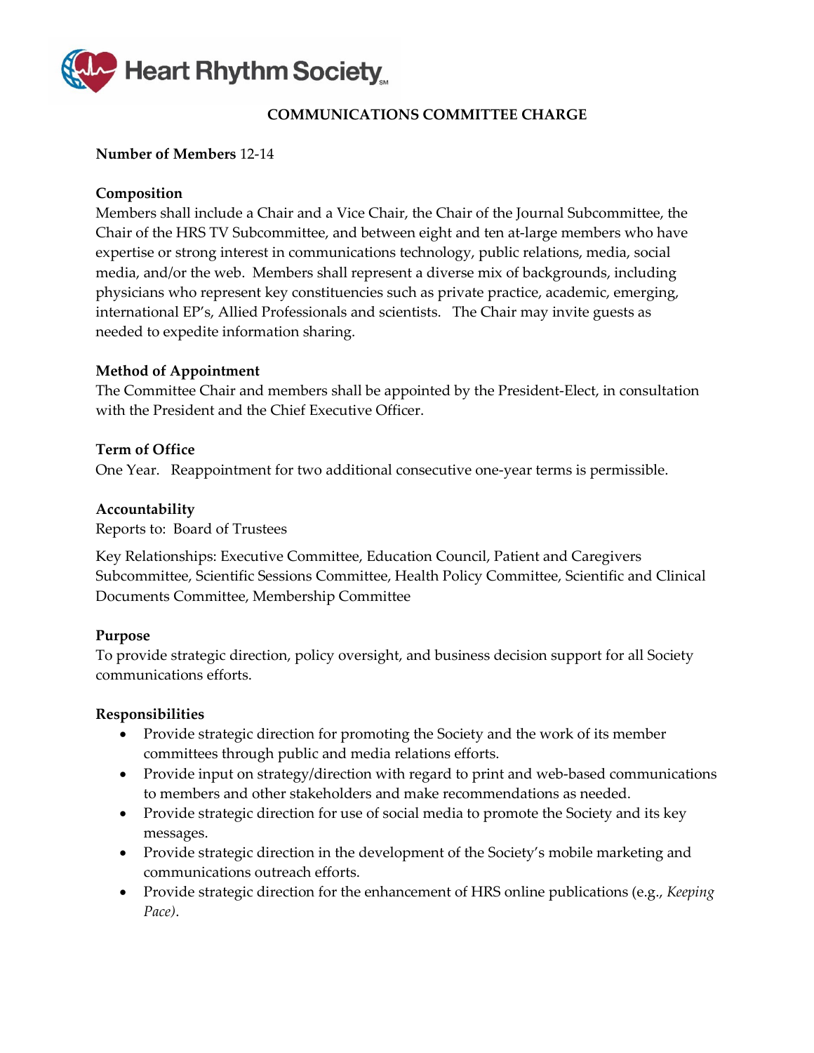## COMMUNICATIONS COMMITTEE CHARGE

**Number of Members** 12-14

**Composition**
Members shall include a Chair and a Vice Chair, the Chair of the Journal Subcommittee, the Chair of the HRS TV Subcommittee, and between eight and ten at-large members who have expertise or strong interest in communications technology, public relations, media, social media, and/or the web. Members shall represent a diverse mix of backgrounds, including physicians who represent key constituencies such as private practice, academic, emerging, international EP's, Allied Professionals and scientists. The Chair may invite guests as needed to expedite information sharing.

**Method of Appointment**
The Committee Chair and members shall be appointed by the President-Elect, in consultation with the President and the Chief Executive Officer.

**Term of Office**
One Year. Reappointment for two additional consecutive one-year terms is permissible.

**Accountability**
Reports to: Board of Trustees

Key Relationships: Executive Committee, Education Council, Patient and Caregivers Subcommittee, Scientific Sessions Committee, Health Policy Committee, Scientific and Clinical Documents Committee, Membership Committee

**Purpose**
To provide strategic direction, policy oversight, and business decision support for all Society communications efforts.

**Responsibilities**

- Provide strategic direction for promoting the Society and the work of its member committees through public and media relations efforts.
- Provide input on strategy/direction with regard to print and web-based communications to members and other stakeholders and make recommendations as needed.
- Provide strategic direction for use of social media to promote the Society and its key messages.
- Provide strategic direction in the development of the Society's mobile marketing and communications outreach efforts.
- Provide strategic direction for the enhancement of HRS online publications (e.g., *Keeping Pace)*.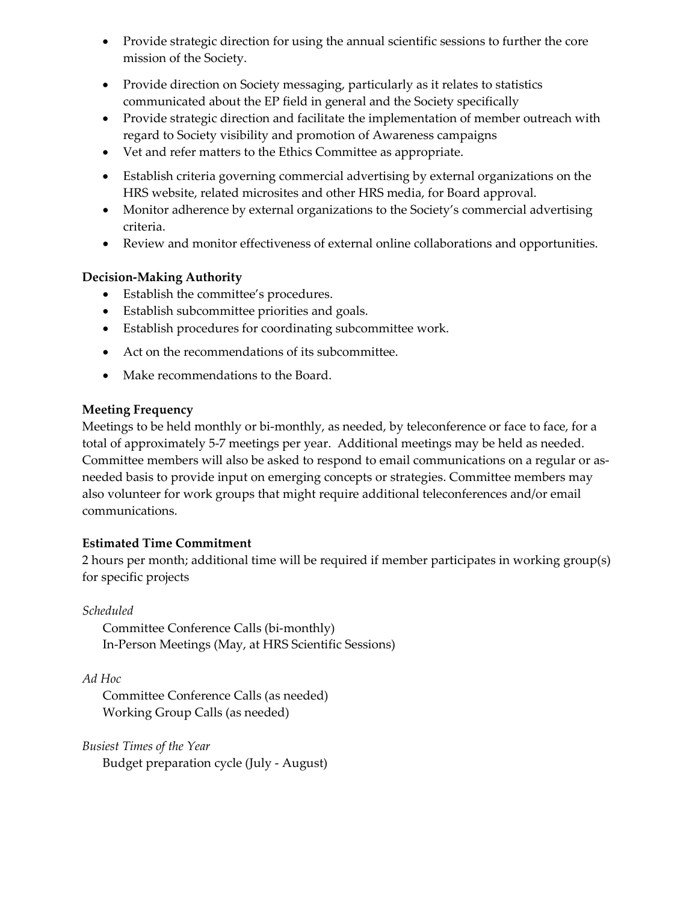- Provide strategic direction for using the annual scientific sessions to further the core mission of the Society.
- Provide direction on Society messaging, particularly as it relates to statistics communicated about the EP field in general and the Society specifically
- Provide strategic direction and facilitate the implementation of member outreach with regard to Society visibility and promotion of Awareness campaigns
- Vet and refer matters to the Ethics Committee as appropriate.
- Establish criteria governing commercial advertising by external organizations on the HRS website, related microsites and other HRS media, for Board approval.
- Monitor adherence by external organizations to the Society's commercial advertising criteria.
- Review and monitor effectiveness of external online collaborations and opportunities.

**Decision-Making Authority**

- Establish the committee's procedures.
- Establish subcommittee priorities and goals.
- Establish procedures for coordinating subcommittee work.
- Act on the recommendations of its subcommittee.
- Make recommendations to the Board.

**Meeting Frequency**

Meetings to be held monthly or bi-monthly, as needed, by teleconference or face to face, for a total of approximately 5-7 meetings per year. Additional meetings may be held as needed. Committee members will also be asked to respond to email communications on a regular or as-needed basis to provide input on emerging concepts or strategies. Committee members may also volunteer for work groups that might require additional teleconferences and/or email communications.

**Estimated Time Commitment**

2 hours per month; additional time will be required if member participates in working group(s) for specific projects

*Scheduled*

Committee Conference Calls (bi-monthly)
In-Person Meetings (May, at HRS Scientific Sessions)

*Ad Hoc*

Committee Conference Calls (as needed)
Working Group Calls (as needed)

*Busiest Times of the Year*

Budget preparation cycle (July - August)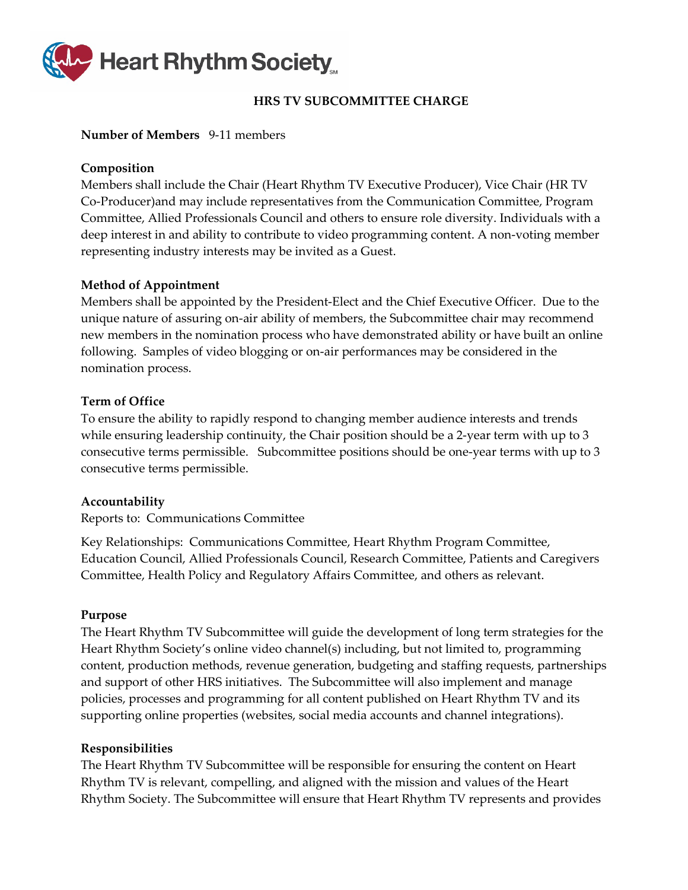## HRS TV SUBCOMMITTEE CHARGE

**Number of Members** 9-11 members

**Composition**
Members shall include the Chair (Heart Rhythm TV Executive Producer), Vice Chair (HR TV Co-Producer)and may include representatives from the Communication Committee, Program Committee, Allied Professionals Council and others to ensure role diversity. Individuals with a deep interest in and ability to contribute to video programming content. A non-voting member representing industry interests may be invited as a Guest.

**Method of Appointment**
Members shall be appointed by the President-Elect and the Chief Executive Officer. Due to the unique nature of assuring on-air ability of members, the Subcommittee chair may recommend new members in the nomination process who have demonstrated ability or have built an online following. Samples of video blogging or on-air performances may be considered in the nomination process.

**Term of Office**
To ensure the ability to rapidly respond to changing member audience interests and trends while ensuring leadership continuity, the Chair position should be a 2-year term with up to 3 consecutive terms permissible. Subcommittee positions should be one-year terms with up to 3 consecutive terms permissible.

**Accountability**
Reports to: Communications Committee

Key Relationships: Communications Committee, Heart Rhythm Program Committee, Education Council, Allied Professionals Council, Research Committee, Patients and Caregivers Committee, Health Policy and Regulatory Affairs Committee, and others as relevant.

**Purpose**
The Heart Rhythm TV Subcommittee will guide the development of long term strategies for the Heart Rhythm Society's online video channel(s) including, but not limited to, programming content, production methods, revenue generation, budgeting and staffing requests, partnerships and support of other HRS initiatives. The Subcommittee will also implement and manage policies, processes and programming for all content published on Heart Rhythm TV and its supporting online properties (websites, social media accounts and channel integrations).

**Responsibilities**
The Heart Rhythm TV Subcommittee will be responsible for ensuring the content on Heart Rhythm TV is relevant, compelling, and aligned with the mission and values of the Heart Rhythm Society. The Subcommittee will ensure that Heart Rhythm TV represents and provides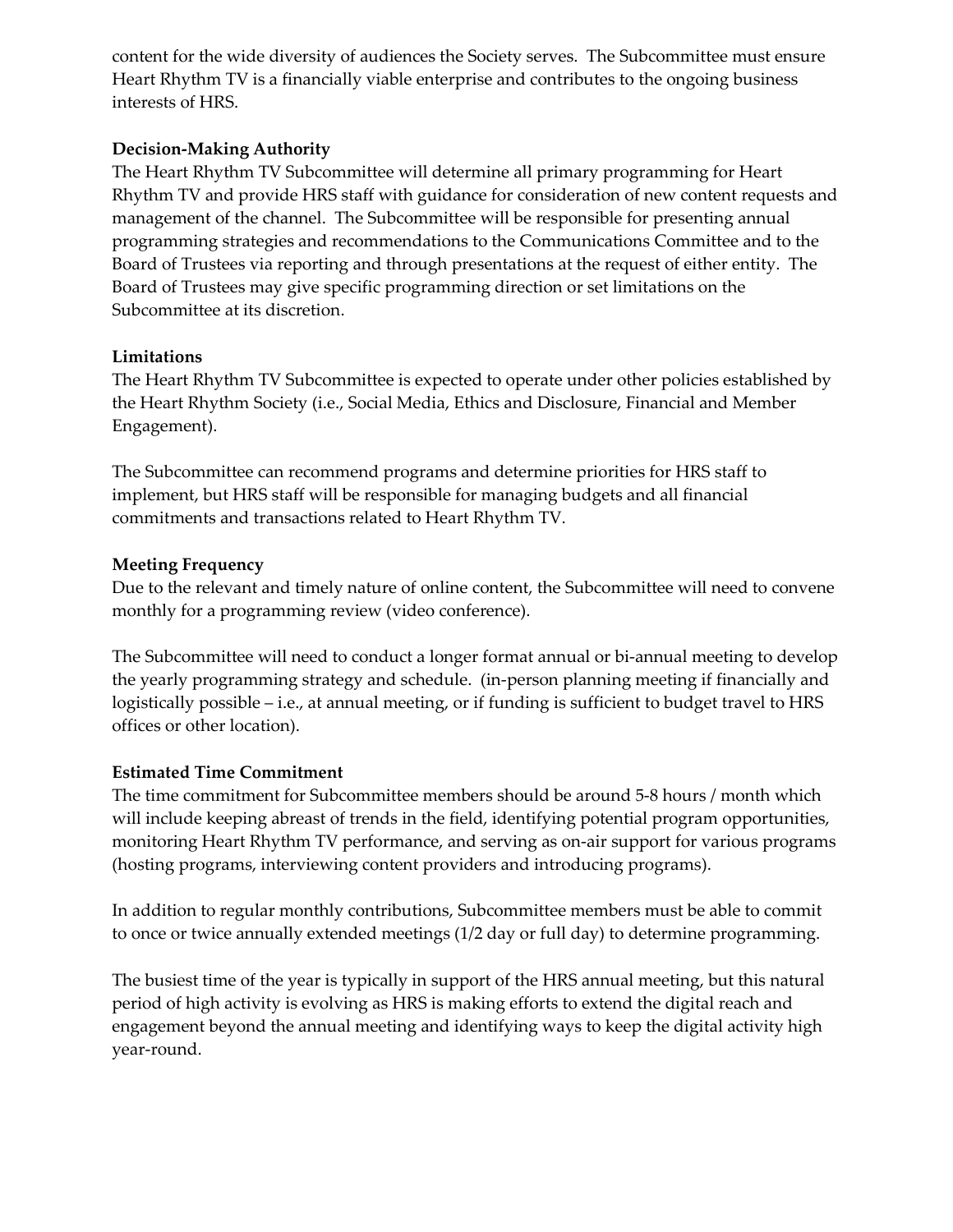content for the wide diversity of audiences the Society serves. The Subcommittee must ensure Heart Rhythm TV is a financially viable enterprise and contributes to the ongoing business interests of HRS.

**Decision-Making Authority**

The Heart Rhythm TV Subcommittee will determine all primary programming for Heart Rhythm TV and provide HRS staff with guidance for consideration of new content requests and management of the channel. The Subcommittee will be responsible for presenting annual programming strategies and recommendations to the Communications Committee and to the Board of Trustees via reporting and through presentations at the request of either entity. The Board of Trustees may give specific programming direction or set limitations on the Subcommittee at its discretion.

**Limitations**

The Heart Rhythm TV Subcommittee is expected to operate under other policies established by the Heart Rhythm Society (i.e., Social Media, Ethics and Disclosure, Financial and Member Engagement).

The Subcommittee can recommend programs and determine priorities for HRS staff to implement, but HRS staff will be responsible for managing budgets and all financial commitments and transactions related to Heart Rhythm TV.

**Meeting Frequency**

Due to the relevant and timely nature of online content, the Subcommittee will need to convene monthly for a programming review (video conference).

The Subcommittee will need to conduct a longer format annual or bi-annual meeting to develop the yearly programming strategy and schedule. (in-person planning meeting if financially and logistically possible – i.e., at annual meeting, or if funding is sufficient to budget travel to HRS offices or other location).

**Estimated Time Commitment**

The time commitment for Subcommittee members should be around 5-8 hours / month which will include keeping abreast of trends in the field, identifying potential program opportunities, monitoring Heart Rhythm TV performance, and serving as on-air support for various programs (hosting programs, interviewing content providers and introducing programs).

In addition to regular monthly contributions, Subcommittee members must be able to commit to once or twice annually extended meetings (1/2 day or full day) to determine programming.

The busiest time of the year is typically in support of the HRS annual meeting, but this natural period of high activity is evolving as HRS is making efforts to extend the digital reach and engagement beyond the annual meeting and identifying ways to keep the digital activity high year-round.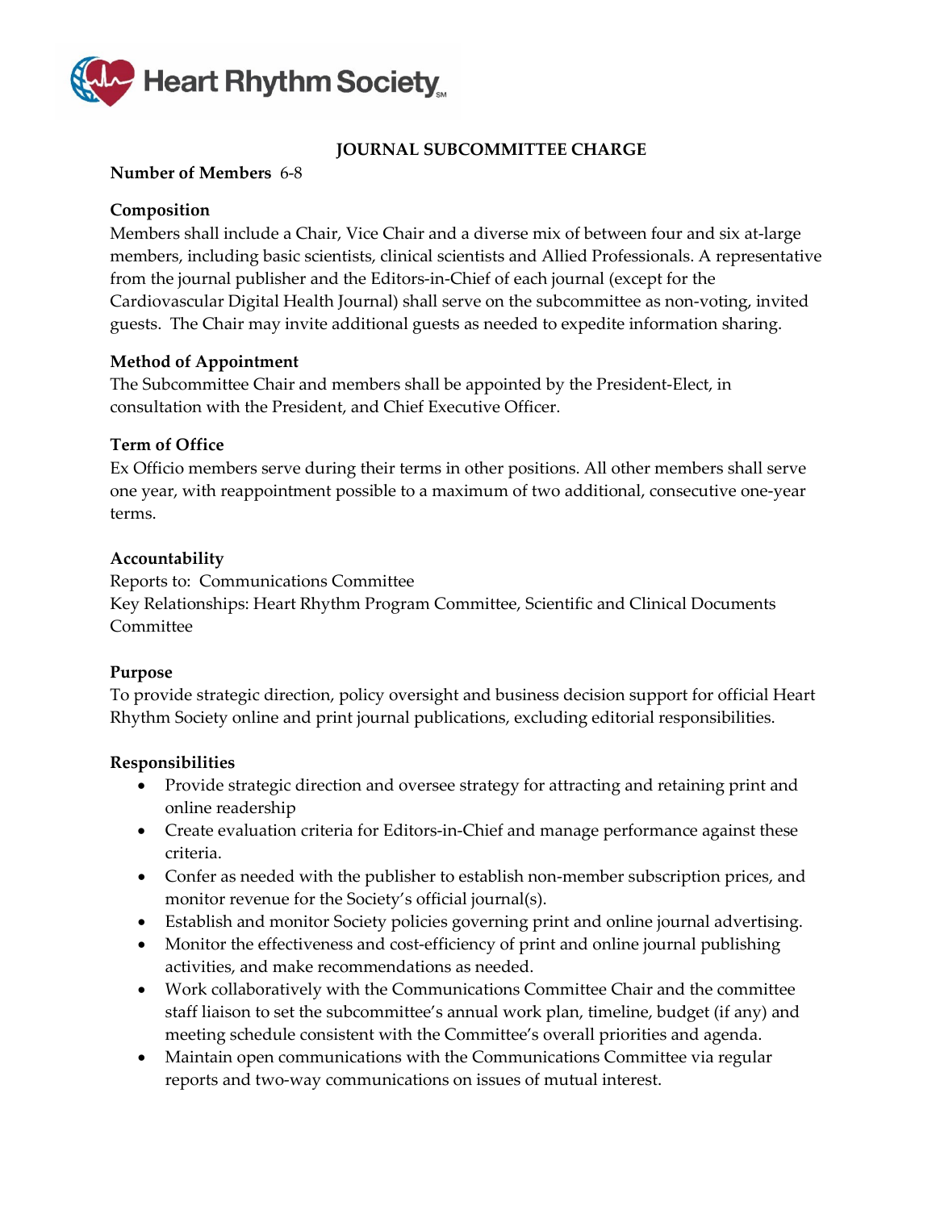# JOURNAL SUBCOMMITTEE CHARGE

**Number of Members** 6-8

**Composition**
Members shall include a Chair, Vice Chair and a diverse mix of between four and six at-large members, including basic scientists, clinical scientists and Allied Professionals. A representative from the journal publisher and the Editors-in-Chief of each journal (except for the Cardiovascular Digital Health Journal) shall serve on the subcommittee as non-voting, invited guests. The Chair may invite additional guests as needed to expedite information sharing.

**Method of Appointment**
The Subcommittee Chair and members shall be appointed by the President-Elect, in consultation with the President, and Chief Executive Officer.

**Term of Office**
Ex Officio members serve during their terms in other positions. All other members shall serve one year, with reappointment possible to a maximum of two additional, consecutive one-year terms.

**Accountability**
Reports to: Communications Committee
Key Relationships: Heart Rhythm Program Committee, Scientific and Clinical Documents Committee

**Purpose**
To provide strategic direction, policy oversight and business decision support for official Heart Rhythm Society online and print journal publications, excluding editorial responsibilities.

**Responsibilities**

- Provide strategic direction and oversee strategy for attracting and retaining print and online readership
- Create evaluation criteria for Editors-in-Chief and manage performance against these criteria.
- Confer as needed with the publisher to establish non-member subscription prices, and monitor revenue for the Society's official journal(s).
- Establish and monitor Society policies governing print and online journal advertising.
- Monitor the effectiveness and cost-efficiency of print and online journal publishing activities, and make recommendations as needed.
- Work collaboratively with the Communications Committee Chair and the committee staff liaison to set the subcommittee's annual work plan, timeline, budget (if any) and meeting schedule consistent with the Committee's overall priorities and agenda.
- Maintain open communications with the Communications Committee via regular reports and two-way communications on issues of mutual interest.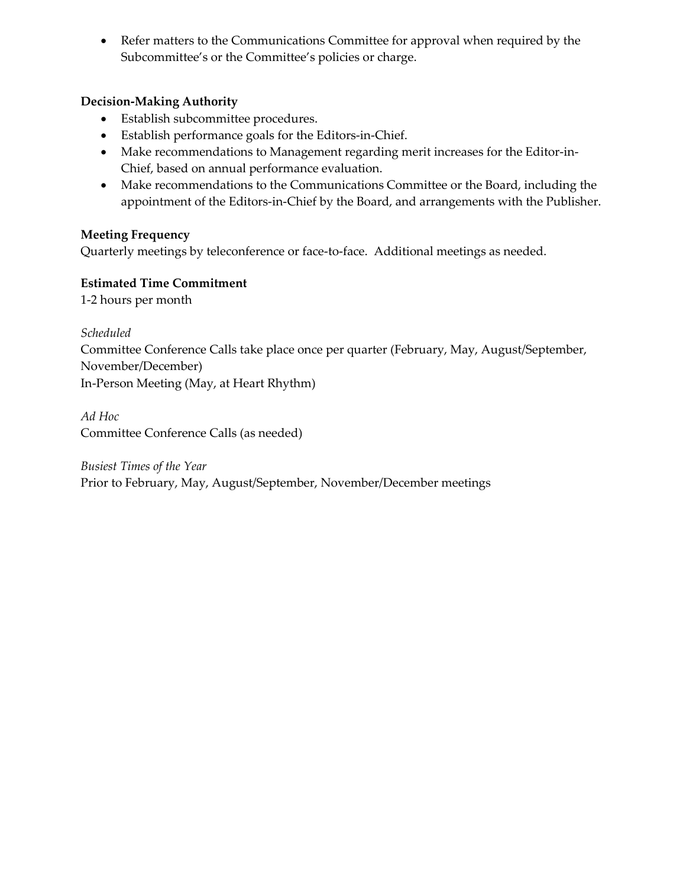- Refer matters to the Communications Committee for approval when required by the Subcommittee's or the Committee's policies or charge.

**Decision-Making Authority**

- Establish subcommittee procedures.
- Establish performance goals for the Editors-in-Chief.
- Make recommendations to Management regarding merit increases for the Editor-in-Chief, based on annual performance evaluation.
- Make recommendations to the Communications Committee or the Board, including the appointment of the Editors-in-Chief by the Board, and arrangements with the Publisher.

**Meeting Frequency**

Quarterly meetings by teleconference or face-to-face. Additional meetings as needed.

**Estimated Time Commitment**

1-2 hours per month

*Scheduled*

Committee Conference Calls take place once per quarter (February, May, August/September, November/December)

In-Person Meeting (May, at Heart Rhythm)

*Ad Hoc*

Committee Conference Calls (as needed)

*Busiest Times of the Year*

Prior to February, May, August/September, November/December meetings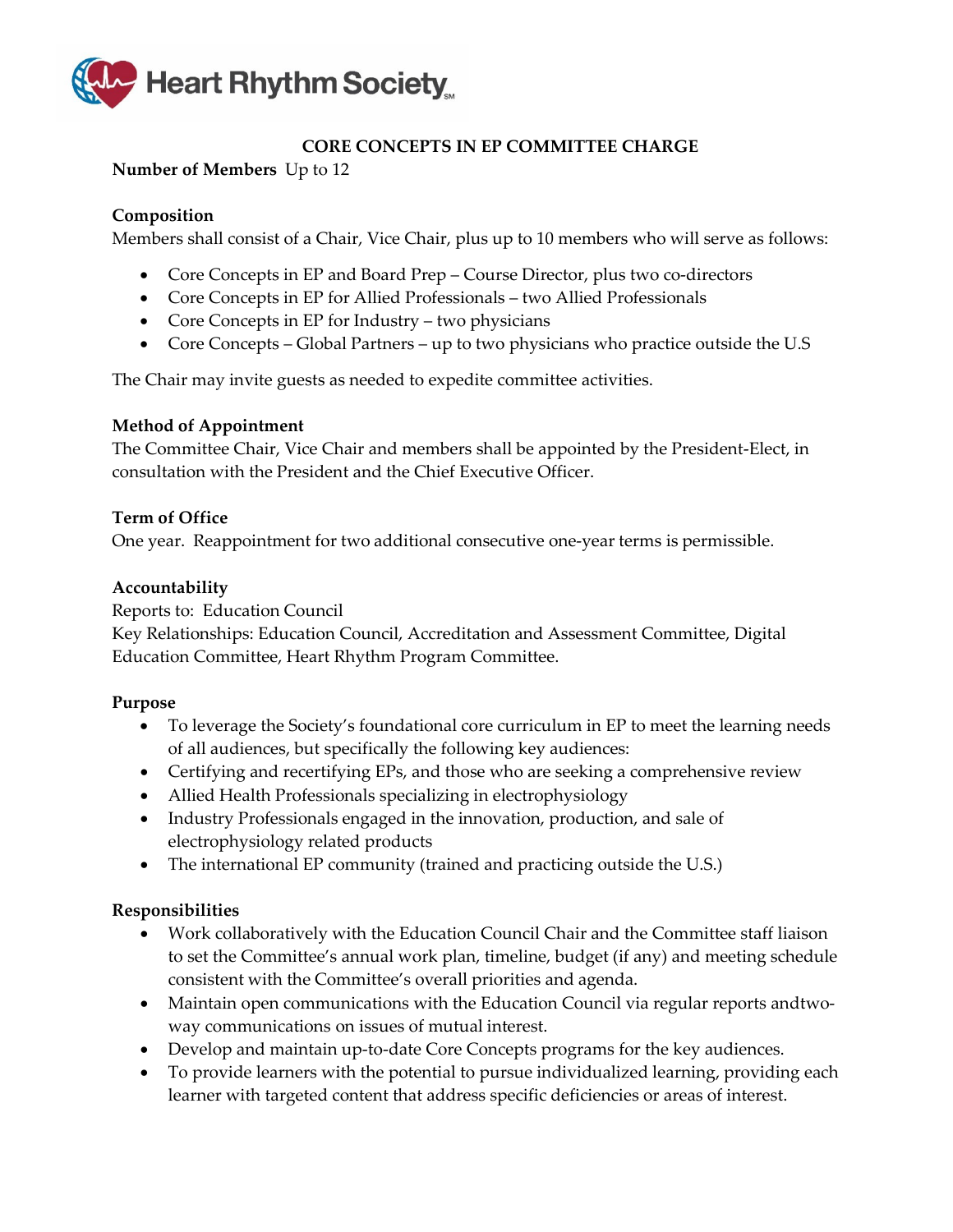## CORE CONCEPTS IN EP COMMITTEE CHARGE

**Number of Members** Up to 12

**Composition**
Members shall consist of a Chair, Vice Chair, plus up to 10 members who will serve as follows:

- Core Concepts in EP and Board Prep – Course Director, plus two co-directors
- Core Concepts in EP for Allied Professionals – two Allied Professionals
- Core Concepts in EP for Industry – two physicians
- Core Concepts – Global Partners – up to two physicians who practice outside the U.S

The Chair may invite guests as needed to expedite committee activities.

**Method of Appointment**
The Committee Chair, Vice Chair and members shall be appointed by the President-Elect, in consultation with the President and the Chief Executive Officer.

**Term of Office**
One year. Reappointment for two additional consecutive one-year terms is permissible.

**Accountability**
Reports to: Education Council
Key Relationships: Education Council, Accreditation and Assessment Committee, Digital Education Committee, Heart Rhythm Program Committee.

**Purpose**

- To leverage the Society's foundational core curriculum in EP to meet the learning needs of all audiences, but specifically the following key audiences:
- Certifying and recertifying EPs, and those who are seeking a comprehensive review
- Allied Health Professionals specializing in electrophysiology
- Industry Professionals engaged in the innovation, production, and sale of electrophysiology related products
- The international EP community (trained and practicing outside the U.S.)

**Responsibilities**

- Work collaboratively with the Education Council Chair and the Committee staff liaison to set the Committee's annual work plan, timeline, budget (if any) and meeting schedule consistent with the Committee's overall priorities and agenda.
- Maintain open communications with the Education Council via regular reports andtwo-way communications on issues of mutual interest.
- Develop and maintain up-to-date Core Concepts programs for the key audiences.
- To provide learners with the potential to pursue individualized learning, providing each learner with targeted content that address specific deficiencies or areas of interest.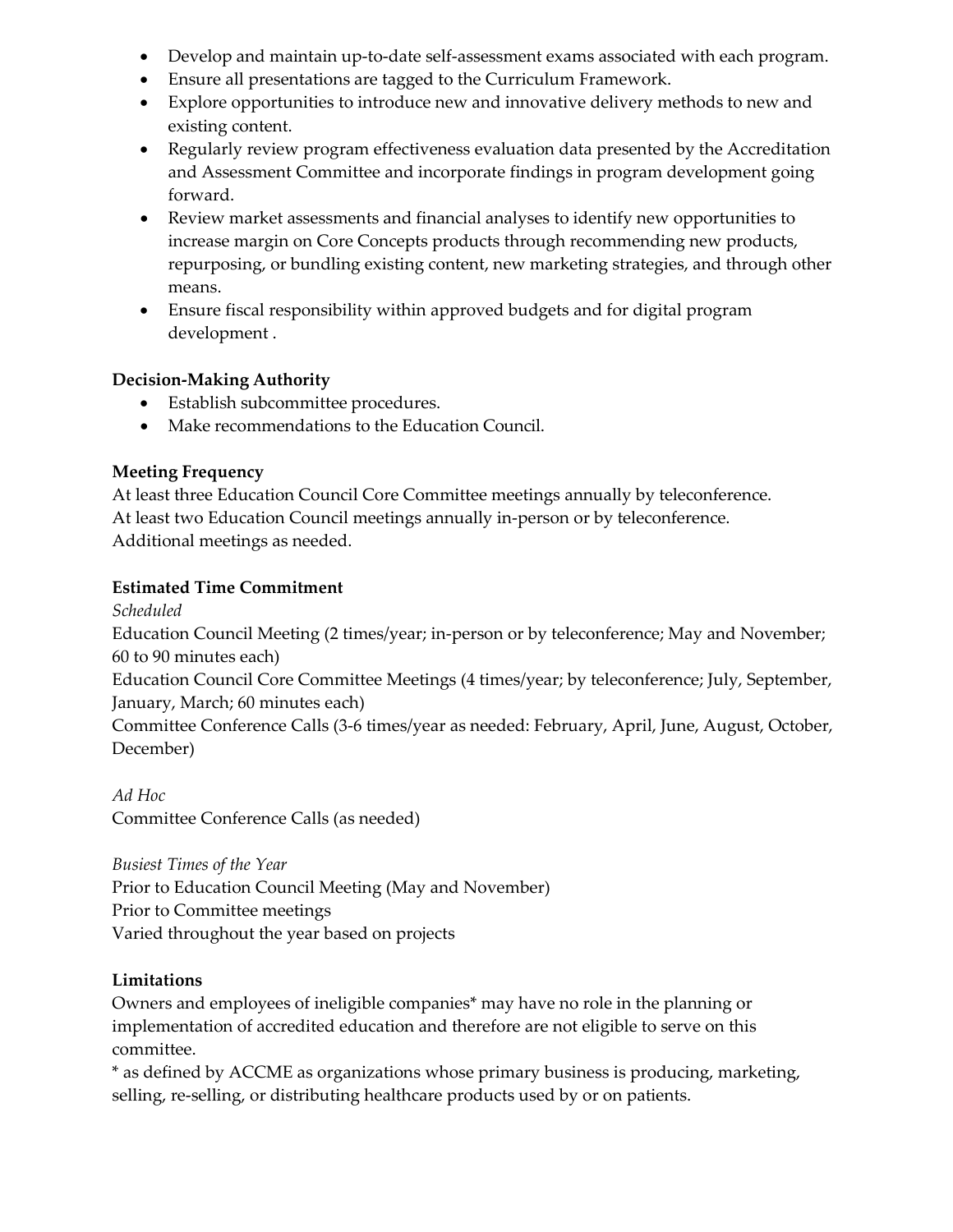- Develop and maintain up-to-date self-assessment exams associated with each program.
- Ensure all presentations are tagged to the Curriculum Framework.
- Explore opportunities to introduce new and innovative delivery methods to new and existing content.
- Regularly review program effectiveness evaluation data presented by the Accreditation and Assessment Committee and incorporate findings in program development going forward.
- Review market assessments and financial analyses to identify new opportunities to increase margin on Core Concepts products through recommending new products, repurposing, or bundling existing content, new marketing strategies, and through other means.
- Ensure fiscal responsibility within approved budgets and for digital program development .

**Decision-Making Authority**

- Establish subcommittee procedures.
- Make recommendations to the Education Council.

**Meeting Frequency**

At least three Education Council Core Committee meetings annually by teleconference.
At least two Education Council meetings annually in-person or by teleconference.
Additional meetings as needed.

**Estimated Time Commitment**

*Scheduled*

Education Council Meeting (2 times/year; in-person or by teleconference; May and November; 60 to 90 minutes each)
Education Council Core Committee Meetings (4 times/year; by teleconference; July, September, January, March; 60 minutes each)
Committee Conference Calls (3-6 times/year as needed: February, April, June, August, October, December)

*Ad Hoc*

Committee Conference Calls (as needed)

*Busiest Times of the Year*

Prior to Education Council Meeting (May and November)
Prior to Committee meetings
Varied throughout the year based on projects

**Limitations**

Owners and employees of ineligible companies* may have no role in the planning or implementation of accredited education and therefore are not eligible to serve on this committee.

* as defined by ACCME as organizations whose primary business is producing, marketing, selling, re-selling, or distributing healthcare products used by or on patients.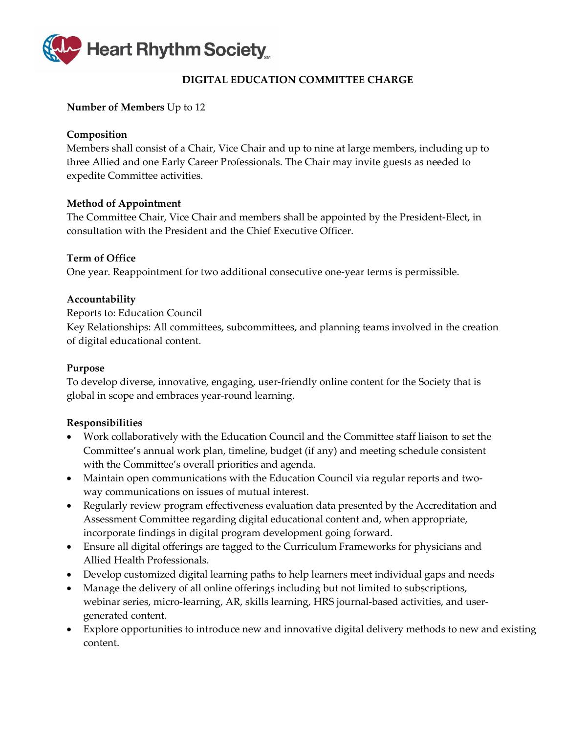Heart Rhythm Society

# DIGITAL EDUCATION COMMITTEE CHARGE

**Number of Members** Up to 12

**Composition**
Members shall consist of a Chair, Vice Chair and up to nine at large members, including up to three Allied and one Early Career Professionals. The Chair may invite guests as needed to expedite Committee activities.

**Method of Appointment**
The Committee Chair, Vice Chair and members shall be appointed by the President-Elect, in consultation with the President and the Chief Executive Officer.

**Term of Office**
One year. Reappointment for two additional consecutive one-year terms is permissible.

**Accountability**
Reports to: Education Council
Key Relationships: All committees, subcommittees, and planning teams involved in the creation of digital educational content.

**Purpose**
To develop diverse, innovative, engaging, user-friendly online content for the Society that is global in scope and embraces year-round learning.

**Responsibilities**

- Work collaboratively with the Education Council and the Committee staff liaison to set the Committee's annual work plan, timeline, budget (if any) and meeting schedule consistent with the Committee's overall priorities and agenda.
- Maintain open communications with the Education Council via regular reports and two-way communications on issues of mutual interest.
- Regularly review program effectiveness evaluation data presented by the Accreditation and Assessment Committee regarding digital educational content and, when appropriate, incorporate findings in digital program development going forward.
- Ensure all digital offerings are tagged to the Curriculum Frameworks for physicians and Allied Health Professionals.
- Develop customized digital learning paths to help learners meet individual gaps and needs
- Manage the delivery of all online offerings including but not limited to subscriptions, webinar series, micro-learning, AR, skills learning, HRS journal-based activities, and user-generated content.
- Explore opportunities to introduce new and innovative digital delivery methods to new and existing content.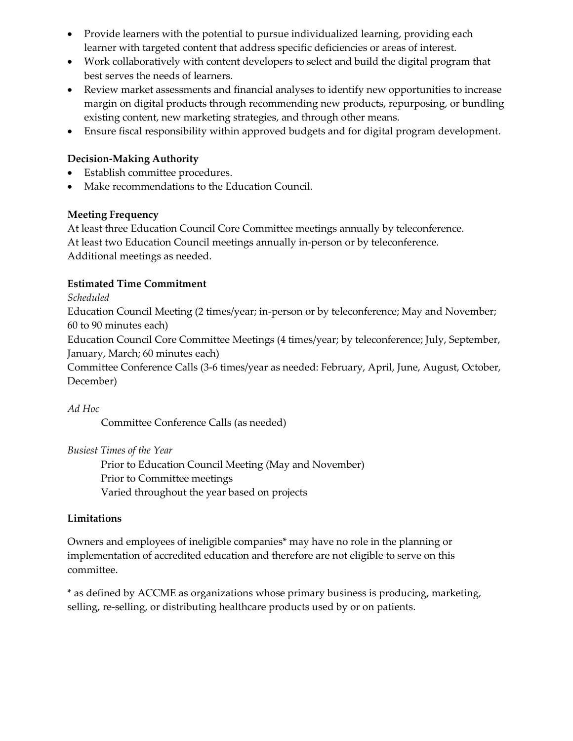- Provide learners with the potential to pursue individualized learning, providing each learner with targeted content that address specific deficiencies or areas of interest.
- Work collaboratively with content developers to select and build the digital program that best serves the needs of learners.
- Review market assessments and financial analyses to identify new opportunities to increase margin on digital products through recommending new products, repurposing, or bundling existing content, new marketing strategies, and through other means.
- Ensure fiscal responsibility within approved budgets and for digital program development.

**Decision-Making Authority**
- Establish committee procedures.
- Make recommendations to the Education Council.

**Meeting Frequency**

At least three Education Council Core Committee meetings annually by teleconference.
At least two Education Council meetings annually in-person or by teleconference.
Additional meetings as needed.

**Estimated Time Commitment**

*Scheduled*

Education Council Meeting (2 times/year; in-person or by teleconference; May and November; 60 to 90 minutes each)
Education Council Core Committee Meetings (4 times/year; by teleconference; July, September, January, March; 60 minutes each)
Committee Conference Calls (3-6 times/year as needed: February, April, June, August, October, December)

*Ad Hoc*

Committee Conference Calls (as needed)

*Busiest Times of the Year*

Prior to Education Council Meeting (May and November)
Prior to Committee meetings
Varied throughout the year based on projects

**Limitations**

Owners and employees of ineligible companies* may have no role in the planning or implementation of accredited education and therefore are not eligible to serve on this committee.

* as defined by ACCME as organizations whose primary business is producing, marketing, selling, re-selling, or distributing healthcare products used by or on patients.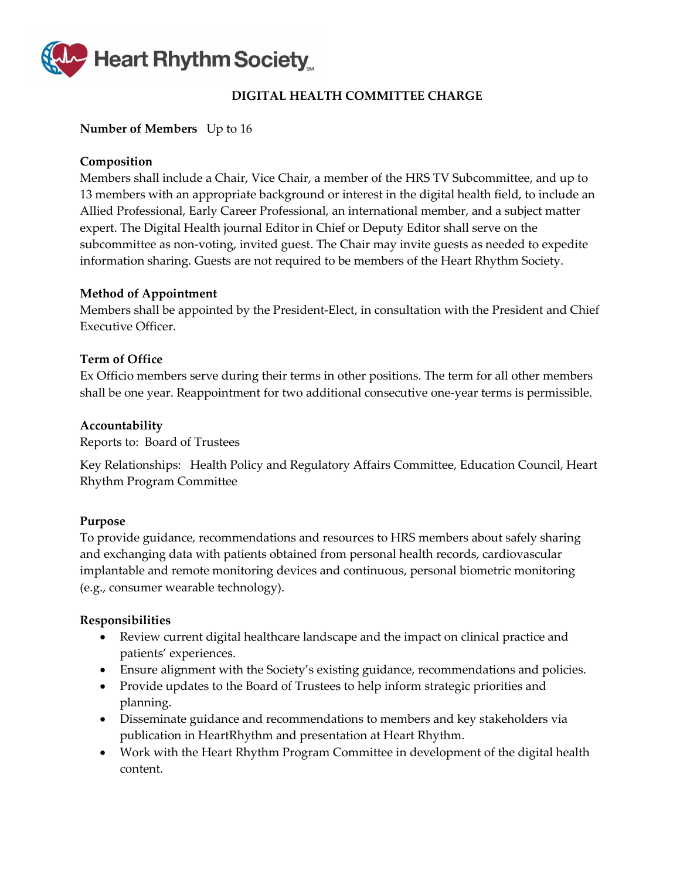Heart Rhythm Society

# DIGITAL HEALTH COMMITTEE CHARGE

**Number of Members** Up to 16

**Composition**
Members shall include a Chair, Vice Chair, a member of the HRS TV Subcommittee, and up to 13 members with an appropriate background or interest in the digital health field, to include an Allied Professional, Early Career Professional, an international member, and a subject matter expert. The Digital Health journal Editor in Chief or Deputy Editor shall serve on the subcommittee as non-voting, invited guest. The Chair may invite guests as needed to expedite information sharing. Guests are not required to be members of the Heart Rhythm Society.

**Method of Appointment**
Members shall be appointed by the President-Elect, in consultation with the President and Chief Executive Officer.

**Term of Office**
Ex Officio members serve during their terms in other positions. The term for all other members shall be one year. Reappointment for two additional consecutive one-year terms is permissible.

**Accountability**
Reports to: Board of Trustees

Key Relationships: Health Policy and Regulatory Affairs Committee, Education Council, Heart Rhythm Program Committee

**Purpose**
To provide guidance, recommendations and resources to HRS members about safely sharing and exchanging data with patients obtained from personal health records, cardiovascular implantable and remote monitoring devices and continuous, personal biometric monitoring (e.g., consumer wearable technology).

**Responsibilities**
- Review current digital healthcare landscape and the impact on clinical practice and patients' experiences.
- Ensure alignment with the Society's existing guidance, recommendations and policies.
- Provide updates to the Board of Trustees to help inform strategic priorities and planning.
- Disseminate guidance and recommendations to members and key stakeholders via publication in HeartRhythm and presentation at Heart Rhythm.
- Work with the Heart Rhythm Program Committee in development of the digital health content.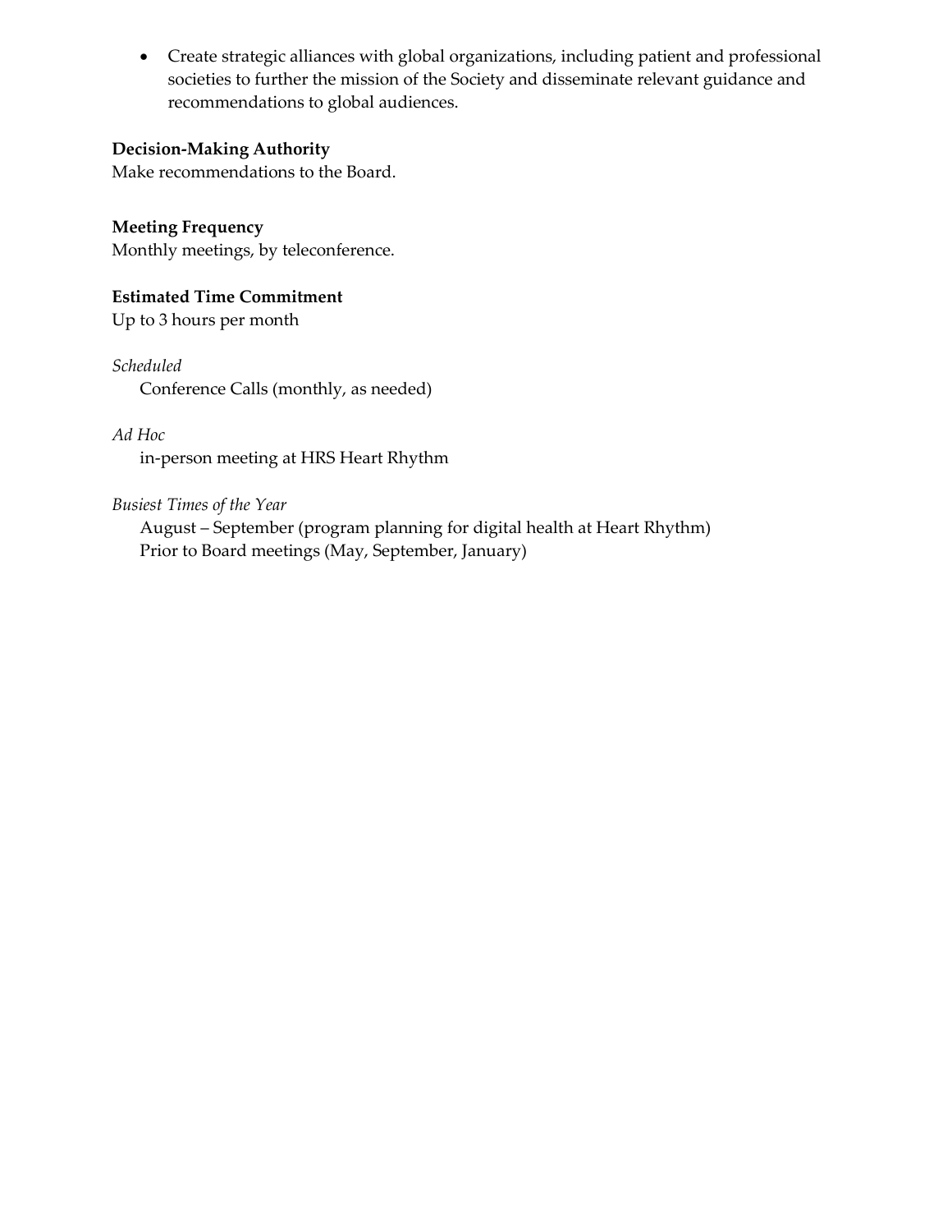- Create strategic alliances with global organizations, including patient and professional societies to further the mission of the Society and disseminate relevant guidance and recommendations to global audiences.

**Decision-Making Authority**
Make recommendations to the Board.

**Meeting Frequency**
Monthly meetings, by teleconference.

**Estimated Time Commitment**
Up to 3 hours per month

*Scheduled*
Conference Calls (monthly, as needed)

*Ad Hoc*
in-person meeting at HRS Heart Rhythm

*Busiest Times of the Year*
August – September (program planning for digital health at Heart Rhythm)
Prior to Board meetings (May, September, January)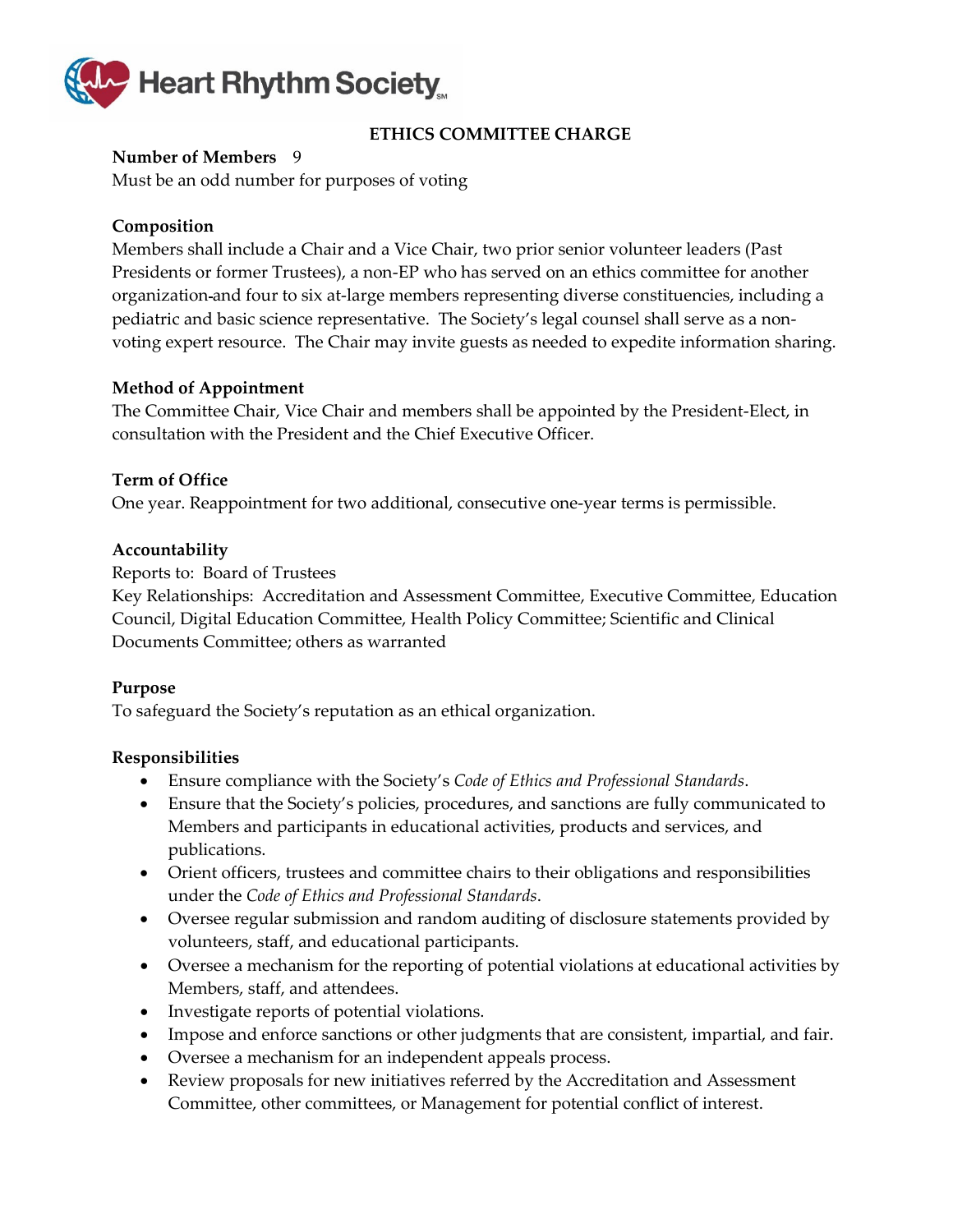## ETHICS COMMITTEE CHARGE

**Number of Members** 9

Must be an odd number for purposes of voting

**Composition**

Members shall include a Chair and a Vice Chair, two prior senior volunteer leaders (Past Presidents or former Trustees), a non-EP who has served on an ethics committee for another organization and four to six at-large members representing diverse constituencies, including a pediatric and basic science representative. The Society's legal counsel shall serve as a non-voting expert resource. The Chair may invite guests as needed to expedite information sharing.

**Method of Appointment**

The Committee Chair, Vice Chair and members shall be appointed by the President-Elect, in consultation with the President and the Chief Executive Officer.

**Term of Office**

One year. Reappointment for two additional, consecutive one-year terms is permissible.

**Accountability**

Reports to: Board of Trustees

Key Relationships: Accreditation and Assessment Committee, Executive Committee, Education Council, Digital Education Committee, Health Policy Committee; Scientific and Clinical Documents Committee; others as warranted

**Purpose**

To safeguard the Society's reputation as an ethical organization.

**Responsibilities**

- Ensure compliance with the Society's *Code of Ethics and Professional Standards*.
- Ensure that the Society's policies, procedures, and sanctions are fully communicated to Members and participants in educational activities, products and services, and publications.
- Orient officers, trustees and committee chairs to their obligations and responsibilities under the *Code of Ethics and Professional Standards*.
- Oversee regular submission and random auditing of disclosure statements provided by volunteers, staff, and educational participants.
- Oversee a mechanism for the reporting of potential violations at educational activities by Members, staff, and attendees.
- Investigate reports of potential violations.
- Impose and enforce sanctions or other judgments that are consistent, impartial, and fair.
- Oversee a mechanism for an independent appeals process.
- Review proposals for new initiatives referred by the Accreditation and Assessment Committee, other committees, or Management for potential conflict of interest.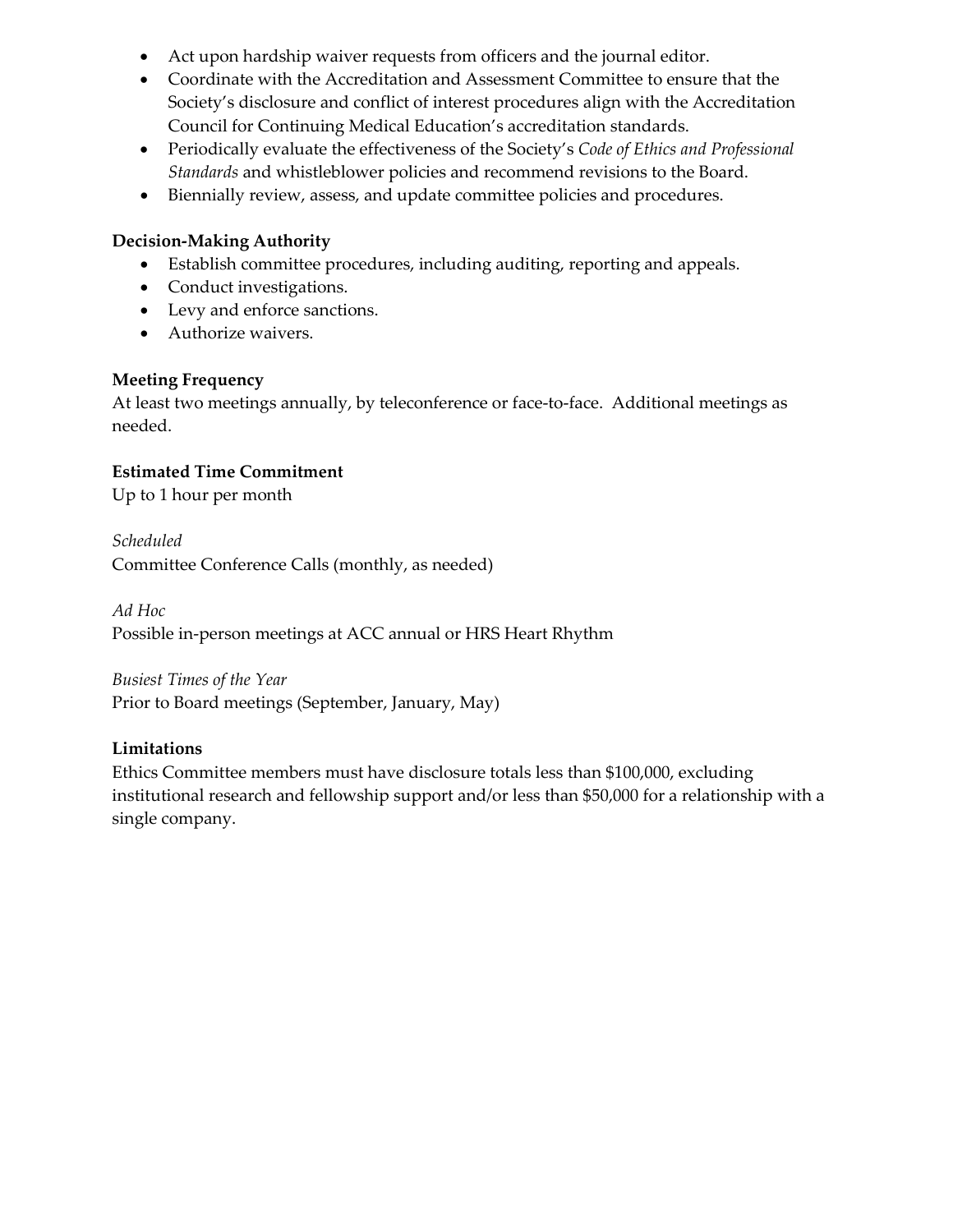- Act upon hardship waiver requests from officers and the journal editor.
- Coordinate with the Accreditation and Assessment Committee to ensure that the Society's disclosure and conflict of interest procedures align with the Accreditation Council for Continuing Medical Education's accreditation standards.
- Periodically evaluate the effectiveness of the Society's *Code of Ethics and Professional Standards* and whistleblower policies and recommend revisions to the Board.
- Biennially review, assess, and update committee policies and procedures.

**Decision-Making Authority**

- Establish committee procedures, including auditing, reporting and appeals.
- Conduct investigations.
- Levy and enforce sanctions.
- Authorize waivers.

**Meeting Frequency**

At least two meetings annually, by teleconference or face-to-face. Additional meetings as needed.

**Estimated Time Commitment**

Up to 1 hour per month

*Scheduled*

Committee Conference Calls (monthly, as needed)

*Ad Hoc*

Possible in-person meetings at ACC annual or HRS Heart Rhythm

*Busiest Times of the Year*

Prior to Board meetings (September, January, May)

**Limitations**

Ethics Committee members must have disclosure totals less than $100,000, excluding institutional research and fellowship support and/or less than $50,000 for a relationship with a single company.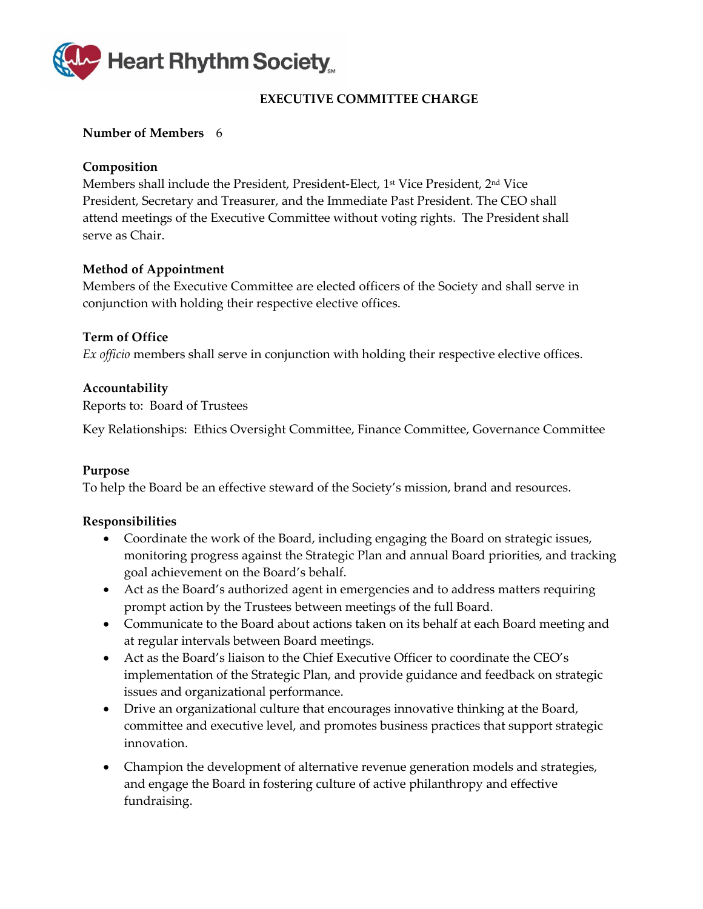# EXECUTIVE COMMITTEE CHARGE

**Number of Members** 6

**Composition**
Members shall include the President, President-Elect, 1st Vice President, 2nd Vice President, Secretary and Treasurer, and the Immediate Past President. The CEO shall attend meetings of the Executive Committee without voting rights. The President shall serve as Chair.

**Method of Appointment**
Members of the Executive Committee are elected officers of the Society and shall serve in conjunction with holding their respective elective offices.

**Term of Office**
*Ex officio* members shall serve in conjunction with holding their respective elective offices.

**Accountability**
Reports to: Board of Trustees

Key Relationships: Ethics Oversight Committee, Finance Committee, Governance Committee

**Purpose**
To help the Board be an effective steward of the Society's mission, brand and resources.

**Responsibilities**

- Coordinate the work of the Board, including engaging the Board on strategic issues, monitoring progress against the Strategic Plan and annual Board priorities, and tracking goal achievement on the Board's behalf.
- Act as the Board's authorized agent in emergencies and to address matters requiring prompt action by the Trustees between meetings of the full Board.
- Communicate to the Board about actions taken on its behalf at each Board meeting and at regular intervals between Board meetings.
- Act as the Board's liaison to the Chief Executive Officer to coordinate the CEO's implementation of the Strategic Plan, and provide guidance and feedback on strategic issues and organizational performance.
- Drive an organizational culture that encourages innovative thinking at the Board, committee and executive level, and promotes business practices that support strategic innovation.
- Champion the development of alternative revenue generation models and strategies, and engage the Board in fostering culture of active philanthropy and effective fundraising.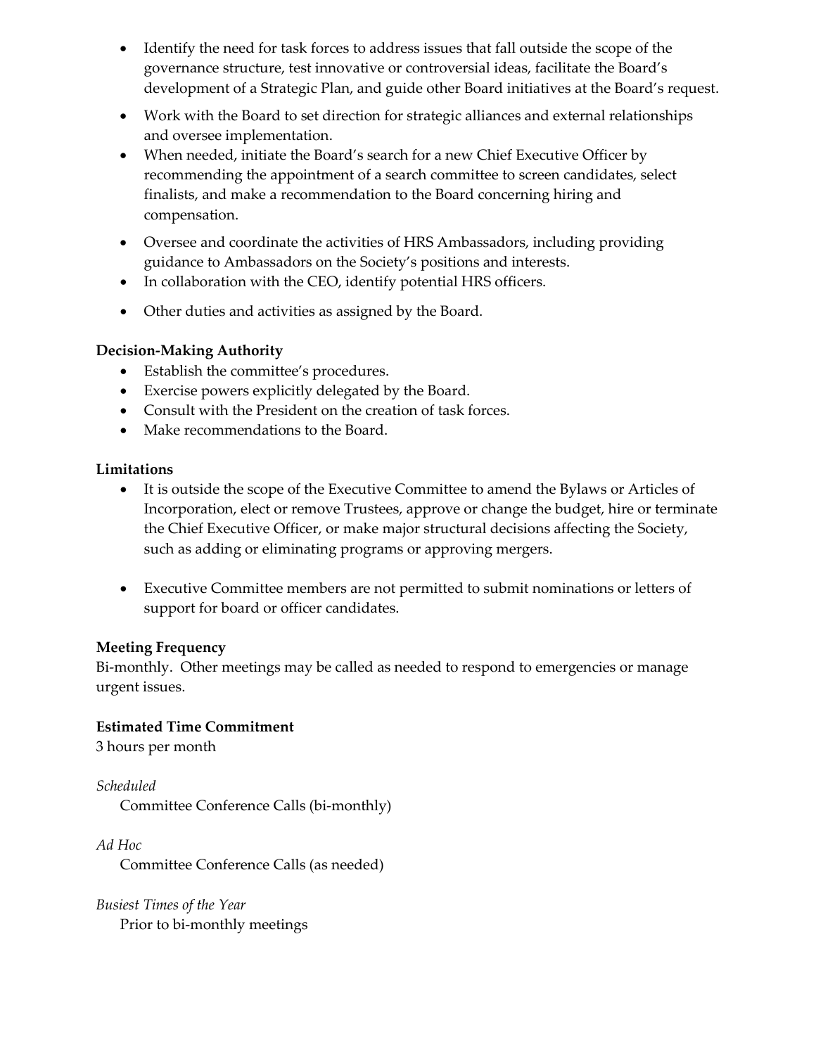- Identify the need for task forces to address issues that fall outside the scope of the governance structure, test innovative or controversial ideas, facilitate the Board's development of a Strategic Plan, and guide other Board initiatives at the Board's request.
- Work with the Board to set direction for strategic alliances and external relationships and oversee implementation.
- When needed, initiate the Board's search for a new Chief Executive Officer by recommending the appointment of a search committee to screen candidates, select finalists, and make a recommendation to the Board concerning hiring and compensation.
- Oversee and coordinate the activities of HRS Ambassadors, including providing guidance to Ambassadors on the Society's positions and interests.
- In collaboration with the CEO, identify potential HRS officers.
- Other duties and activities as assigned by the Board.

**Decision-Making Authority**

- Establish the committee's procedures.
- Exercise powers explicitly delegated by the Board.
- Consult with the President on the creation of task forces.
- Make recommendations to the Board.

**Limitations**

- It is outside the scope of the Executive Committee to amend the Bylaws or Articles of Incorporation, elect or remove Trustees, approve or change the budget, hire or terminate the Chief Executive Officer, or make major structural decisions affecting the Society, such as adding or eliminating programs or approving mergers.
- Executive Committee members are not permitted to submit nominations or letters of support for board or officer candidates.

**Meeting Frequency**

Bi-monthly. Other meetings may be called as needed to respond to emergencies or manage urgent issues.

**Estimated Time Commitment**

3 hours per month

*Scheduled*

Committee Conference Calls (bi-monthly)

*Ad Hoc*

Committee Conference Calls (as needed)

*Busiest Times of the Year*

Prior to bi-monthly meetings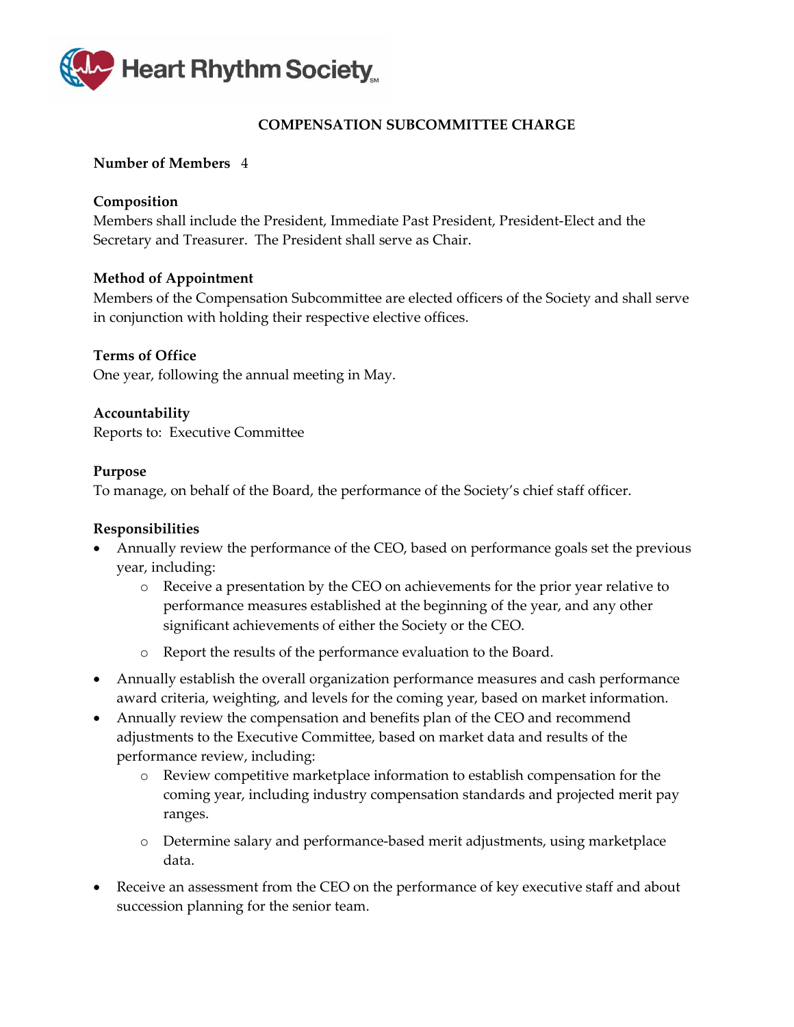Heart Rhythm Society

## COMPENSATION SUBCOMMITTEE CHARGE

**Number of Members** 4

**Composition**
Members shall include the President, Immediate Past President, President-Elect and the Secretary and Treasurer. The President shall serve as Chair.

**Method of Appointment**
Members of the Compensation Subcommittee are elected officers of the Society and shall serve in conjunction with holding their respective elective offices.

**Terms of Office**
One year, following the annual meeting in May.

**Accountability**
Reports to: Executive Committee

**Purpose**
To manage, on behalf of the Board, the performance of the Society's chief staff officer.

**Responsibilities**

- Annually review the performance of the CEO, based on performance goals set the previous year, including:
  - Receive a presentation by the CEO on achievements for the prior year relative to performance measures established at the beginning of the year, and any other significant achievements of either the Society or the CEO.
  - Report the results of the performance evaluation to the Board.
- Annually establish the overall organization performance measures and cash performance award criteria, weighting, and levels for the coming year, based on market information.
- Annually review the compensation and benefits plan of the CEO and recommend adjustments to the Executive Committee, based on market data and results of the performance review, including:
  - Review competitive marketplace information to establish compensation for the coming year, including industry compensation standards and projected merit pay ranges.
  - Determine salary and performance-based merit adjustments, using marketplace data.
- Receive an assessment from the CEO on the performance of key executive staff and about succession planning for the senior team.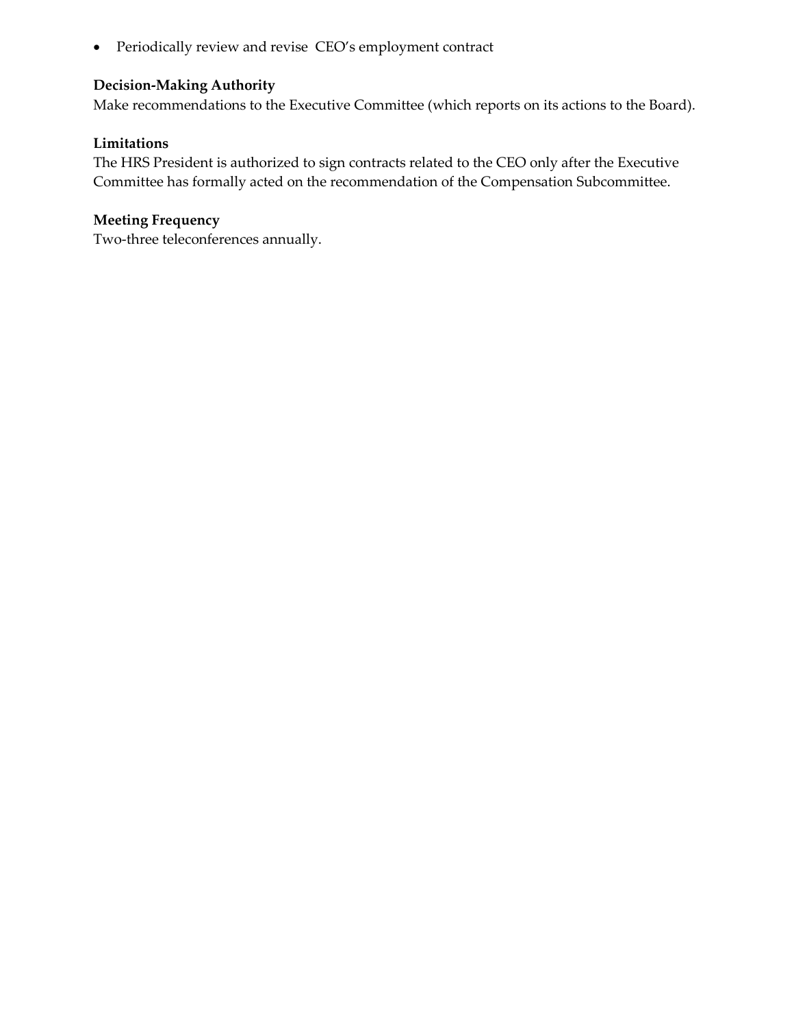- Periodically review and revise CEO's employment contract

**Decision-Making Authority**
Make recommendations to the Executive Committee (which reports on its actions to the Board).

**Limitations**
The HRS President is authorized to sign contracts related to the CEO only after the Executive Committee has formally acted on the recommendation of the Compensation Subcommittee.

**Meeting Frequency**
Two-three teleconferences annually.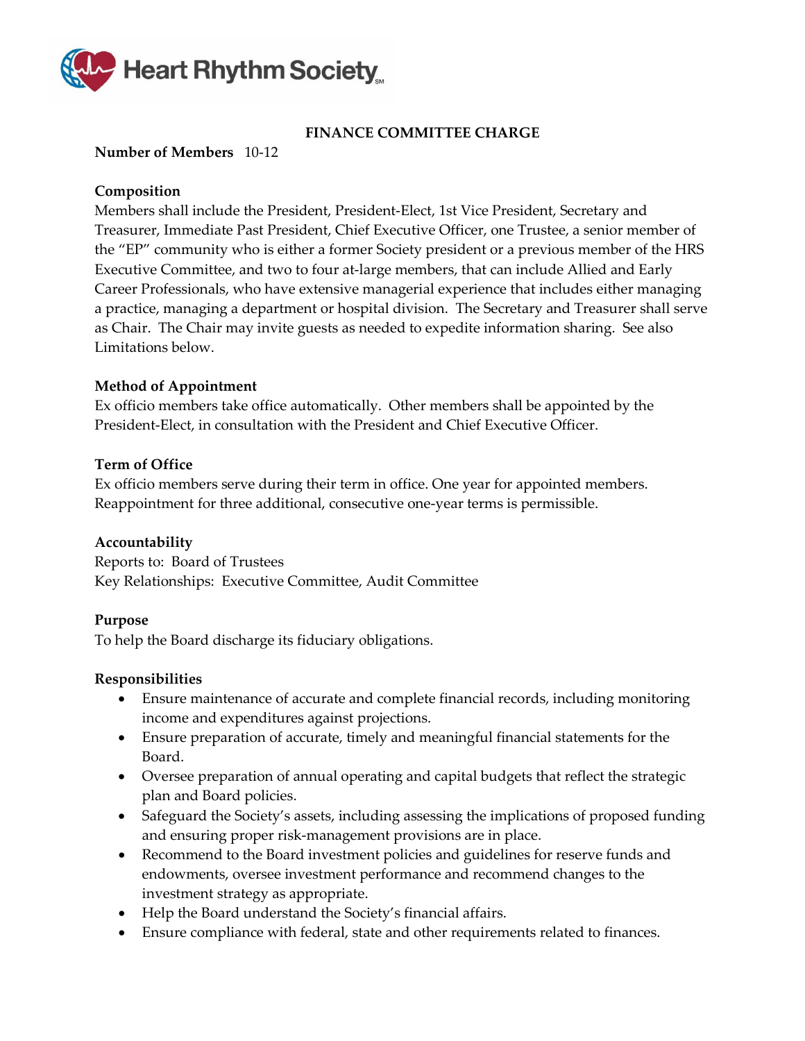Heart Rhythm Society

# FINANCE COMMITTEE CHARGE

**Number of Members** 10-12

**Composition**
Members shall include the President, President-Elect, 1st Vice President, Secretary and Treasurer, Immediate Past President, Chief Executive Officer, one Trustee, a senior member of the "EP" community who is either a former Society president or a previous member of the HRS Executive Committee, and two to four at-large members, that can include Allied and Early Career Professionals, who have extensive managerial experience that includes either managing a practice, managing a department or hospital division. The Secretary and Treasurer shall serve as Chair. The Chair may invite guests as needed to expedite information sharing. See also Limitations below.

**Method of Appointment**
Ex officio members take office automatically. Other members shall be appointed by the President-Elect, in consultation with the President and Chief Executive Officer.

**Term of Office**
Ex officio members serve during their term in office. One year for appointed members. Reappointment for three additional, consecutive one-year terms is permissible.

**Accountability**
Reports to: Board of Trustees
Key Relationships: Executive Committee, Audit Committee

**Purpose**
To help the Board discharge its fiduciary obligations.

**Responsibilities**

- Ensure maintenance of accurate and complete financial records, including monitoring income and expenditures against projections.
- Ensure preparation of accurate, timely and meaningful financial statements for the Board.
- Oversee preparation of annual operating and capital budgets that reflect the strategic plan and Board policies.
- Safeguard the Society's assets, including assessing the implications of proposed funding and ensuring proper risk-management provisions are in place.
- Recommend to the Board investment policies and guidelines for reserve funds and endowments, oversee investment performance and recommend changes to the investment strategy as appropriate.
- Help the Board understand the Society's financial affairs.
- Ensure compliance with federal, state and other requirements related to finances.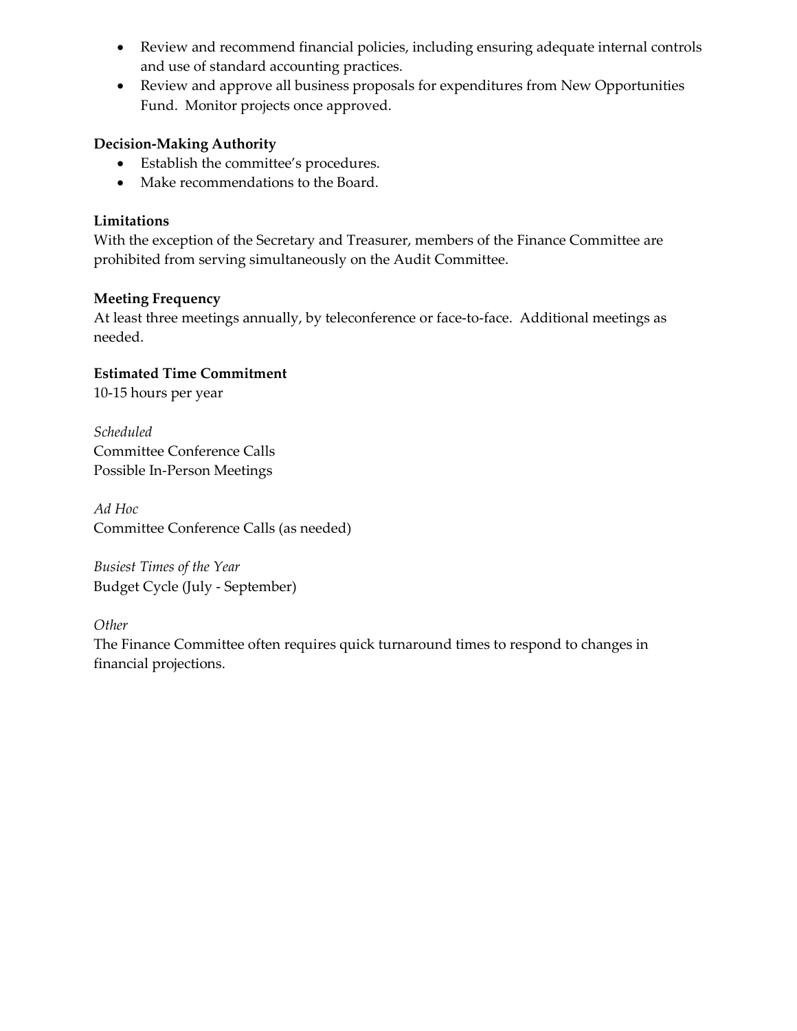- Review and recommend financial policies, including ensuring adequate internal controls and use of standard accounting practices.
- Review and approve all business proposals for expenditures from New Opportunities Fund. Monitor projects once approved.

**Decision-Making Authority**

- Establish the committee's procedures.
- Make recommendations to the Board.

**Limitations**

With the exception of the Secretary and Treasurer, members of the Finance Committee are prohibited from serving simultaneously on the Audit Committee.

**Meeting Frequency**

At least three meetings annually, by teleconference or face-to-face. Additional meetings as needed.

**Estimated Time Commitment**

10-15 hours per year

*Scheduled*

Committee Conference Calls
Possible In-Person Meetings

*Ad Hoc*

Committee Conference Calls (as needed)

*Busiest Times of the Year*

Budget Cycle (July - September)

*Other*

The Finance Committee often requires quick turnaround times to respond to changes in financial projections.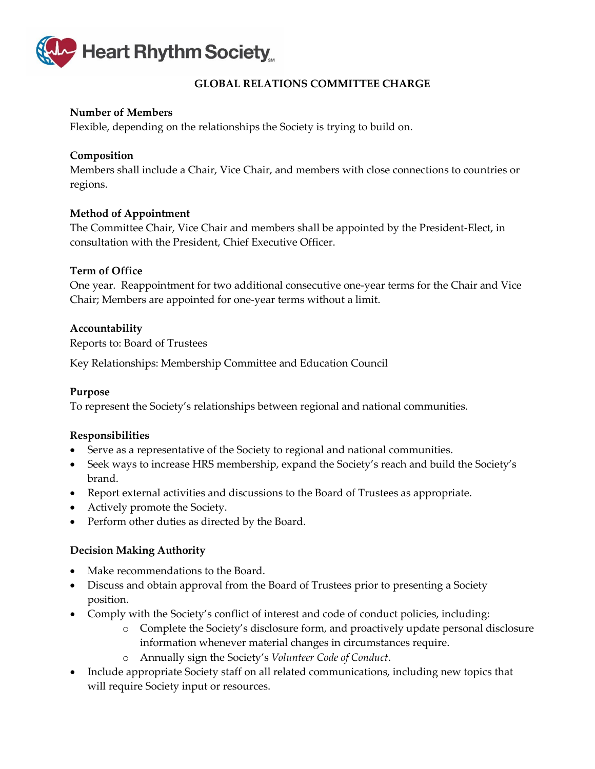# GLOBAL RELATIONS COMMITTEE CHARGE

**Number of Members**
Flexible, depending on the relationships the Society is trying to build on.

**Composition**
Members shall include a Chair, Vice Chair, and members with close connections to countries or regions.

**Method of Appointment**
The Committee Chair, Vice Chair and members shall be appointed by the President-Elect, in consultation with the President, Chief Executive Officer.

**Term of Office**
One year. Reappointment for two additional consecutive one-year terms for the Chair and Vice Chair; Members are appointed for one-year terms without a limit.

**Accountability**
Reports to: Board of Trustees

Key Relationships: Membership Committee and Education Council

**Purpose**
To represent the Society's relationships between regional and national communities.

**Responsibilities**

- Serve as a representative of the Society to regional and national communities.
- Seek ways to increase HRS membership, expand the Society's reach and build the Society's brand.
- Report external activities and discussions to the Board of Trustees as appropriate.
- Actively promote the Society.
- Perform other duties as directed by the Board.

**Decision Making Authority**

- Make recommendations to the Board.
- Discuss and obtain approval from the Board of Trustees prior to presenting a Society position.
- Comply with the Society's conflict of interest and code of conduct policies, including:
    - Complete the Society's disclosure form, and proactively update personal disclosure information whenever material changes in circumstances require.
    - Annually sign the Society's *Volunteer Code of Conduct*.
- Include appropriate Society staff on all related communications, including new topics that will require Society input or resources.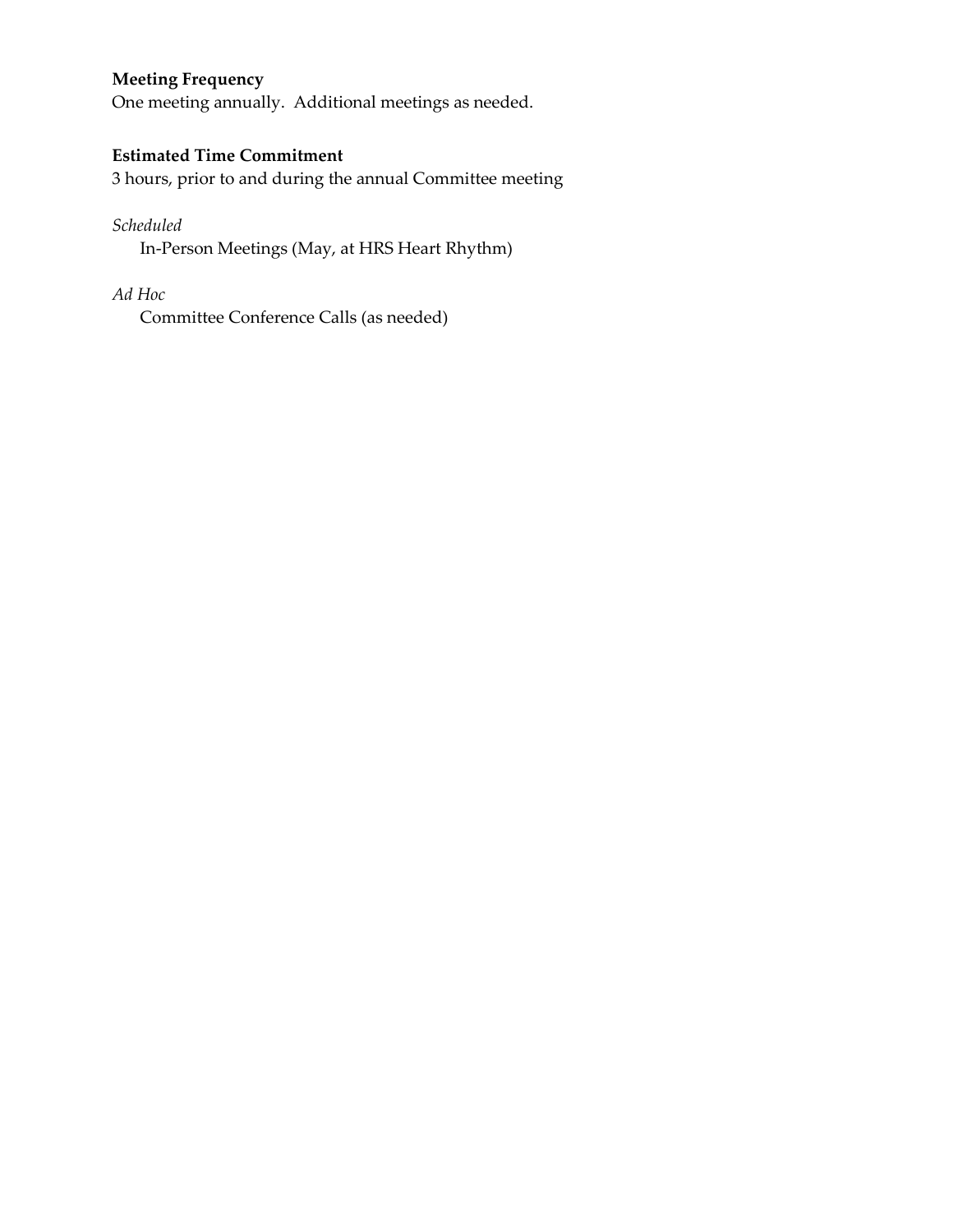**Meeting Frequency**
One meeting annually. Additional meetings as needed.

**Estimated Time Commitment**
3 hours, prior to and during the annual Committee meeting

*Scheduled*

In-Person Meetings (May, at HRS Heart Rhythm)

*Ad Hoc*

Committee Conference Calls (as needed)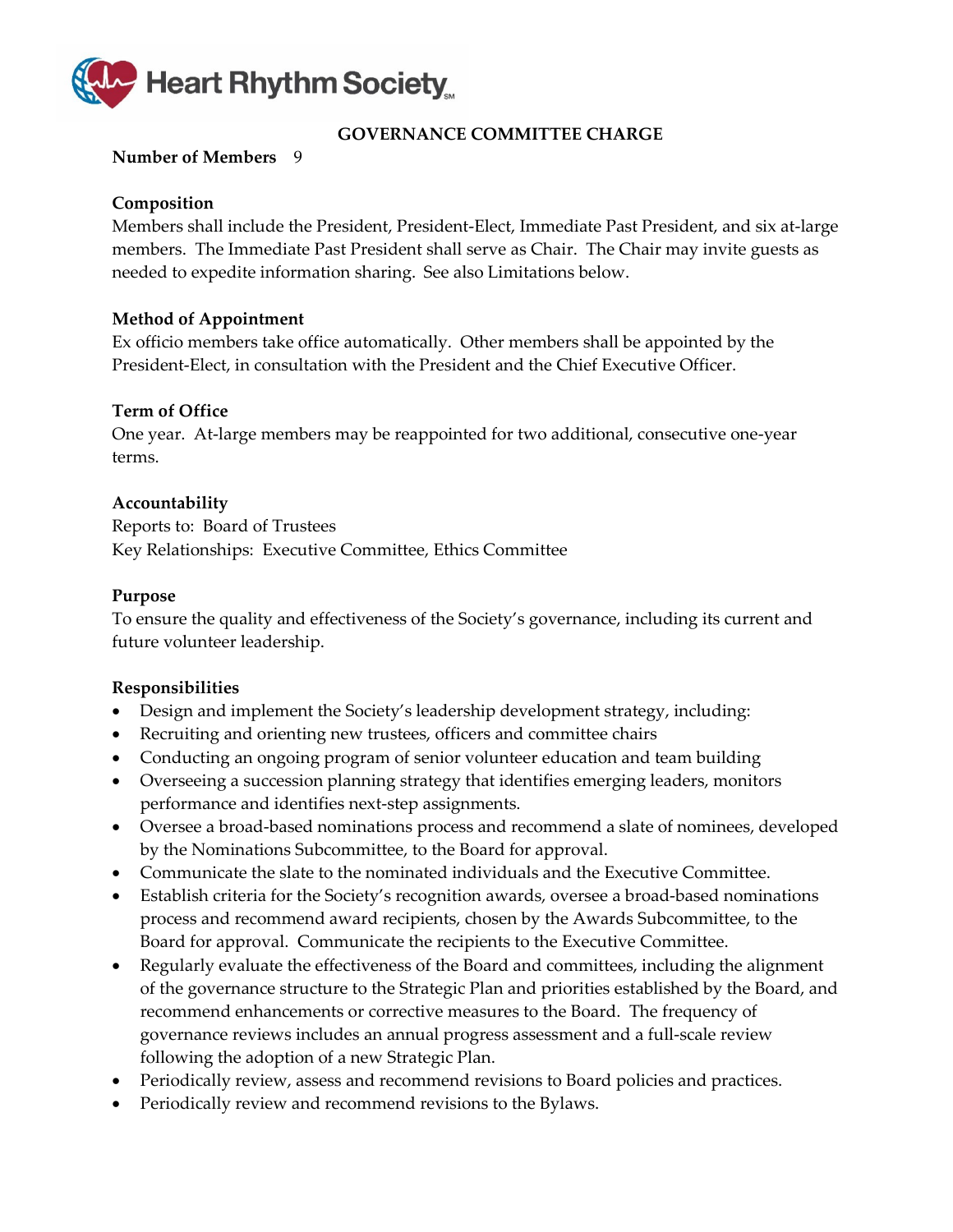Heart Rhythm Society

## GOVERNANCE COMMITTEE CHARGE

**Number of Members** 9

**Composition**
Members shall include the President, President-Elect, Immediate Past President, and six at-large members. The Immediate Past President shall serve as Chair. The Chair may invite guests as needed to expedite information sharing. See also Limitations below.

**Method of Appointment**
Ex officio members take office automatically. Other members shall be appointed by the President-Elect, in consultation with the President and the Chief Executive Officer.

**Term of Office**
One year. At-large members may be reappointed for two additional, consecutive one-year terms.

**Accountability**
Reports to: Board of Trustees
Key Relationships: Executive Committee, Ethics Committee

**Purpose**
To ensure the quality and effectiveness of the Society's governance, including its current and future volunteer leadership.

**Responsibilities**

- Design and implement the Society's leadership development strategy, including:
- Recruiting and orienting new trustees, officers and committee chairs
- Conducting an ongoing program of senior volunteer education and team building
- Overseeing a succession planning strategy that identifies emerging leaders, monitors performance and identifies next-step assignments.
- Oversee a broad-based nominations process and recommend a slate of nominees, developed by the Nominations Subcommittee, to the Board for approval.
- Communicate the slate to the nominated individuals and the Executive Committee.
- Establish criteria for the Society's recognition awards, oversee a broad-based nominations process and recommend award recipients, chosen by the Awards Subcommittee, to the Board for approval. Communicate the recipients to the Executive Committee.
- Regularly evaluate the effectiveness of the Board and committees, including the alignment of the governance structure to the Strategic Plan and priorities established by the Board, and recommend enhancements or corrective measures to the Board. The frequency of governance reviews includes an annual progress assessment and a full-scale review following the adoption of a new Strategic Plan.
- Periodically review, assess and recommend revisions to Board policies and practices.
- Periodically review and recommend revisions to the Bylaws.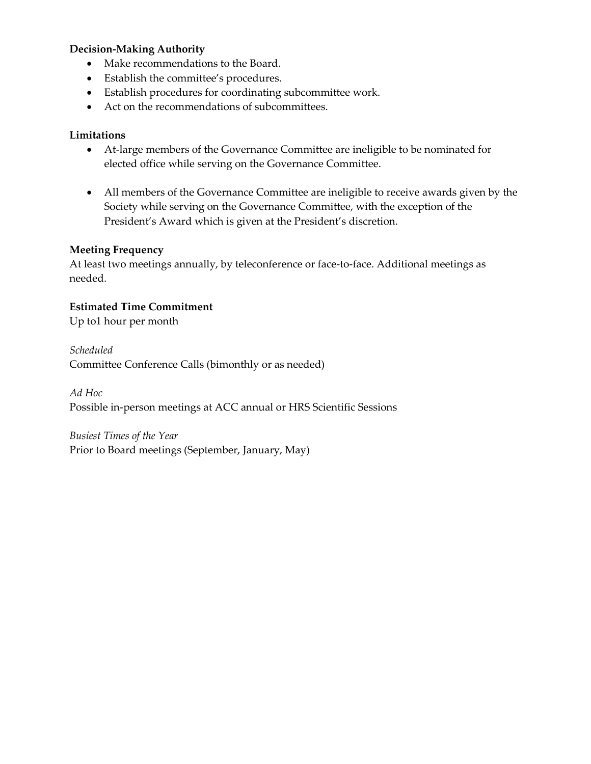**Decision-Making Authority**

- Make recommendations to the Board.
- Establish the committee's procedures.
- Establish procedures for coordinating subcommittee work.
- Act on the recommendations of subcommittees.

**Limitations**

- At-large members of the Governance Committee are ineligible to be nominated for elected office while serving on the Governance Committee.

- All members of the Governance Committee are ineligible to receive awards given by the Society while serving on the Governance Committee, with the exception of the President's Award which is given at the President's discretion.

**Meeting Frequency**

At least two meetings annually, by teleconference or face-to-face. Additional meetings as needed.

**Estimated Time Commitment**

Up to1 hour per month

*Scheduled*

Committee Conference Calls (bimonthly or as needed)

*Ad Hoc*

Possible in-person meetings at ACC annual or HRS Scientific Sessions

*Busiest Times of the Year*

Prior to Board meetings (September, January, May)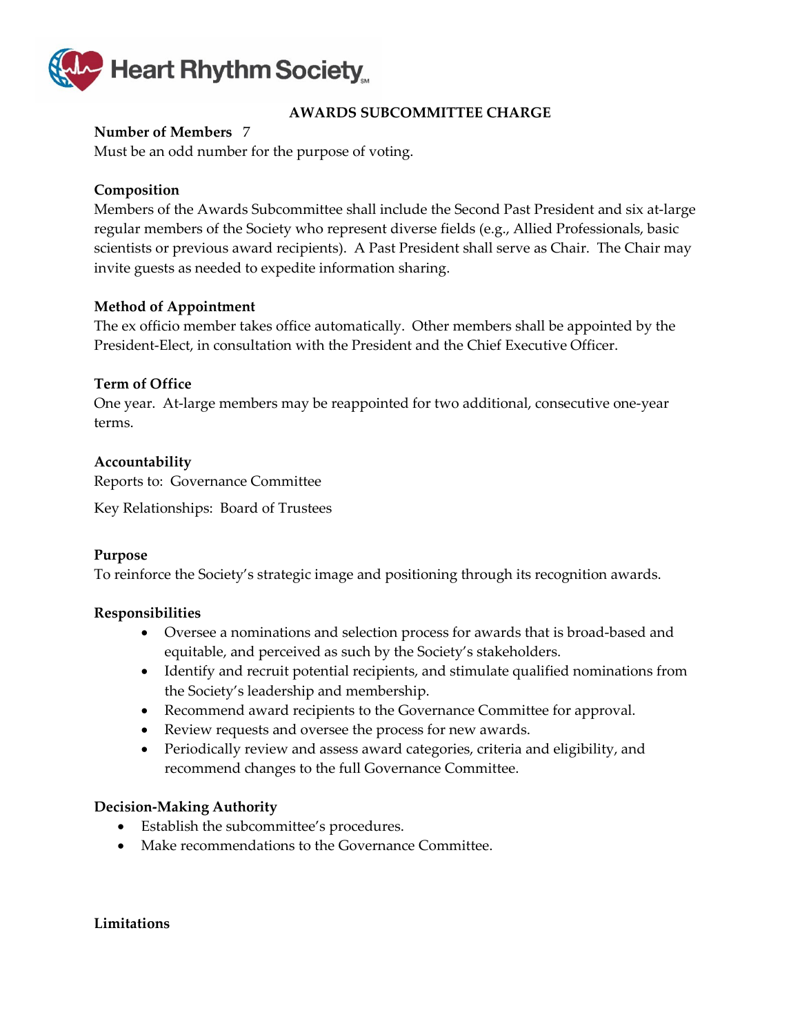Heart Rhythm Society

# AWARDS SUBCOMMITTEE CHARGE

**Number of Members** 7
Must be an odd number for the purpose of voting.

**Composition**
Members of the Awards Subcommittee shall include the Second Past President and six at-large regular members of the Society who represent diverse fields (e.g., Allied Professionals, basic scientists or previous award recipients). A Past President shall serve as Chair. The Chair may invite guests as needed to expedite information sharing.

**Method of Appointment**
The ex officio member takes office automatically. Other members shall be appointed by the President-Elect, in consultation with the President and the Chief Executive Officer.

**Term of Office**
One year. At-large members may be reappointed for two additional, consecutive one-year terms.

**Accountability**
Reports to: Governance Committee

Key Relationships: Board of Trustees

**Purpose**
To reinforce the Society's strategic image and positioning through its recognition awards.

**Responsibilities**

- Oversee a nominations and selection process for awards that is broad-based and equitable, and perceived as such by the Society's stakeholders.
- Identify and recruit potential recipients, and stimulate qualified nominations from the Society's leadership and membership.
- Recommend award recipients to the Governance Committee for approval.
- Review requests and oversee the process for new awards.
- Periodically review and assess award categories, criteria and eligibility, and recommend changes to the full Governance Committee.

**Decision-Making Authority**

- Establish the subcommittee's procedures.
- Make recommendations to the Governance Committee.

**Limitations**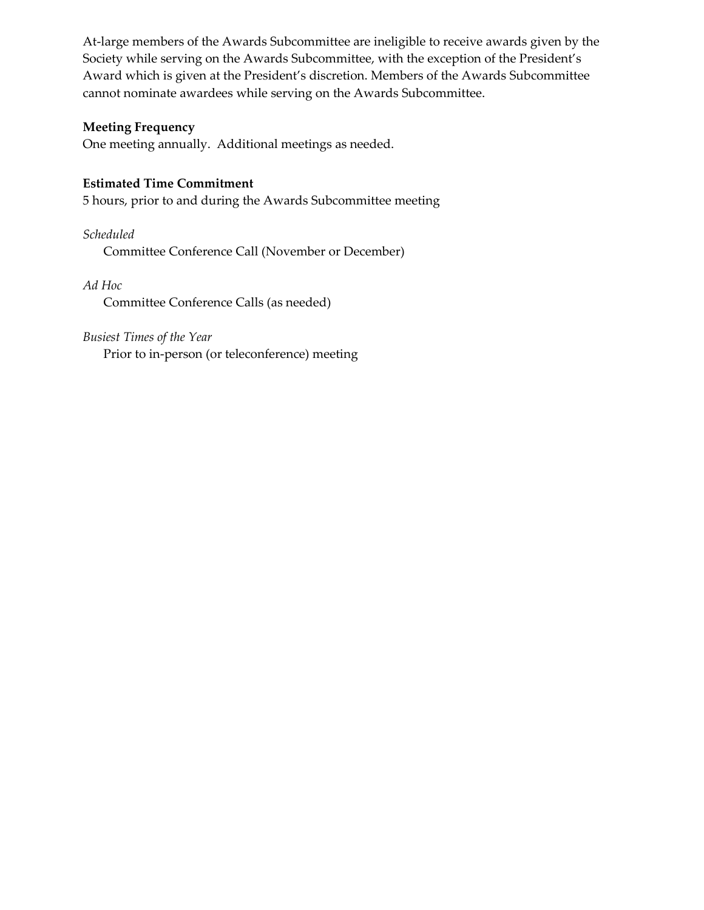At-large members of the Awards Subcommittee are ineligible to receive awards given by the Society while serving on the Awards Subcommittee, with the exception of the President's Award which is given at the President's discretion. Members of the Awards Subcommittee cannot nominate awardees while serving on the Awards Subcommittee.

**Meeting Frequency**

One meeting annually. Additional meetings as needed.

**Estimated Time Commitment**

5 hours, prior to and during the Awards Subcommittee meeting

*Scheduled*

Committee Conference Call (November or December)

*Ad Hoc*

Committee Conference Calls (as needed)

*Busiest Times of the Year*

Prior to in-person (or teleconference) meeting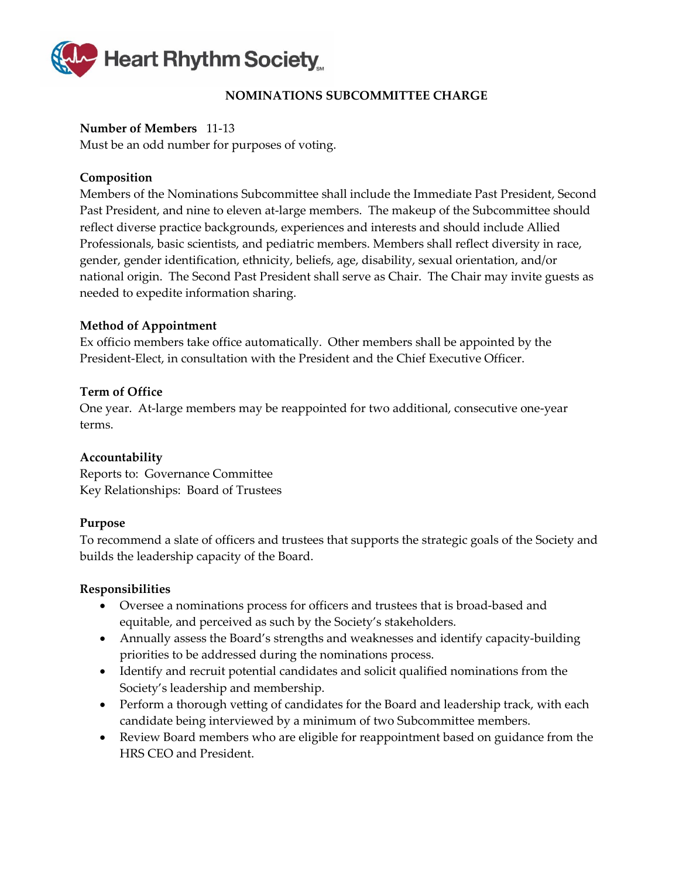## NOMINATIONS SUBCOMMITTEE CHARGE

**Number of Members** 11-13
Must be an odd number for purposes of voting.

**Composition**
Members of the Nominations Subcommittee shall include the Immediate Past President, Second Past President, and nine to eleven at-large members. The makeup of the Subcommittee should reflect diverse practice backgrounds, experiences and interests and should include Allied Professionals, basic scientists, and pediatric members. Members shall reflect diversity in race, gender, gender identification, ethnicity, beliefs, age, disability, sexual orientation, and/or national origin. The Second Past President shall serve as Chair. The Chair may invite guests as needed to expedite information sharing.

**Method of Appointment**
Ex officio members take office automatically. Other members shall be appointed by the President-Elect, in consultation with the President and the Chief Executive Officer.

**Term of Office**
One year. At-large members may be reappointed for two additional, consecutive one-year terms.

**Accountability**
Reports to: Governance Committee
Key Relationships: Board of Trustees

**Purpose**
To recommend a slate of officers and trustees that supports the strategic goals of the Society and builds the leadership capacity of the Board.

**Responsibilities**

- Oversee a nominations process for officers and trustees that is broad-based and equitable, and perceived as such by the Society's stakeholders.
- Annually assess the Board's strengths and weaknesses and identify capacity-building priorities to be addressed during the nominations process.
- Identify and recruit potential candidates and solicit qualified nominations from the Society's leadership and membership.
- Perform a thorough vetting of candidates for the Board and leadership track, with each candidate being interviewed by a minimum of two Subcommittee members.
- Review Board members who are eligible for reappointment based on guidance from the HRS CEO and President.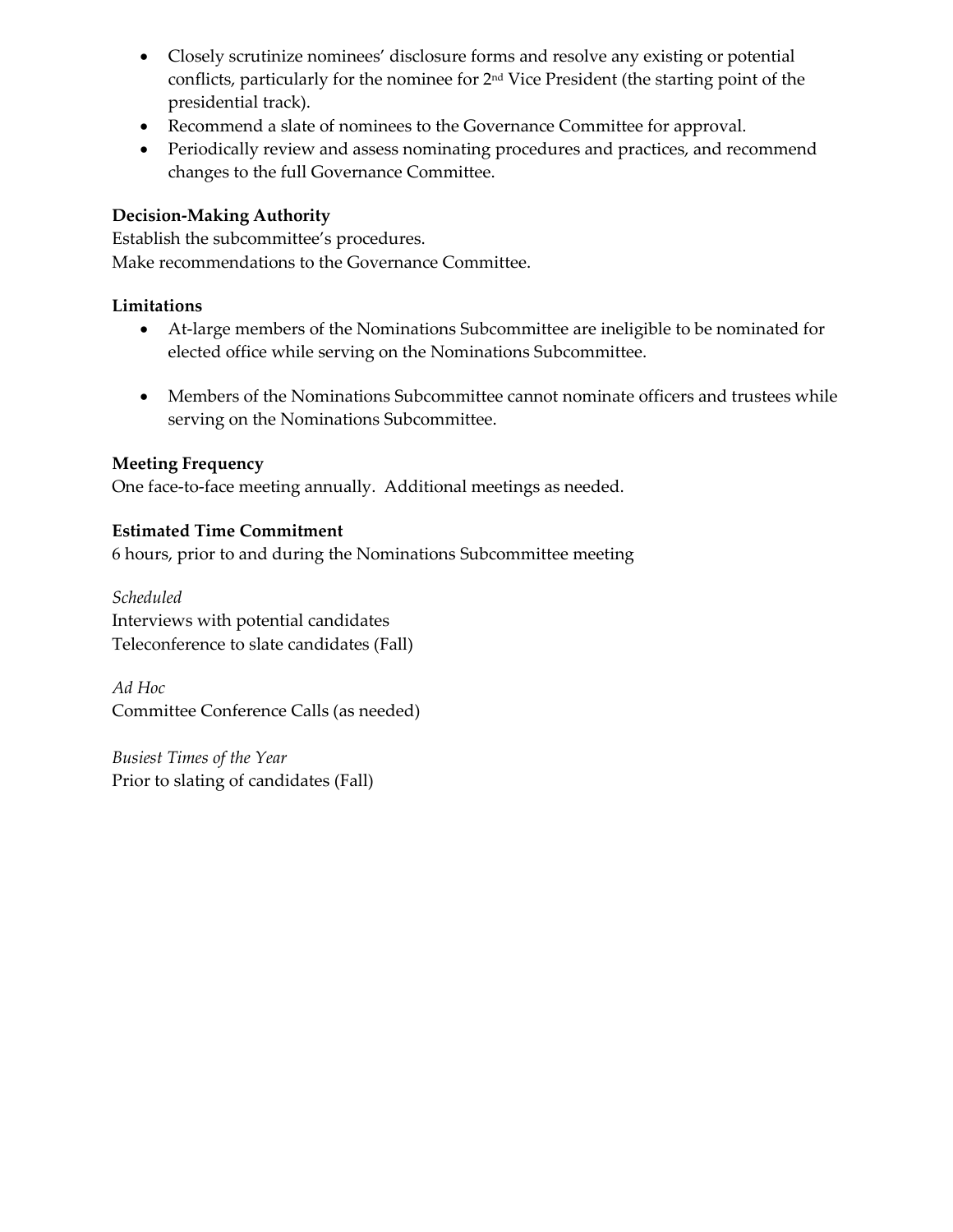- Closely scrutinize nominees' disclosure forms and resolve any existing or potential conflicts, particularly for the nominee for 2nd Vice President (the starting point of the presidential track).
- Recommend a slate of nominees to the Governance Committee for approval.
- Periodically review and assess nominating procedures and practices, and recommend changes to the full Governance Committee.

**Decision-Making Authority**

Establish the subcommittee's procedures.
Make recommendations to the Governance Committee.

**Limitations**

- At-large members of the Nominations Subcommittee are ineligible to be nominated for elected office while serving on the Nominations Subcommittee.

- Members of the Nominations Subcommittee cannot nominate officers and trustees while serving on the Nominations Subcommittee.

**Meeting Frequency**

One face-to-face meeting annually. Additional meetings as needed.

**Estimated Time Commitment**

6 hours, prior to and during the Nominations Subcommittee meeting

*Scheduled*

Interviews with potential candidates
Teleconference to slate candidates (Fall)

*Ad Hoc*

Committee Conference Calls (as needed)

*Busiest Times of the Year*

Prior to slating of candidates (Fall)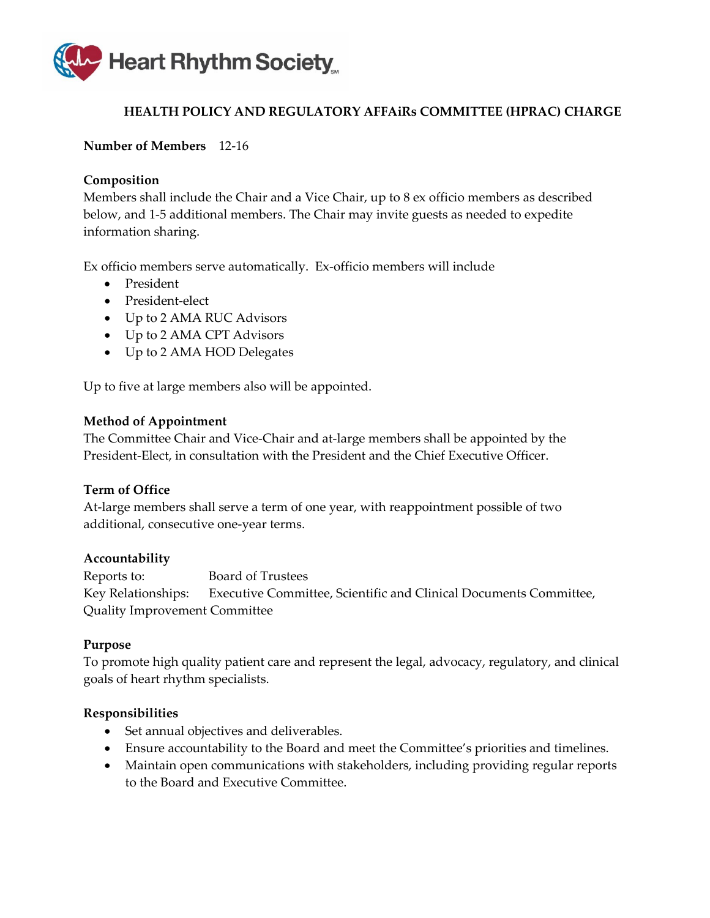Heart Rhythm Society

## HEALTH POLICY AND REGULATORY AFFAiRs COMMITTEE (HPRAC) CHARGE

**Number of Members** 12-16

**Composition**
Members shall include the Chair and a Vice Chair, up to 8 ex officio members as described below, and 1-5 additional members. The Chair may invite guests as needed to expedite information sharing.

Ex officio members serve automatically. Ex-officio members will include

- President
- President-elect
- Up to 2 AMA RUC Advisors
- Up to 2 AMA CPT Advisors
- Up to 2 AMA HOD Delegates

Up to five at large members also will be appointed.

**Method of Appointment**
The Committee Chair and Vice-Chair and at-large members shall be appointed by the President-Elect, in consultation with the President and the Chief Executive Officer.

**Term of Office**
At-large members shall serve a term of one year, with reappointment possible of two additional, consecutive one-year terms.

**Accountability**
Reports to: Board of Trustees
Key Relationships: Executive Committee, Scientific and Clinical Documents Committee, Quality Improvement Committee

**Purpose**
To promote high quality patient care and represent the legal, advocacy, regulatory, and clinical goals of heart rhythm specialists.

**Responsibilities**

- Set annual objectives and deliverables.
- Ensure accountability to the Board and meet the Committee's priorities and timelines.
- Maintain open communications with stakeholders, including providing regular reports to the Board and Executive Committee.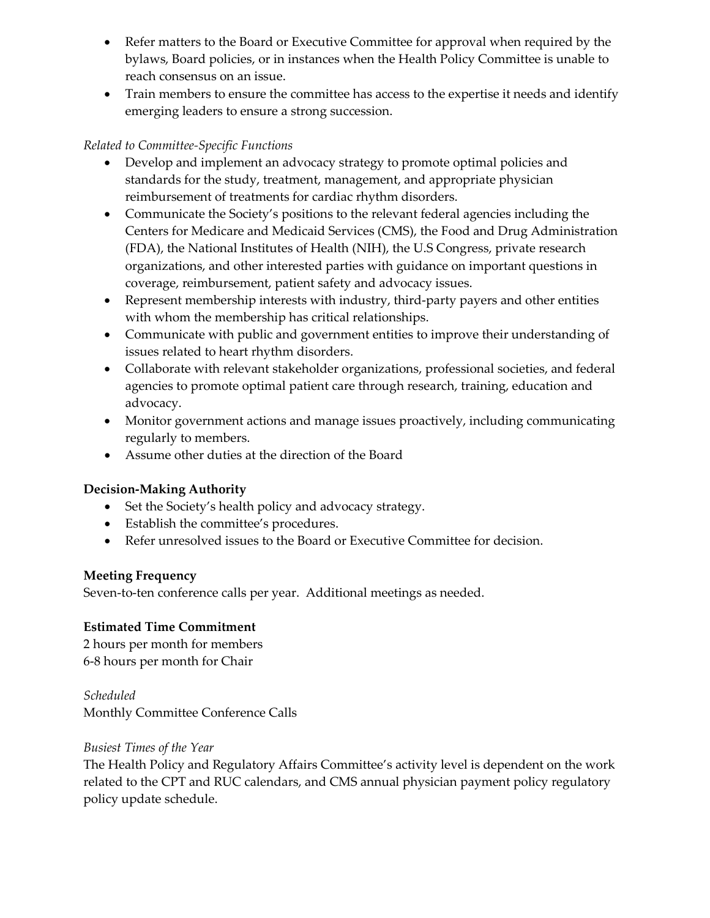- Refer matters to the Board or Executive Committee for approval when required by the bylaws, Board policies, or in instances when the Health Policy Committee is unable to reach consensus on an issue.
- Train members to ensure the committee has access to the expertise it needs and identify emerging leaders to ensure a strong succession.

*Related to Committee-Specific Functions*

- Develop and implement an advocacy strategy to promote optimal policies and standards for the study, treatment, management, and appropriate physician reimbursement of treatments for cardiac rhythm disorders.
- Communicate the Society's positions to the relevant federal agencies including the Centers for Medicare and Medicaid Services (CMS), the Food and Drug Administration (FDA), the National Institutes of Health (NIH), the U.S Congress, private research organizations, and other interested parties with guidance on important questions in coverage, reimbursement, patient safety and advocacy issues.
- Represent membership interests with industry, third-party payers and other entities with whom the membership has critical relationships.
- Communicate with public and government entities to improve their understanding of issues related to heart rhythm disorders.
- Collaborate with relevant stakeholder organizations, professional societies, and federal agencies to promote optimal patient care through research, training, education and advocacy.
- Monitor government actions and manage issues proactively, including communicating regularly to members.
- Assume other duties at the direction of the Board

**Decision-Making Authority**

- Set the Society's health policy and advocacy strategy.
- Establish the committee's procedures.
- Refer unresolved issues to the Board or Executive Committee for decision.

**Meeting Frequency**

Seven-to-ten conference calls per year. Additional meetings as needed.

**Estimated Time Commitment**

2 hours per month for members
6-8 hours per month for Chair

*Scheduled*

Monthly Committee Conference Calls

*Busiest Times of the Year*

The Health Policy and Regulatory Affairs Committee's activity level is dependent on the work related to the CPT and RUC calendars, and CMS annual physician payment policy regulatory policy update schedule.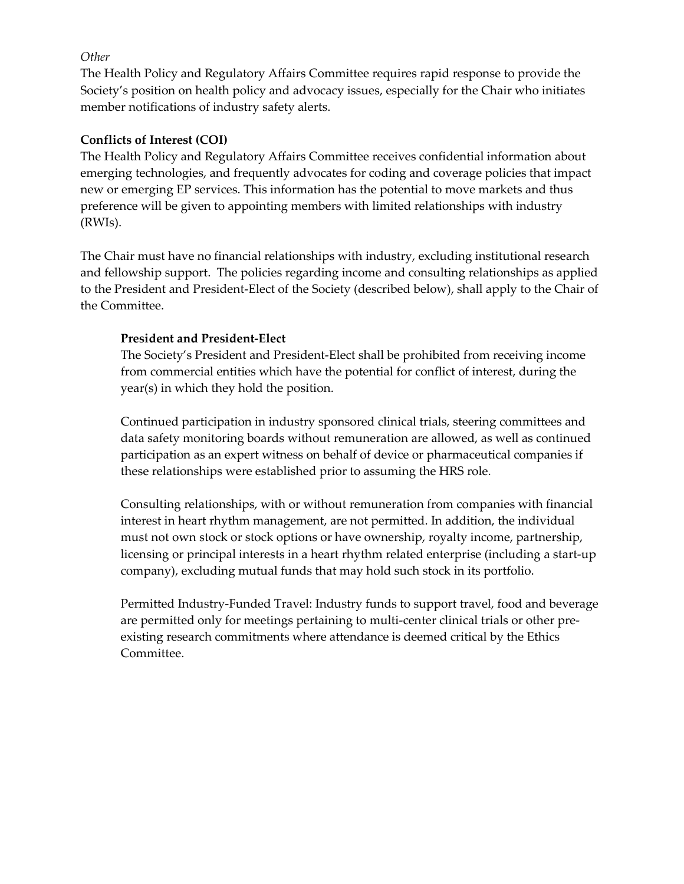*Other*

The Health Policy and Regulatory Affairs Committee requires rapid response to provide the Society's position on health policy and advocacy issues, especially for the Chair who initiates member notifications of industry safety alerts.

**Conflicts of Interest (COI)**

The Health Policy and Regulatory Affairs Committee receives confidential information about emerging technologies, and frequently advocates for coding and coverage policies that impact new or emerging EP services. This information has the potential to move markets and thus preference will be given to appointing members with limited relationships with industry (RWIs).

The Chair must have no financial relationships with industry, excluding institutional research and fellowship support. The policies regarding income and consulting relationships as applied to the President and President-Elect of the Society (described below), shall apply to the Chair of the Committee.

> **President and President-Elect**
>
> The Society's President and President-Elect shall be prohibited from receiving income from commercial entities which have the potential for conflict of interest, during the year(s) in which they hold the position.
>
> Continued participation in industry sponsored clinical trials, steering committees and data safety monitoring boards without remuneration are allowed, as well as continued participation as an expert witness on behalf of device or pharmaceutical companies if these relationships were established prior to assuming the HRS role.
>
> Consulting relationships, with or without remuneration from companies with financial interest in heart rhythm management, are not permitted. In addition, the individual must not own stock or stock options or have ownership, royalty income, partnership, licensing or principal interests in a heart rhythm related enterprise (including a start-up company), excluding mutual funds that may hold such stock in its portfolio.
>
> Permitted Industry-Funded Travel: Industry funds to support travel, food and beverage are permitted only for meetings pertaining to multi-center clinical trials or other pre-existing research commitments where attendance is deemed critical by the Ethics Committee.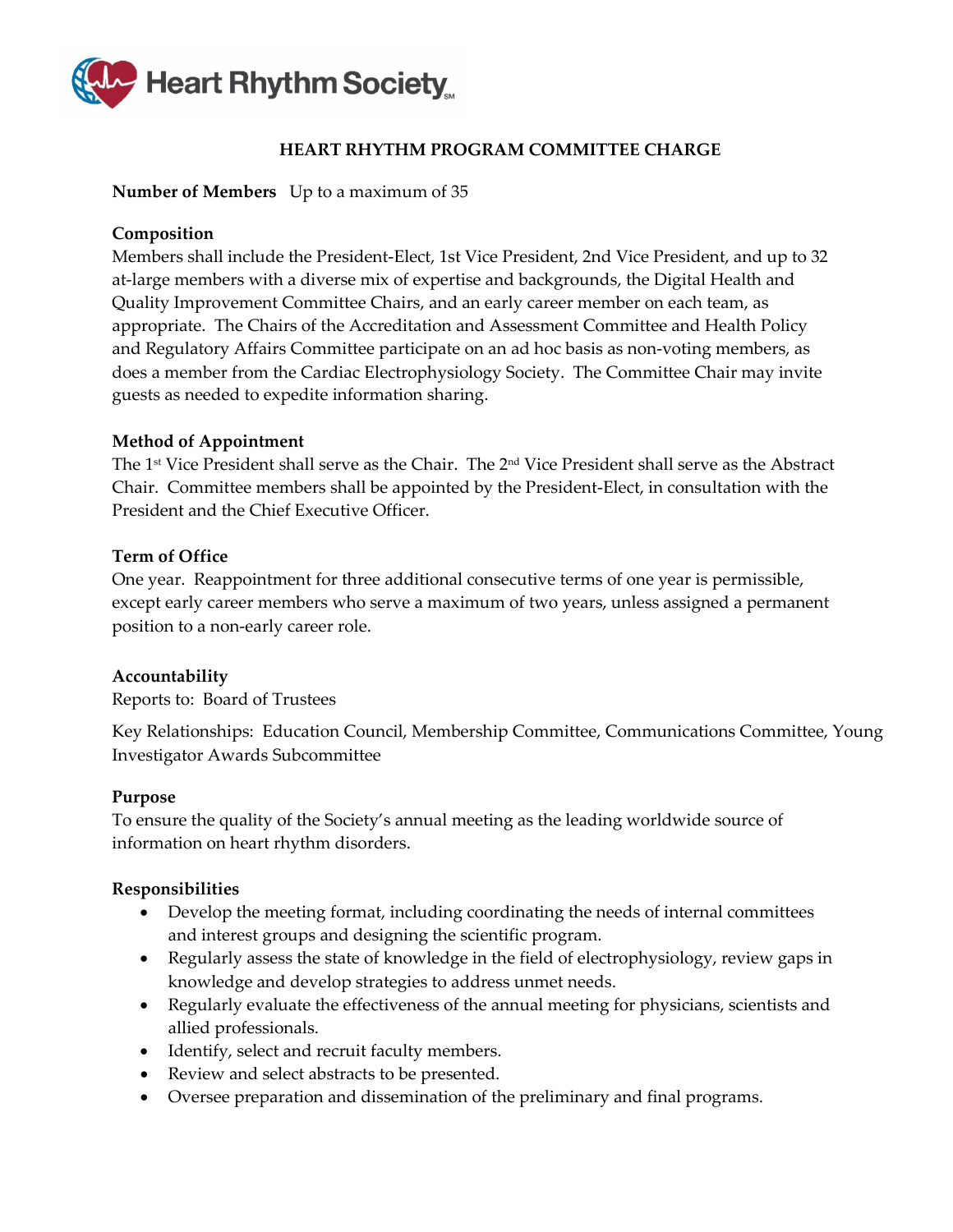# HEART RHYTHM PROGRAM COMMITTEE CHARGE

**Number of Members** Up to a maximum of 35

**Composition**

Members shall include the President-Elect, 1st Vice President, 2nd Vice President, and up to 32 at-large members with a diverse mix of expertise and backgrounds, the Digital Health and Quality Improvement Committee Chairs, and an early career member on each team, as appropriate. The Chairs of the Accreditation and Assessment Committee and Health Policy and Regulatory Affairs Committee participate on an ad hoc basis as non-voting members, as does a member from the Cardiac Electrophysiology Society. The Committee Chair may invite guests as needed to expedite information sharing.

**Method of Appointment**

The 1st Vice President shall serve as the Chair. The 2nd Vice President shall serve as the Abstract Chair. Committee members shall be appointed by the President-Elect, in consultation with the President and the Chief Executive Officer.

**Term of Office**

One year. Reappointment for three additional consecutive terms of one year is permissible, except early career members who serve a maximum of two years, unless assigned a permanent position to a non-early career role.

**Accountability**

Reports to: Board of Trustees

Key Relationships: Education Council, Membership Committee, Communications Committee, Young Investigator Awards Subcommittee

**Purpose**

To ensure the quality of the Society's annual meeting as the leading worldwide source of information on heart rhythm disorders.

**Responsibilities**

- Develop the meeting format, including coordinating the needs of internal committees and interest groups and designing the scientific program.
- Regularly assess the state of knowledge in the field of electrophysiology, review gaps in knowledge and develop strategies to address unmet needs.
- Regularly evaluate the effectiveness of the annual meeting for physicians, scientists and allied professionals.
- Identify, select and recruit faculty members.
- Review and select abstracts to be presented.
- Oversee preparation and dissemination of the preliminary and final programs.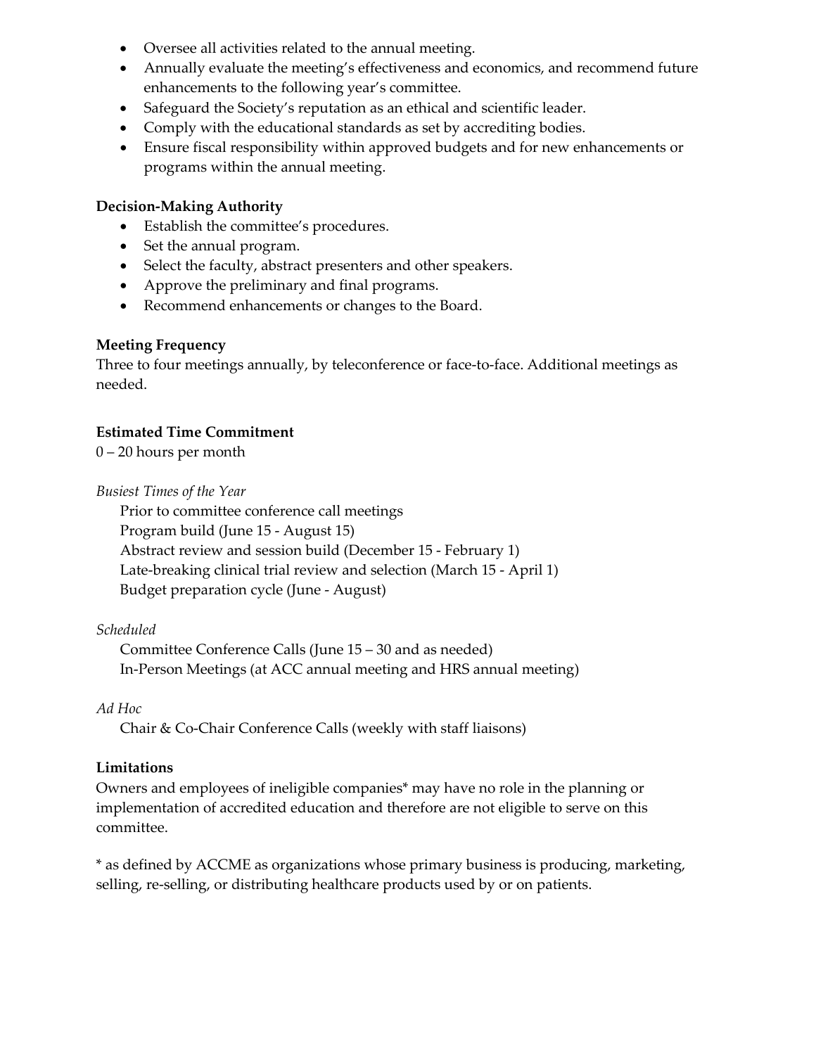- Oversee all activities related to the annual meeting.
- Annually evaluate the meeting's effectiveness and economics, and recommend future enhancements to the following year's committee.
- Safeguard the Society's reputation as an ethical and scientific leader.
- Comply with the educational standards as set by accrediting bodies.
- Ensure fiscal responsibility within approved budgets and for new enhancements or programs within the annual meeting.

**Decision-Making Authority**

- Establish the committee's procedures.
- Set the annual program.
- Select the faculty, abstract presenters and other speakers.
- Approve the preliminary and final programs.
- Recommend enhancements or changes to the Board.

**Meeting Frequency**

Three to four meetings annually, by teleconference or face-to-face. Additional meetings as needed.

**Estimated Time Commitment**

0 – 20 hours per month

*Busiest Times of the Year*

Prior to committee conference call meetings
Program build (June 15 - August 15)
Abstract review and session build (December 15 - February 1)
Late-breaking clinical trial review and selection (March 15 - April 1)
Budget preparation cycle (June - August)

*Scheduled*

Committee Conference Calls (June 15 – 30 and as needed)
In-Person Meetings (at ACC annual meeting and HRS annual meeting)

*Ad Hoc*

Chair & Co-Chair Conference Calls (weekly with staff liaisons)

**Limitations**

Owners and employees of ineligible companies* may have no role in the planning or implementation of accredited education and therefore are not eligible to serve on this committee.

* as defined by ACCME as organizations whose primary business is producing, marketing, selling, re-selling, or distributing healthcare products used by or on patients.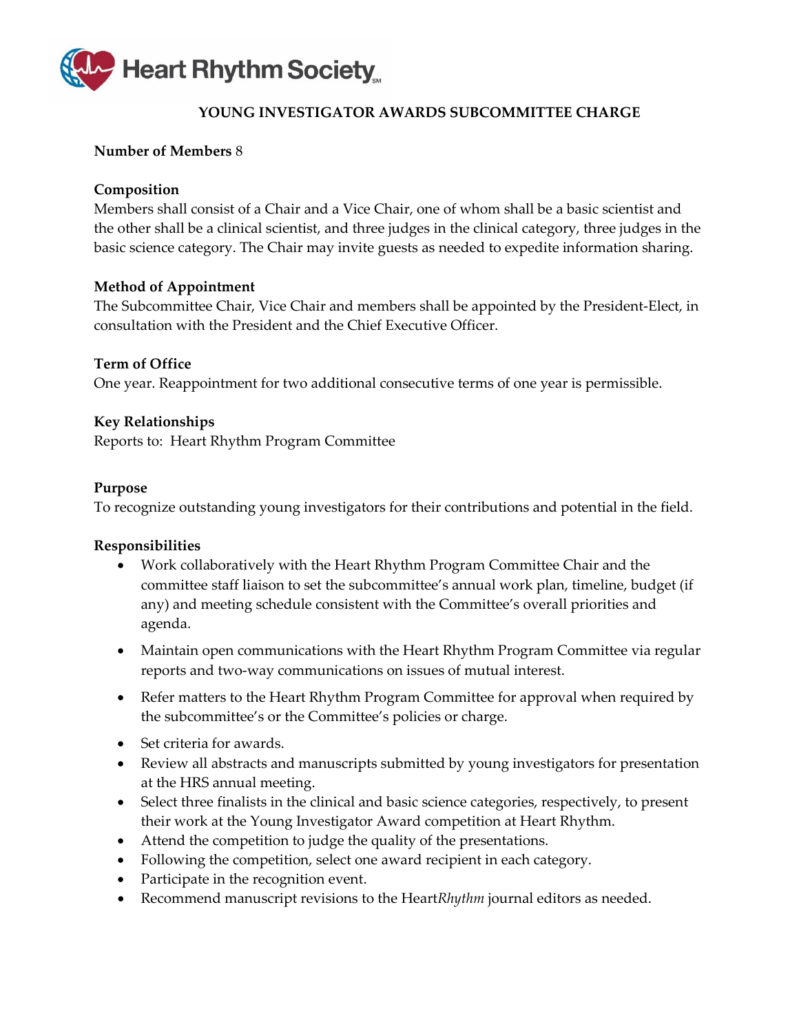Heart Rhythm Society

## YOUNG INVESTIGATOR AWARDS SUBCOMMITTEE CHARGE

**Number of Members** 8

**Composition**
Members shall consist of a Chair and a Vice Chair, one of whom shall be a basic scientist and the other shall be a clinical scientist, and three judges in the clinical category, three judges in the basic science category. The Chair may invite guests as needed to expedite information sharing.

**Method of Appointment**
The Subcommittee Chair, Vice Chair and members shall be appointed by the President-Elect, in consultation with the President and the Chief Executive Officer.

**Term of Office**
One year. Reappointment for two additional consecutive terms of one year is permissible.

**Key Relationships**
Reports to: Heart Rhythm Program Committee

**Purpose**
To recognize outstanding young investigators for their contributions and potential in the field.

**Responsibilities**

- Work collaboratively with the Heart Rhythm Program Committee Chair and the committee staff liaison to set the subcommittee's annual work plan, timeline, budget (if any) and meeting schedule consistent with the Committee's overall priorities and agenda.
- Maintain open communications with the Heart Rhythm Program Committee via regular reports and two-way communications on issues of mutual interest.
- Refer matters to the Heart Rhythm Program Committee for approval when required by the subcommittee's or the Committee's policies or charge.
- Set criteria for awards.
- Review all abstracts and manuscripts submitted by young investigators for presentation at the HRS annual meeting.
- Select three finalists in the clinical and basic science categories, respectively, to present their work at the Young Investigator Award competition at Heart Rhythm.
- Attend the competition to judge the quality of the presentations.
- Following the competition, select one award recipient in each category.
- Participate in the recognition event.
- Recommend manuscript revisions to the Heart*Rhythm* journal editors as needed.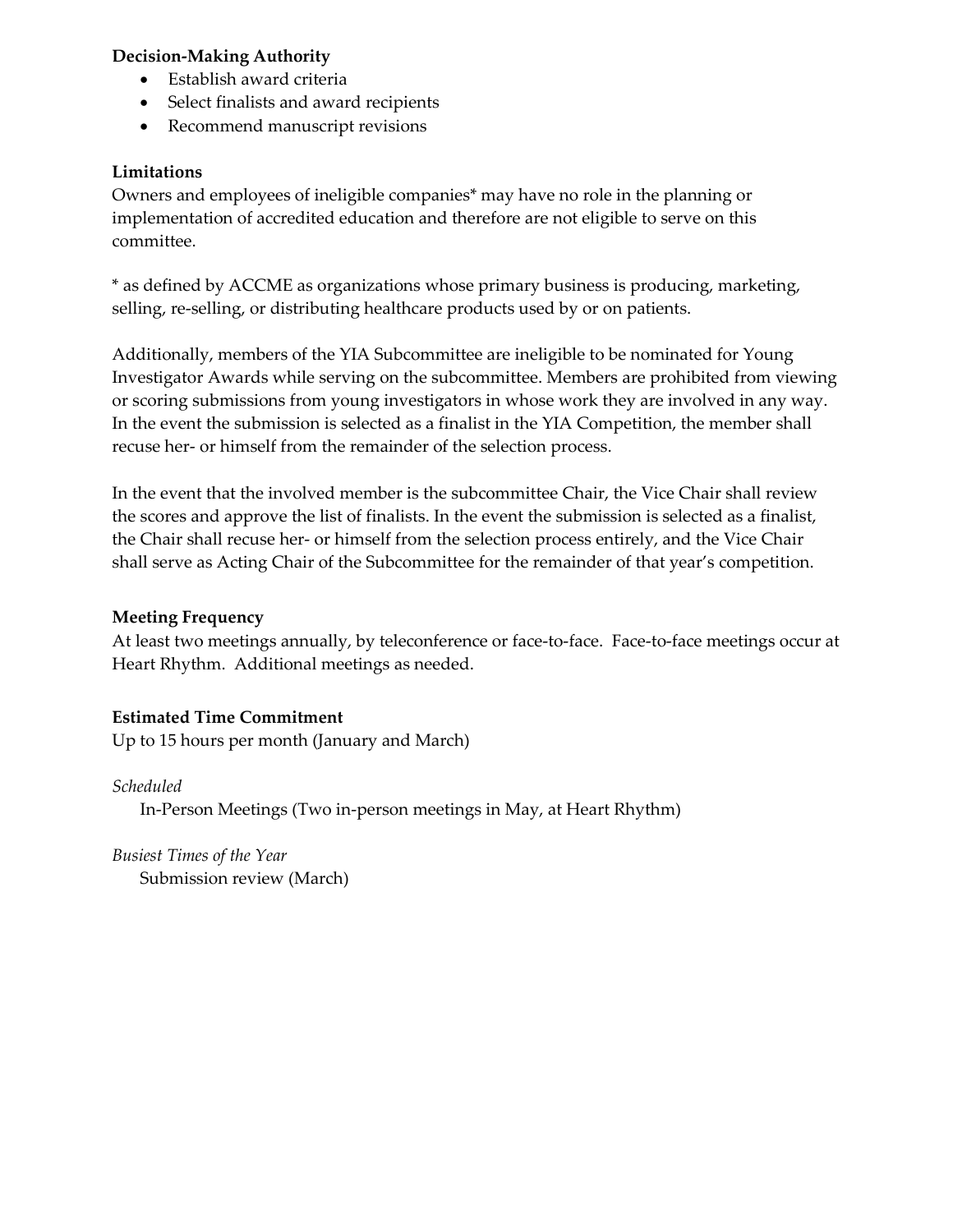**Decision-Making Authority**

- Establish award criteria
- Select finalists and award recipients
- Recommend manuscript revisions

**Limitations**

Owners and employees of ineligible companies* may have no role in the planning or implementation of accredited education and therefore are not eligible to serve on this committee.

* as defined by ACCME as organizations whose primary business is producing, marketing, selling, re-selling, or distributing healthcare products used by or on patients.

Additionally, members of the YIA Subcommittee are ineligible to be nominated for Young Investigator Awards while serving on the subcommittee. Members are prohibited from viewing or scoring submissions from young investigators in whose work they are involved in any way. In the event the submission is selected as a finalist in the YIA Competition, the member shall recuse her- or himself from the remainder of the selection process.

In the event that the involved member is the subcommittee Chair, the Vice Chair shall review the scores and approve the list of finalists. In the event the submission is selected as a finalist, the Chair shall recuse her- or himself from the selection process entirely, and the Vice Chair shall serve as Acting Chair of the Subcommittee for the remainder of that year's competition.

**Meeting Frequency**

At least two meetings annually, by teleconference or face-to-face. Face-to-face meetings occur at Heart Rhythm. Additional meetings as needed.

**Estimated Time Commitment**

Up to 15 hours per month (January and March)

*Scheduled*

In-Person Meetings (Two in-person meetings in May, at Heart Rhythm)

*Busiest Times of the Year*

Submission review (March)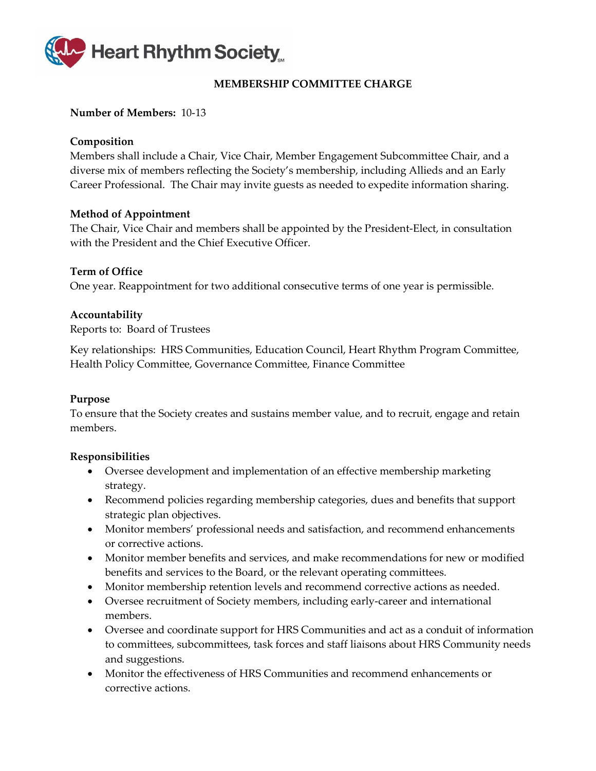# MEMBERSHIP COMMITTEE CHARGE

**Number of Members:** 10-13

**Composition**
Members shall include a Chair, Vice Chair, Member Engagement Subcommittee Chair, and a diverse mix of members reflecting the Society's membership, including Allieds and an Early Career Professional. The Chair may invite guests as needed to expedite information sharing.

**Method of Appointment**
The Chair, Vice Chair and members shall be appointed by the President-Elect, in consultation with the President and the Chief Executive Officer.

**Term of Office**
One year. Reappointment for two additional consecutive terms of one year is permissible.

**Accountability**
Reports to: Board of Trustees

Key relationships: HRS Communities, Education Council, Heart Rhythm Program Committee, Health Policy Committee, Governance Committee, Finance Committee

**Purpose**
To ensure that the Society creates and sustains member value, and to recruit, engage and retain members.

**Responsibilities**

- Oversee development and implementation of an effective membership marketing strategy.
- Recommend policies regarding membership categories, dues and benefits that support strategic plan objectives.
- Monitor members' professional needs and satisfaction, and recommend enhancements or corrective actions.
- Monitor member benefits and services, and make recommendations for new or modified benefits and services to the Board, or the relevant operating committees.
- Monitor membership retention levels and recommend corrective actions as needed.
- Oversee recruitment of Society members, including early-career and international members.
- Oversee and coordinate support for HRS Communities and act as a conduit of information to committees, subcommittees, task forces and staff liaisons about HRS Community needs and suggestions.
- Monitor the effectiveness of HRS Communities and recommend enhancements or corrective actions.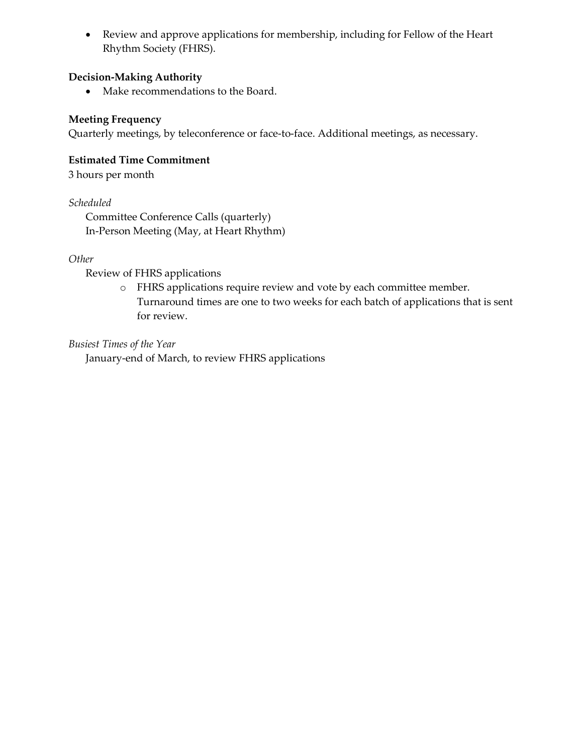- Review and approve applications for membership, including for Fellow of the Heart Rhythm Society (FHRS).

**Decision-Making Authority**

- Make recommendations to the Board.

**Meeting Frequency**

Quarterly meetings, by teleconference or face-to-face. Additional meetings, as necessary.

**Estimated Time Commitment**

3 hours per month

*Scheduled*

Committee Conference Calls (quarterly)
In-Person Meeting (May, at Heart Rhythm)

*Other*

Review of FHRS applications

- FHRS applications require review and vote by each committee member. Turnaround times are one to two weeks for each batch of applications that is sent for review.

*Busiest Times of the Year*

January-end of March, to review FHRS applications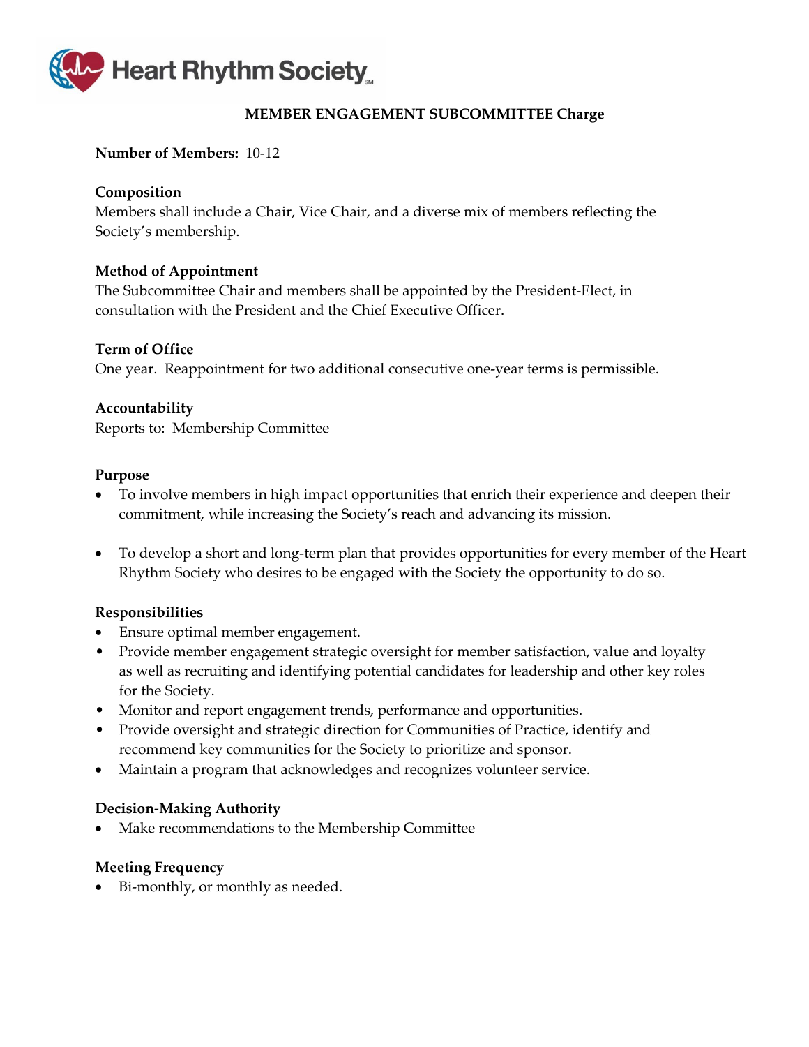# MEMBER ENGAGEMENT SUBCOMMITTEE Charge

**Number of Members:** 10-12

**Composition**
Members shall include a Chair, Vice Chair, and a diverse mix of members reflecting the Society's membership.

**Method of Appointment**
The Subcommittee Chair and members shall be appointed by the President-Elect, in consultation with the President and the Chief Executive Officer.

**Term of Office**
One year. Reappointment for two additional consecutive one-year terms is permissible.

**Accountability**
Reports to: Membership Committee

**Purpose**

- To involve members in high impact opportunities that enrich their experience and deepen their commitment, while increasing the Society's reach and advancing its mission.

- To develop a short and long-term plan that provides opportunities for every member of the Heart Rhythm Society who desires to be engaged with the Society the opportunity to do so.

**Responsibilities**

- Ensure optimal member engagement.
- Provide member engagement strategic oversight for member satisfaction, value and loyalty as well as recruiting and identifying potential candidates for leadership and other key roles for the Society.
- Monitor and report engagement trends, performance and opportunities.
- Provide oversight and strategic direction for Communities of Practice, identify and recommend key communities for the Society to prioritize and sponsor.
- Maintain a program that acknowledges and recognizes volunteer service.

**Decision-Making Authority**

- Make recommendations to the Membership Committee

**Meeting Frequency**

- Bi-monthly, or monthly as needed.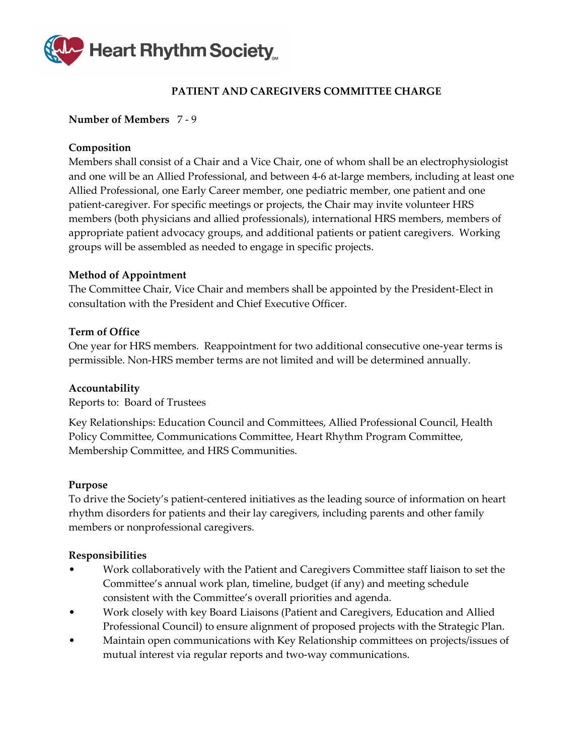Heart Rhythm Society

## PATIENT AND CAREGIVERS COMMITTEE CHARGE

**Number of Members** 7 - 9

**Composition**
Members shall consist of a Chair and a Vice Chair, one of whom shall be an electrophysiologist and one will be an Allied Professional, and between 4-6 at-large members, including at least one Allied Professional, one Early Career member, one pediatric member, one patient and one patient-caregiver. For specific meetings or projects, the Chair may invite volunteer HRS members (both physicians and allied professionals), international HRS members, members of appropriate patient advocacy groups, and additional patients or patient caregivers. Working groups will be assembled as needed to engage in specific projects.

**Method of Appointment**
The Committee Chair, Vice Chair and members shall be appointed by the President-Elect in consultation with the President and Chief Executive Officer.

**Term of Office**
One year for HRS members. Reappointment for two additional consecutive one-year terms is permissible. Non-HRS member terms are not limited and will be determined annually.

**Accountability**
Reports to: Board of Trustees

Key Relationships: Education Council and Committees, Allied Professional Council, Health Policy Committee, Communications Committee, Heart Rhythm Program Committee, Membership Committee, and HRS Communities.

**Purpose**
To drive the Society's patient-centered initiatives as the leading source of information on heart rhythm disorders for patients and their lay caregivers, including parents and other family members or nonprofessional caregivers.

**Responsibilities**

- Work collaboratively with the Patient and Caregivers Committee staff liaison to set the Committee's annual work plan, timeline, budget (if any) and meeting schedule consistent with the Committee's overall priorities and agenda.
- Work closely with key Board Liaisons (Patient and Caregivers, Education and Allied Professional Council) to ensure alignment of proposed projects with the Strategic Plan.
- Maintain open communications with Key Relationship committees on projects/issues of mutual interest via regular reports and two-way communications.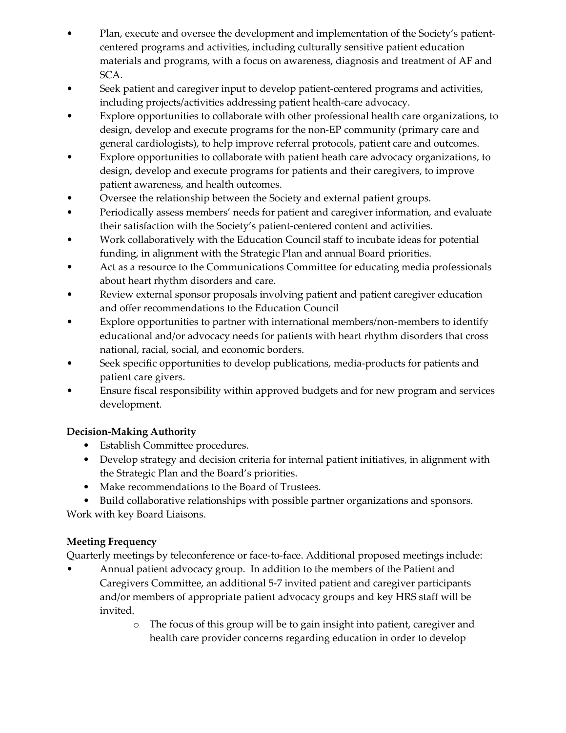- Plan, execute and oversee the development and implementation of the Society's patient-centered programs and activities, including culturally sensitive patient education materials and programs, with a focus on awareness, diagnosis and treatment of AF and SCA.
- Seek patient and caregiver input to develop patient-centered programs and activities, including projects/activities addressing patient health-care advocacy.
- Explore opportunities to collaborate with other professional health care organizations, to design, develop and execute programs for the non-EP community (primary care and general cardiologists), to help improve referral protocols, patient care and outcomes.
- Explore opportunities to collaborate with patient heath care advocacy organizations, to design, develop and execute programs for patients and their caregivers, to improve patient awareness, and health outcomes.
- Oversee the relationship between the Society and external patient groups.
- Periodically assess members' needs for patient and caregiver information, and evaluate their satisfaction with the Society's patient-centered content and activities.
- Work collaboratively with the Education Council staff to incubate ideas for potential funding, in alignment with the Strategic Plan and annual Board priorities.
- Act as a resource to the Communications Committee for educating media professionals about heart rhythm disorders and care.
- Review external sponsor proposals involving patient and patient caregiver education and offer recommendations to the Education Council
- Explore opportunities to partner with international members/non-members to identify educational and/or advocacy needs for patients with heart rhythm disorders that cross national, racial, social, and economic borders.
- Seek specific opportunities to develop publications, media-products for patients and patient care givers.
- Ensure fiscal responsibility within approved budgets and for new program and services development.

**Decision-Making Authority**

- Establish Committee procedures.
- Develop strategy and decision criteria for internal patient initiatives, in alignment with the Strategic Plan and the Board's priorities.
- Make recommendations to the Board of Trustees.
- Build collaborative relationships with possible partner organizations and sponsors.

Work with key Board Liaisons.

**Meeting Frequency**

Quarterly meetings by teleconference or face-to-face. Additional proposed meetings include:

- Annual patient advocacy group. In addition to the members of the Patient and Caregivers Committee, an additional 5-7 invited patient and caregiver participants and/or members of appropriate patient advocacy groups and key HRS staff will be invited.
    - The focus of this group will be to gain insight into patient, caregiver and health care provider concerns regarding education in order to develop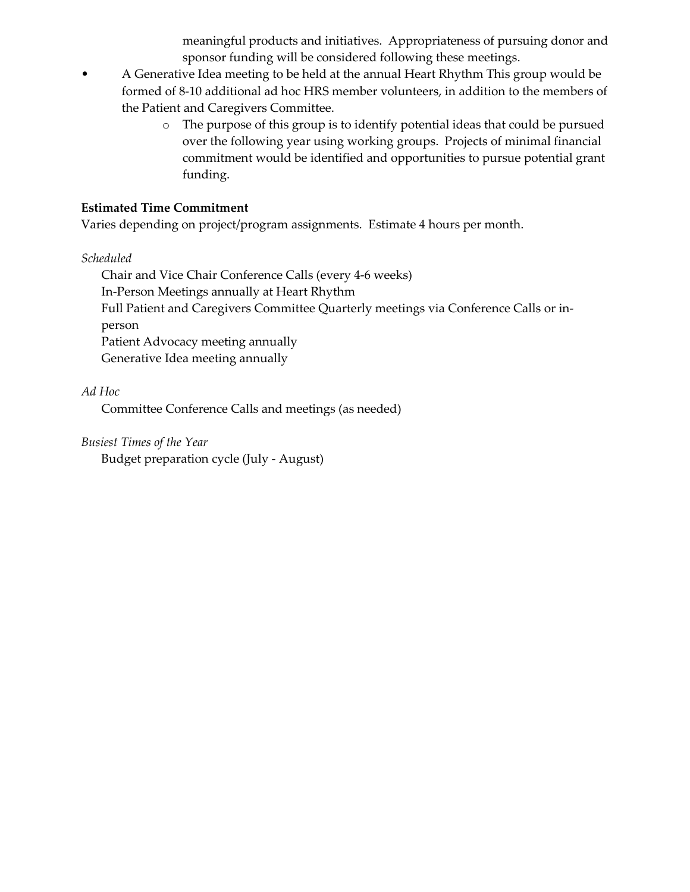meaningful products and initiatives. Appropriateness of pursuing donor and sponsor funding will be considered following these meetings.

- A Generative Idea meeting to be held at the annual Heart Rhythm This group would be formed of 8-10 additional ad hoc HRS member volunteers, in addition to the members of the Patient and Caregivers Committee.
  - The purpose of this group is to identify potential ideas that could be pursued over the following year using working groups. Projects of minimal financial commitment would be identified and opportunities to pursue potential grant funding.

**Estimated Time Commitment**

Varies depending on project/program assignments. Estimate 4 hours per month.

*Scheduled*

Chair and Vice Chair Conference Calls (every 4-6 weeks)
In-Person Meetings annually at Heart Rhythm
Full Patient and Caregivers Committee Quarterly meetings via Conference Calls or in-person
Patient Advocacy meeting annually
Generative Idea meeting annually

*Ad Hoc*

Committee Conference Calls and meetings (as needed)

*Busiest Times of the Year*

Budget preparation cycle (July - August)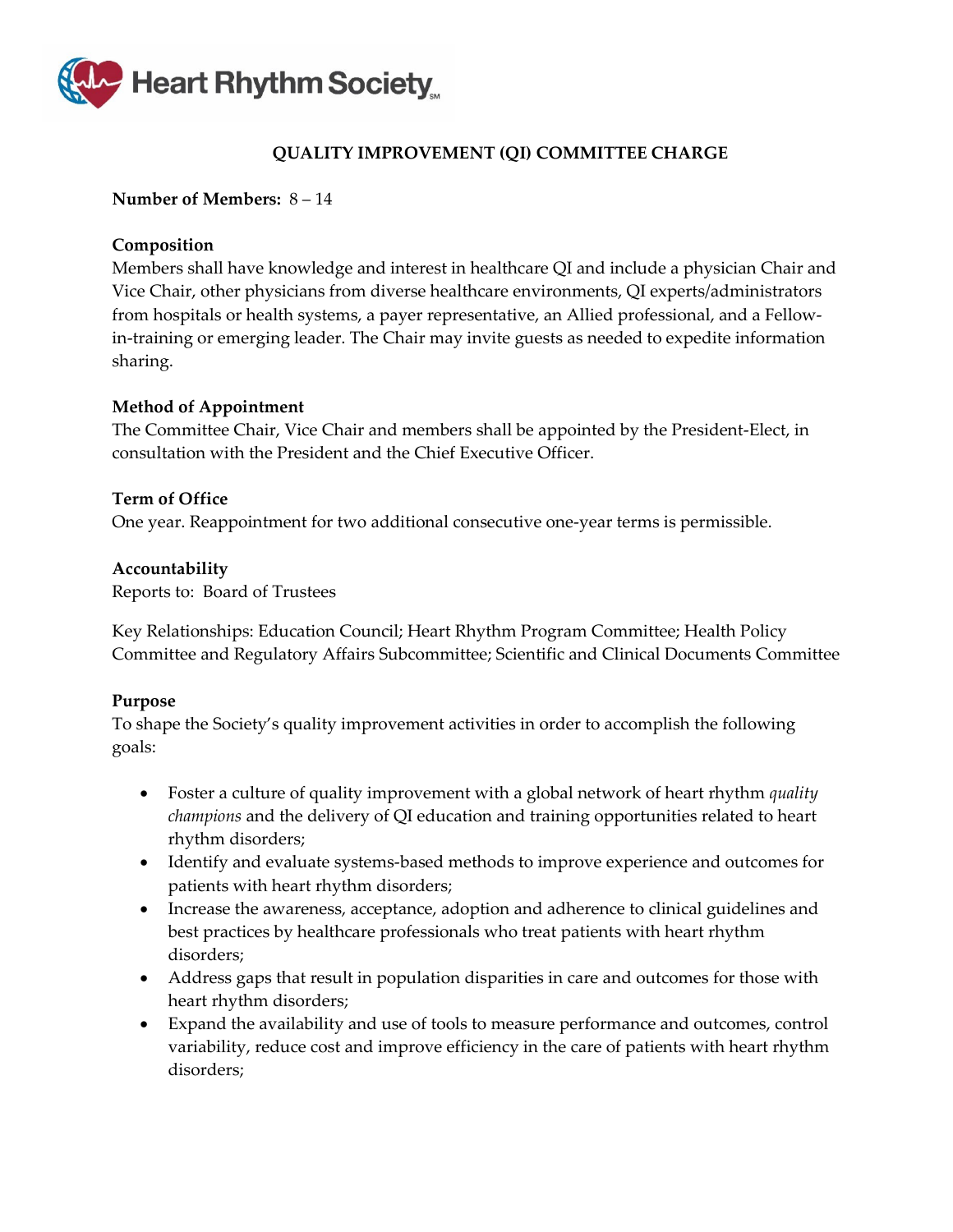Heart Rhythm Society

## QUALITY IMPROVEMENT (QI) COMMITTEE CHARGE

**Number of Members:** 8 – 14

**Composition**
Members shall have knowledge and interest in healthcare QI and include a physician Chair and Vice Chair, other physicians from diverse healthcare environments, QI experts/administrators from hospitals or health systems, a payer representative, an Allied professional, and a Fellow-in-training or emerging leader. The Chair may invite guests as needed to expedite information sharing.

**Method of Appointment**
The Committee Chair, Vice Chair and members shall be appointed by the President-Elect, in consultation with the President and the Chief Executive Officer.

**Term of Office**
One year. Reappointment for two additional consecutive one-year terms is permissible.

**Accountability**
Reports to: Board of Trustees

Key Relationships: Education Council; Heart Rhythm Program Committee; Health Policy Committee and Regulatory Affairs Subcommittee; Scientific and Clinical Documents Committee

**Purpose**
To shape the Society's quality improvement activities in order to accomplish the following goals:

- Foster a culture of quality improvement with a global network of heart rhythm *quality champions* and the delivery of QI education and training opportunities related to heart rhythm disorders;
- Identify and evaluate systems-based methods to improve experience and outcomes for patients with heart rhythm disorders;
- Increase the awareness, acceptance, adoption and adherence to clinical guidelines and best practices by healthcare professionals who treat patients with heart rhythm disorders;
- Address gaps that result in population disparities in care and outcomes for those with heart rhythm disorders;
- Expand the availability and use of tools to measure performance and outcomes, control variability, reduce cost and improve efficiency in the care of patients with heart rhythm disorders;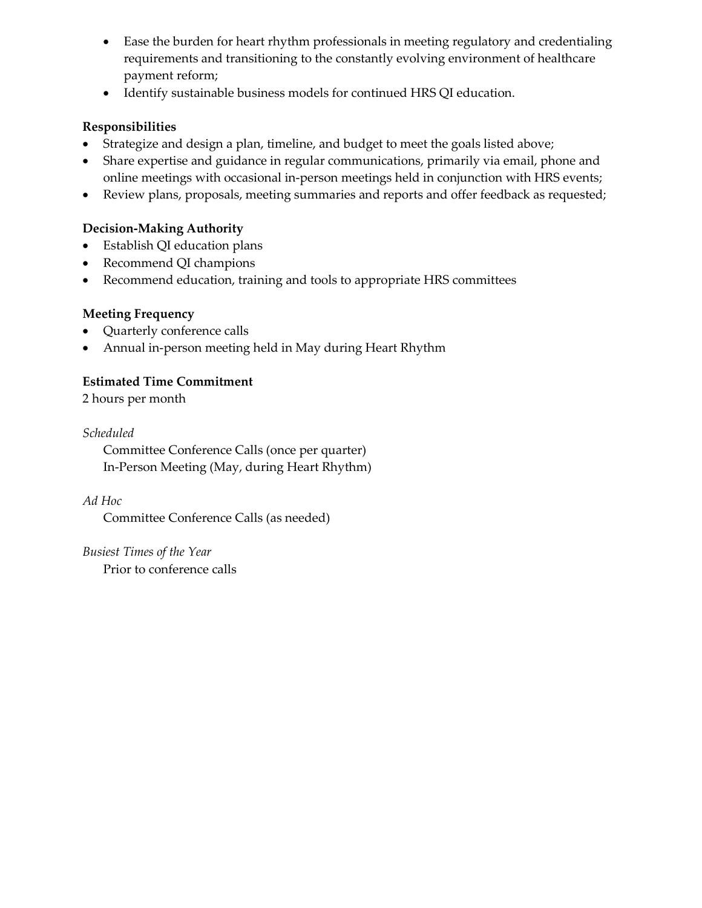- Ease the burden for heart rhythm professionals in meeting regulatory and credentialing requirements and transitioning to the constantly evolving environment of healthcare payment reform;
- Identify sustainable business models for continued HRS QI education.

**Responsibilities**

- Strategize and design a plan, timeline, and budget to meet the goals listed above;
- Share expertise and guidance in regular communications, primarily via email, phone and online meetings with occasional in-person meetings held in conjunction with HRS events;
- Review plans, proposals, meeting summaries and reports and offer feedback as requested;

**Decision-Making Authority**

- Establish QI education plans
- Recommend QI champions
- Recommend education, training and tools to appropriate HRS committees

**Meeting Frequency**

- Quarterly conference calls
- Annual in-person meeting held in May during Heart Rhythm

**Estimated Time Commitment**

2 hours per month

*Scheduled*

Committee Conference Calls (once per quarter)
In-Person Meeting (May, during Heart Rhythm)

*Ad Hoc*

Committee Conference Calls (as needed)

*Busiest Times of the Year*

Prior to conference calls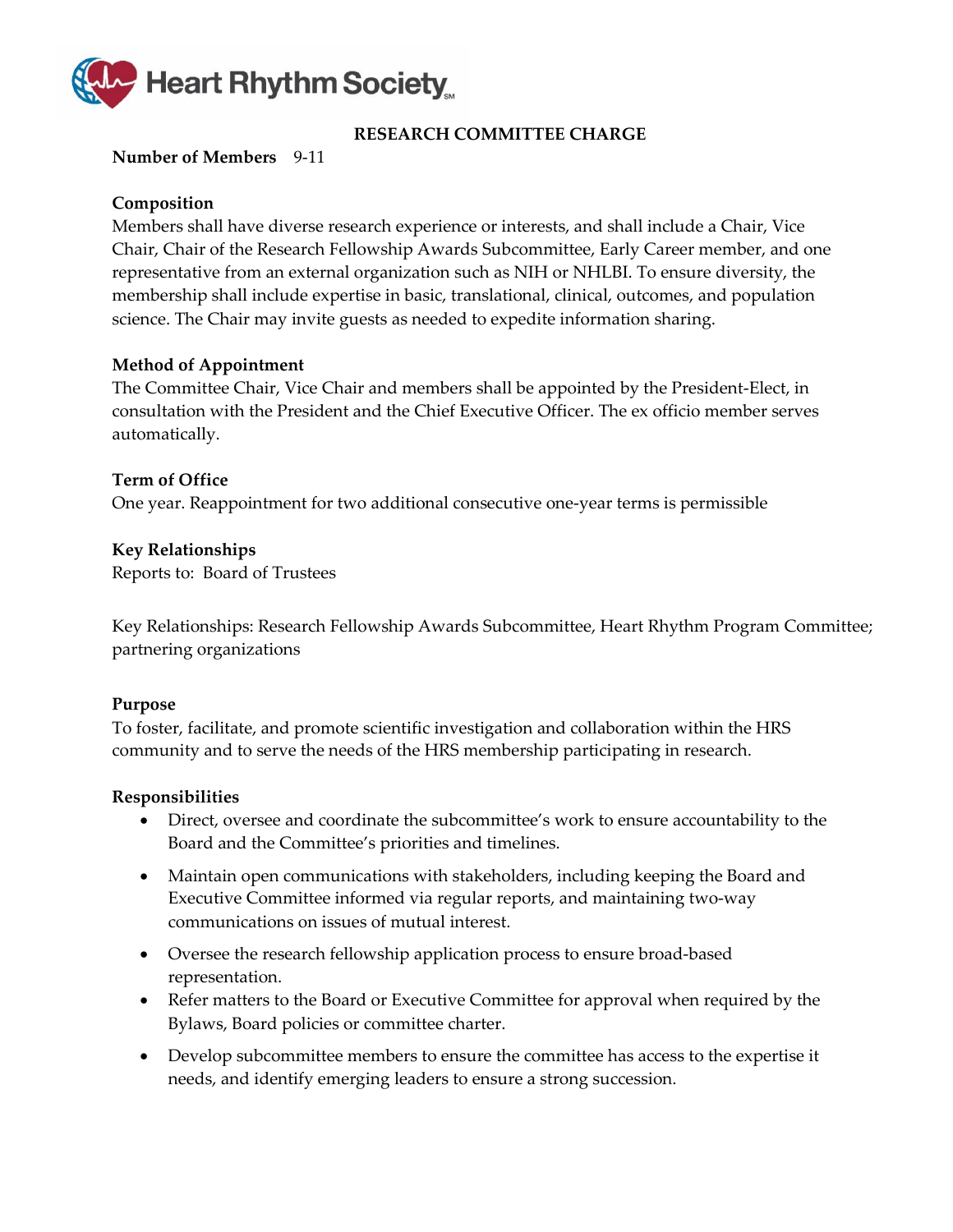Heart Rhythm Society

## RESEARCH COMMITTEE CHARGE

**Number of Members** 9-11

**Composition**

Members shall have diverse research experience or interests, and shall include a Chair, Vice Chair, Chair of the Research Fellowship Awards Subcommittee, Early Career member, and one representative from an external organization such as NIH or NHLBI. To ensure diversity, the membership shall include expertise in basic, translational, clinical, outcomes, and population science. The Chair may invite guests as needed to expedite information sharing.

**Method of Appointment**

The Committee Chair, Vice Chair and members shall be appointed by the President-Elect, in consultation with the President and the Chief Executive Officer. The ex officio member serves automatically.

**Term of Office**

One year. Reappointment for two additional consecutive one-year terms is permissible

**Key Relationships**

Reports to: Board of Trustees

Key Relationships: Research Fellowship Awards Subcommittee, Heart Rhythm Program Committee; partnering organizations

**Purpose**

To foster, facilitate, and promote scientific investigation and collaboration within the HRS community and to serve the needs of the HRS membership participating in research.

**Responsibilities**

- Direct, oversee and coordinate the subcommittee's work to ensure accountability to the Board and the Committee's priorities and timelines.
- Maintain open communications with stakeholders, including keeping the Board and Executive Committee informed via regular reports, and maintaining two-way communications on issues of mutual interest.
- Oversee the research fellowship application process to ensure broad-based representation.
- Refer matters to the Board or Executive Committee for approval when required by the Bylaws, Board policies or committee charter.
- Develop subcommittee members to ensure the committee has access to the expertise it needs, and identify emerging leaders to ensure a strong succession.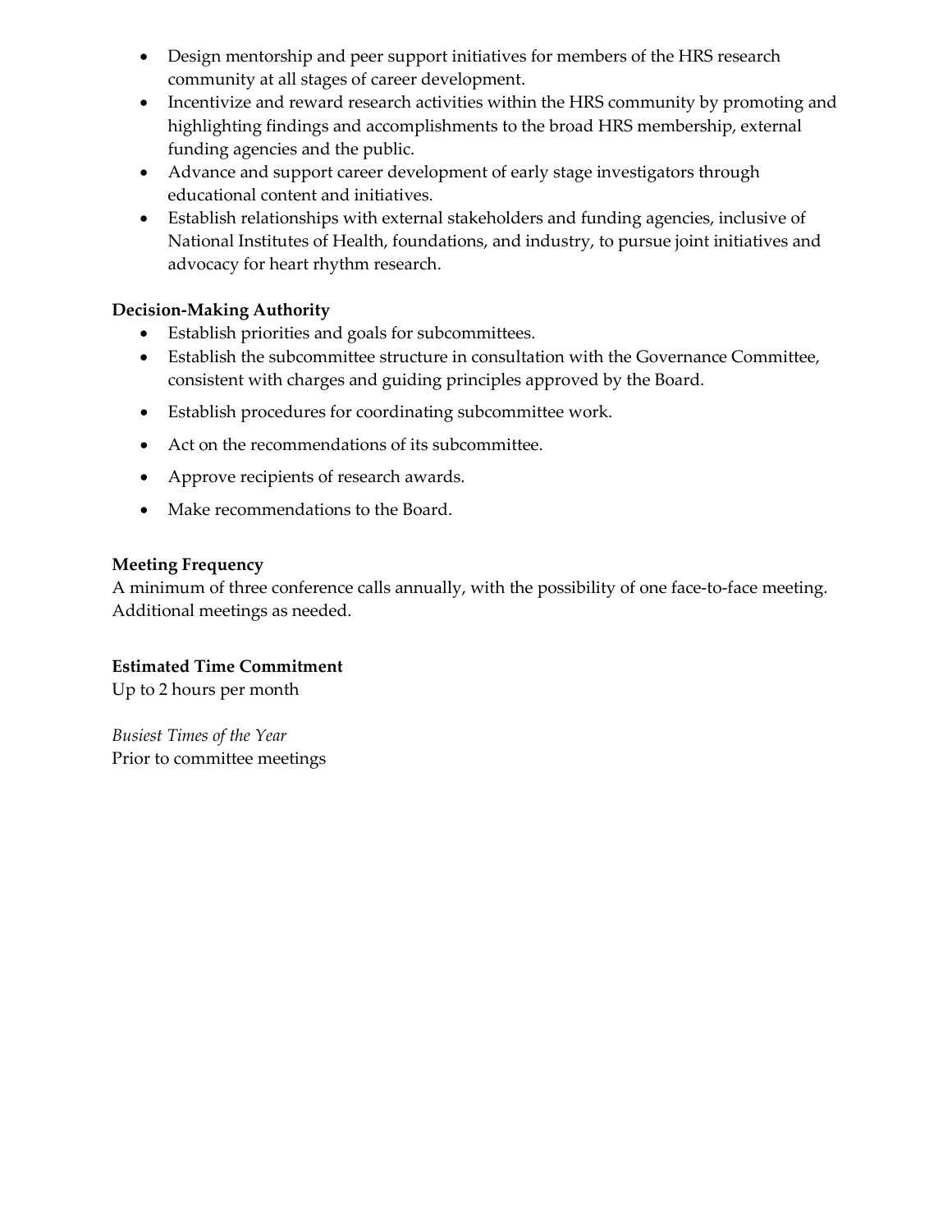- Design mentorship and peer support initiatives for members of the HRS research community at all stages of career development.
- Incentivize and reward research activities within the HRS community by promoting and highlighting findings and accomplishments to the broad HRS membership, external funding agencies and the public.
- Advance and support career development of early stage investigators through educational content and initiatives.
- Establish relationships with external stakeholders and funding agencies, inclusive of National Institutes of Health, foundations, and industry, to pursue joint initiatives and advocacy for heart rhythm research.

**Decision-Making Authority**

- Establish priorities and goals for subcommittees.
- Establish the subcommittee structure in consultation with the Governance Committee, consistent with charges and guiding principles approved by the Board.
- Establish procedures for coordinating subcommittee work.
- Act on the recommendations of its subcommittee.
- Approve recipients of research awards.
- Make recommendations to the Board.

**Meeting Frequency**

A minimum of three conference calls annually, with the possibility of one face-to-face meeting. Additional meetings as needed.

**Estimated Time Commitment**

Up to 2 hours per month

*Busiest Times of the Year*

Prior to committee meetings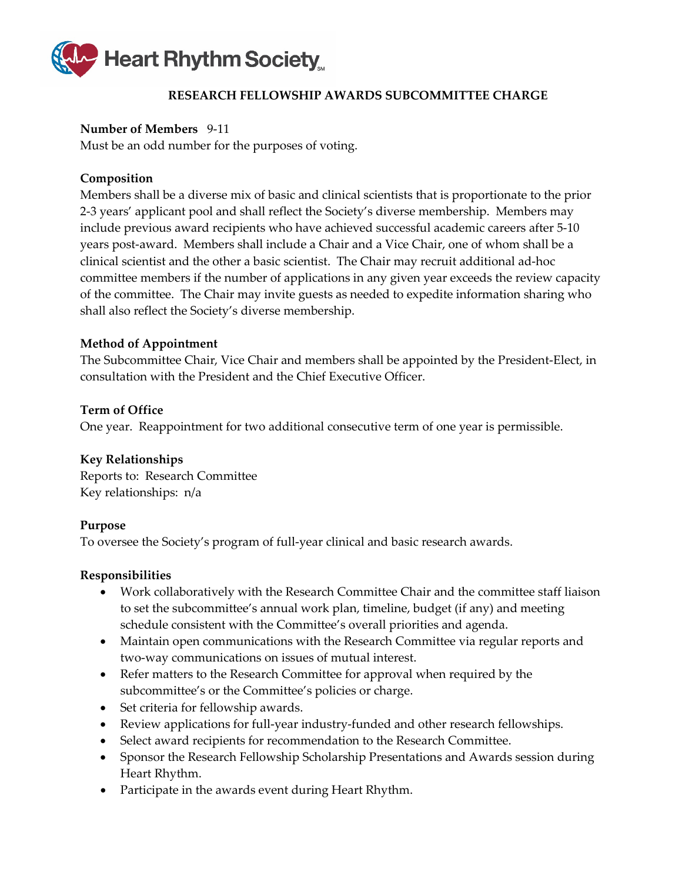# RESEARCH FELLOWSHIP AWARDS SUBCOMMITTEE CHARGE

**Number of Members** 9-11
Must be an odd number for the purposes of voting.

**Composition**
Members shall be a diverse mix of basic and clinical scientists that is proportionate to the prior 2-3 years' applicant pool and shall reflect the Society's diverse membership. Members may include previous award recipients who have achieved successful academic careers after 5-10 years post-award. Members shall include a Chair and a Vice Chair, one of whom shall be a clinical scientist and the other a basic scientist. The Chair may recruit additional ad-hoc committee members if the number of applications in any given year exceeds the review capacity of the committee. The Chair may invite guests as needed to expedite information sharing who shall also reflect the Society's diverse membership.

**Method of Appointment**
The Subcommittee Chair, Vice Chair and members shall be appointed by the President-Elect, in consultation with the President and the Chief Executive Officer.

**Term of Office**
One year. Reappointment for two additional consecutive term of one year is permissible.

**Key Relationships**
Reports to: Research Committee
Key relationships: n/a

**Purpose**
To oversee the Society's program of full-year clinical and basic research awards.

**Responsibilities**

- Work collaboratively with the Research Committee Chair and the committee staff liaison to set the subcommittee's annual work plan, timeline, budget (if any) and meeting schedule consistent with the Committee's overall priorities and agenda.
- Maintain open communications with the Research Committee via regular reports and two-way communications on issues of mutual interest.
- Refer matters to the Research Committee for approval when required by the subcommittee's or the Committee's policies or charge.
- Set criteria for fellowship awards.
- Review applications for full-year industry-funded and other research fellowships.
- Select award recipients for recommendation to the Research Committee.
- Sponsor the Research Fellowship Scholarship Presentations and Awards session during Heart Rhythm.
- Participate in the awards event during Heart Rhythm.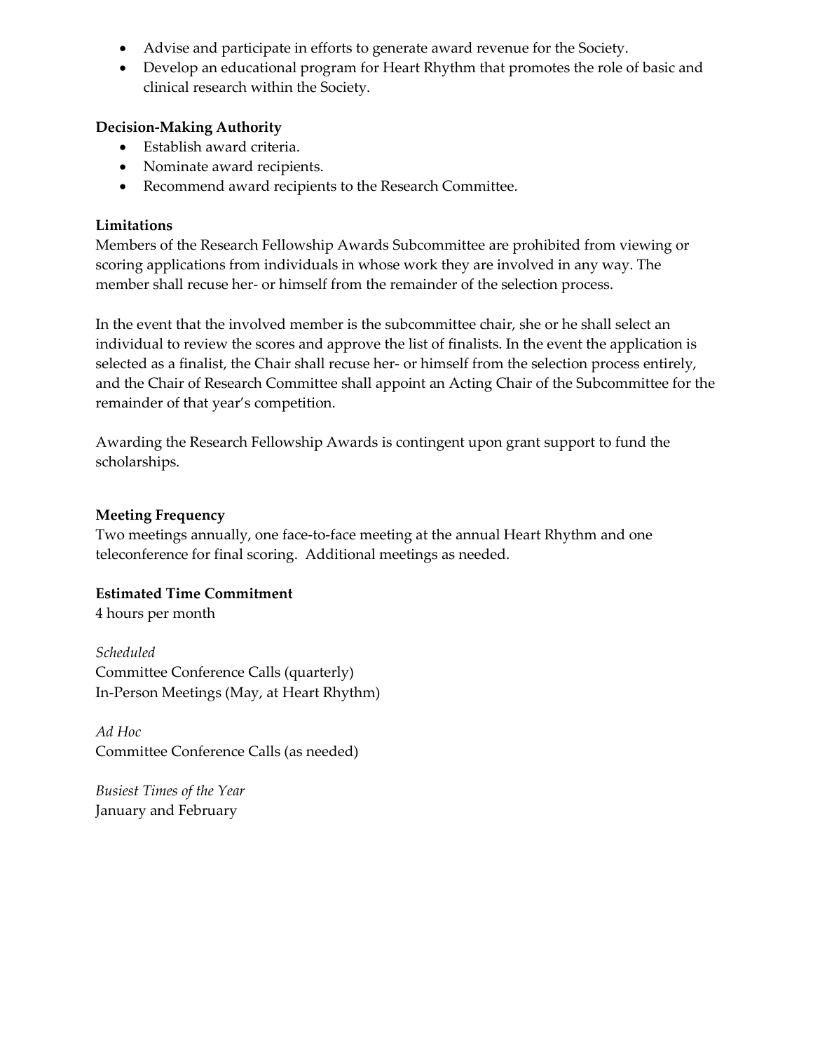- Advise and participate in efforts to generate award revenue for the Society.
- Develop an educational program for Heart Rhythm that promotes the role of basic and clinical research within the Society.

**Decision-Making Authority**

- Establish award criteria.
- Nominate award recipients.
- Recommend award recipients to the Research Committee.

**Limitations**

Members of the Research Fellowship Awards Subcommittee are prohibited from viewing or scoring applications from individuals in whose work they are involved in any way. The member shall recuse her- or himself from the remainder of the selection process.

In the event that the involved member is the subcommittee chair, she or he shall select an individual to review the scores and approve the list of finalists. In the event the application is selected as a finalist, the Chair shall recuse her- or himself from the selection process entirely, and the Chair of Research Committee shall appoint an Acting Chair of the Subcommittee for the remainder of that year's competition.

Awarding the Research Fellowship Awards is contingent upon grant support to fund the scholarships.

**Meeting Frequency**

Two meetings annually, one face-to-face meeting at the annual Heart Rhythm and one teleconference for final scoring. Additional meetings as needed.

**Estimated Time Commitment**

4 hours per month

*Scheduled*

Committee Conference Calls (quarterly)
In-Person Meetings (May, at Heart Rhythm)

*Ad Hoc*

Committee Conference Calls (as needed)

*Busiest Times of the Year*

January and February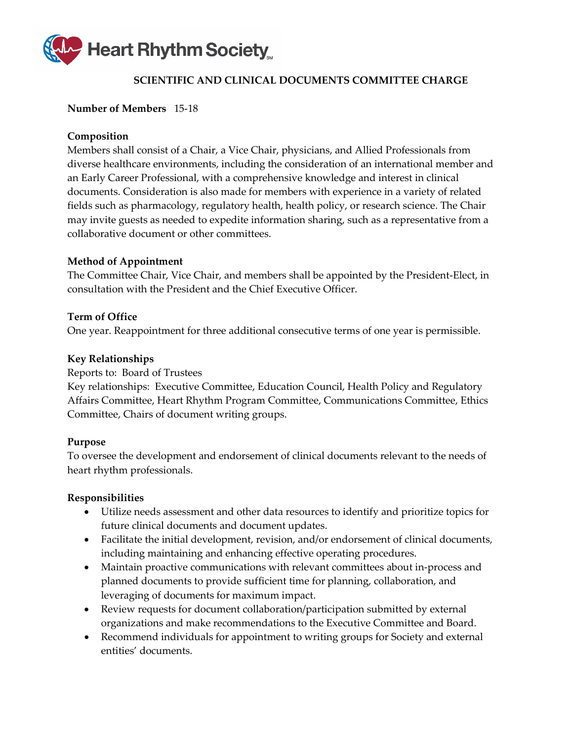## SCIENTIFIC AND CLINICAL DOCUMENTS COMMITTEE CHARGE

**Number of Members** 15-18

**Composition**
Members shall consist of a Chair, a Vice Chair, physicians, and Allied Professionals from diverse healthcare environments, including the consideration of an international member and an Early Career Professional, with a comprehensive knowledge and interest in clinical documents. Consideration is also made for members with experience in a variety of related fields such as pharmacology, regulatory health, health policy, or research science. The Chair may invite guests as needed to expedite information sharing, such as a representative from a collaborative document or other committees.

**Method of Appointment**
The Committee Chair, Vice Chair, and members shall be appointed by the President-Elect, in consultation with the President and the Chief Executive Officer.

**Term of Office**
One year. Reappointment for three additional consecutive terms of one year is permissible.

**Key Relationships**
Reports to: Board of Trustees
Key relationships: Executive Committee, Education Council, Health Policy and Regulatory Affairs Committee, Heart Rhythm Program Committee, Communications Committee, Ethics Committee, Chairs of document writing groups.

**Purpose**
To oversee the development and endorsement of clinical documents relevant to the needs of heart rhythm professionals.

**Responsibilities**

- Utilize needs assessment and other data resources to identify and prioritize topics for future clinical documents and document updates.
- Facilitate the initial development, revision, and/or endorsement of clinical documents, including maintaining and enhancing effective operating procedures.
- Maintain proactive communications with relevant committees about in-process and planned documents to provide sufficient time for planning, collaboration, and leveraging of documents for maximum impact.
- Review requests for document collaboration/participation submitted by external organizations and make recommendations to the Executive Committee and Board.
- Recommend individuals for appointment to writing groups for Society and external entities' documents.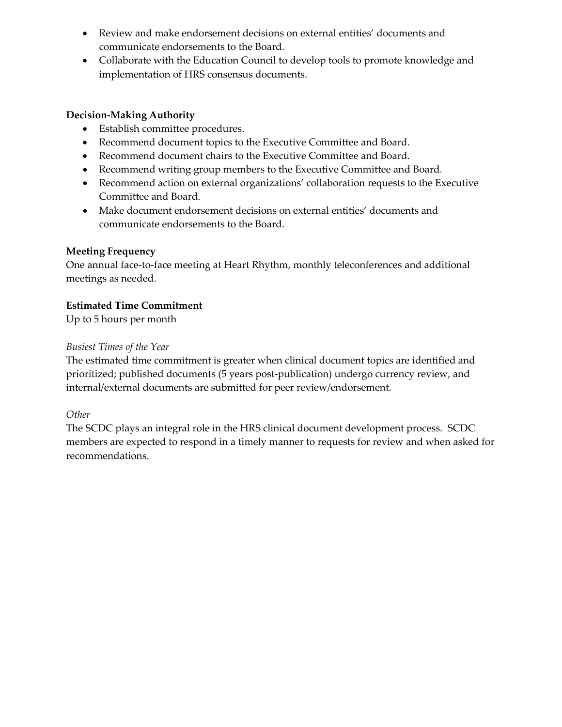- Review and make endorsement decisions on external entities' documents and communicate endorsements to the Board.
- Collaborate with the Education Council to develop tools to promote knowledge and implementation of HRS consensus documents.

**Decision-Making Authority**

- Establish committee procedures.
- Recommend document topics to the Executive Committee and Board.
- Recommend document chairs to the Executive Committee and Board.
- Recommend writing group members to the Executive Committee and Board.
- Recommend action on external organizations' collaboration requests to the Executive Committee and Board.
- Make document endorsement decisions on external entities' documents and communicate endorsements to the Board.

**Meeting Frequency**

One annual face-to-face meeting at Heart Rhythm, monthly teleconferences and additional meetings as needed.

**Estimated Time Commitment**

Up to 5 hours per month

*Busiest Times of the Year*

The estimated time commitment is greater when clinical document topics are identified and prioritized; published documents (5 years post-publication) undergo currency review, and internal/external documents are submitted for peer review/endorsement.

*Other*

The SCDC plays an integral role in the HRS clinical document development process. SCDC members are expected to respond in a timely manner to requests for review and when asked for recommendations.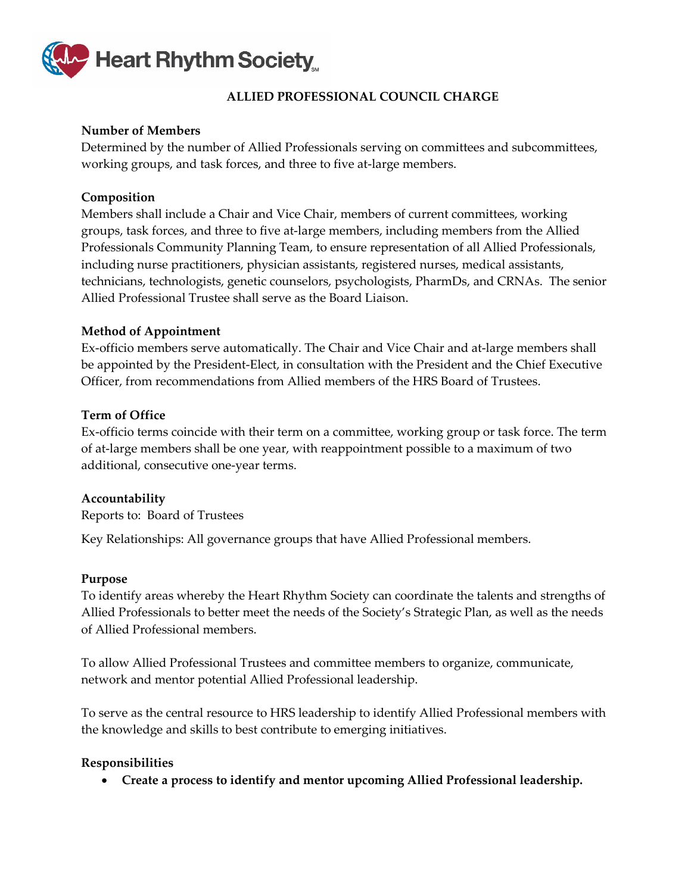# ALLIED PROFESSIONAL COUNCIL CHARGE

**Number of Members**
Determined by the number of Allied Professionals serving on committees and subcommittees, working groups, and task forces, and three to five at-large members.

**Composition**
Members shall include a Chair and Vice Chair, members of current committees, working groups, task forces, and three to five at-large members, including members from the Allied Professionals Community Planning Team, to ensure representation of all Allied Professionals, including nurse practitioners, physician assistants, registered nurses, medical assistants, technicians, technologists, genetic counselors, psychologists, PharmDs, and CRNAs. The senior Allied Professional Trustee shall serve as the Board Liaison.

**Method of Appointment**
Ex-officio members serve automatically. The Chair and Vice Chair and at-large members shall be appointed by the President-Elect, in consultation with the President and the Chief Executive Officer, from recommendations from Allied members of the HRS Board of Trustees.

**Term of Office**
Ex-officio terms coincide with their term on a committee, working group or task force. The term of at-large members shall be one year, with reappointment possible to a maximum of two additional, consecutive one-year terms.

**Accountability**
Reports to: Board of Trustees

Key Relationships: All governance groups that have Allied Professional members.

**Purpose**
To identify areas whereby the Heart Rhythm Society can coordinate the talents and strengths of Allied Professionals to better meet the needs of the Society's Strategic Plan, as well as the needs of Allied Professional members.

To allow Allied Professional Trustees and committee members to organize, communicate, network and mentor potential Allied Professional leadership.

To serve as the central resource to HRS leadership to identify Allied Professional members with the knowledge and skills to best contribute to emerging initiatives.

**Responsibilities**

- **Create a process to identify and mentor upcoming Allied Professional leadership.**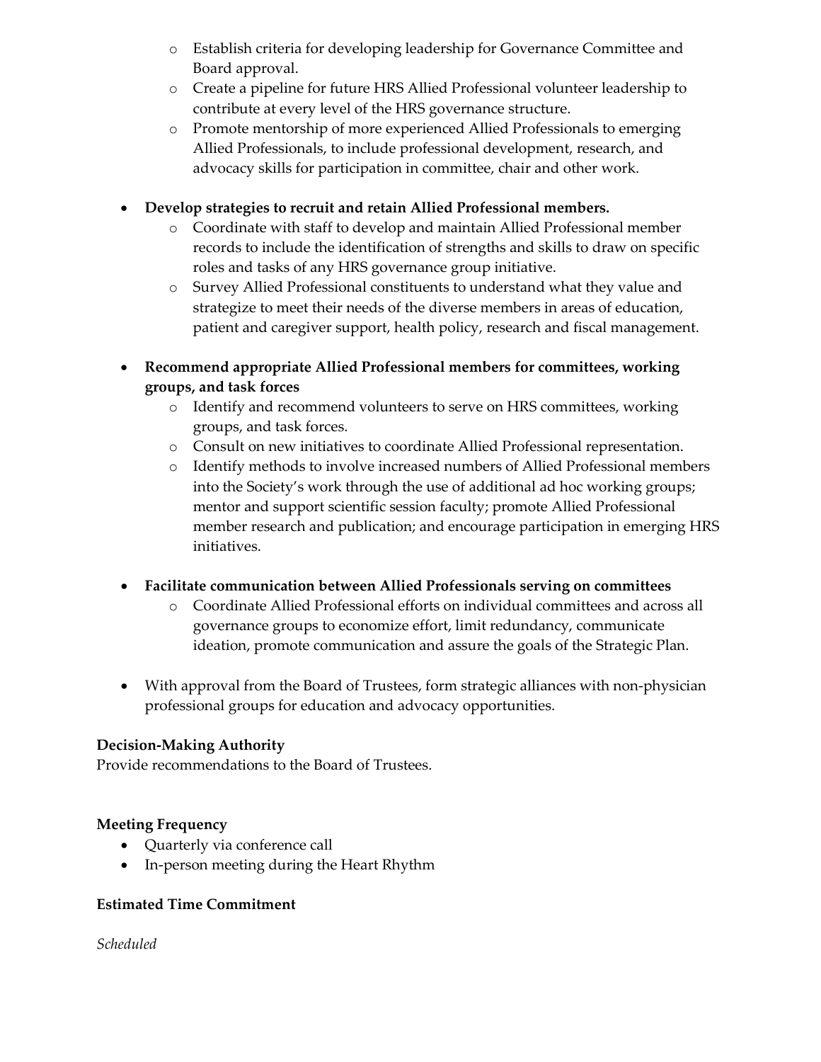- Establish criteria for developing leadership for Governance Committee and Board approval.
  - Create a pipeline for future HRS Allied Professional volunteer leadership to contribute at every level of the HRS governance structure.
  - Promote mentorship of more experienced Allied Professionals to emerging Allied Professionals, to include professional development, research, and advocacy skills for participation in committee, chair and other work.

- **Develop strategies to recruit and retain Allied Professional members.**
  - Coordinate with staff to develop and maintain Allied Professional member records to include the identification of strengths and skills to draw on specific roles and tasks of any HRS governance group initiative.
  - Survey Allied Professional constituents to understand what they value and strategize to meet their needs of the diverse members in areas of education, patient and caregiver support, health policy, research and fiscal management.

- **Recommend appropriate Allied Professional members for committees, working groups, and task forces**
  - Identify and recommend volunteers to serve on HRS committees, working groups, and task forces.
  - Consult on new initiatives to coordinate Allied Professional representation.
  - Identify methods to involve increased numbers of Allied Professional members into the Society's work through the use of additional ad hoc working groups; mentor and support scientific session faculty; promote Allied Professional member research and publication; and encourage participation in emerging HRS initiatives.

- **Facilitate communication between Allied Professionals serving on committees**
  - Coordinate Allied Professional efforts on individual committees and across all governance groups to economize effort, limit redundancy, communicate ideation, promote communication and assure the goals of the Strategic Plan.

- With approval from the Board of Trustees, form strategic alliances with non-physician professional groups for education and advocacy opportunities.

**Decision-Making Authority**

Provide recommendations to the Board of Trustees.

**Meeting Frequency**

- Quarterly via conference call
- In-person meeting during the Heart Rhythm

**Estimated Time Commitment**

*Scheduled*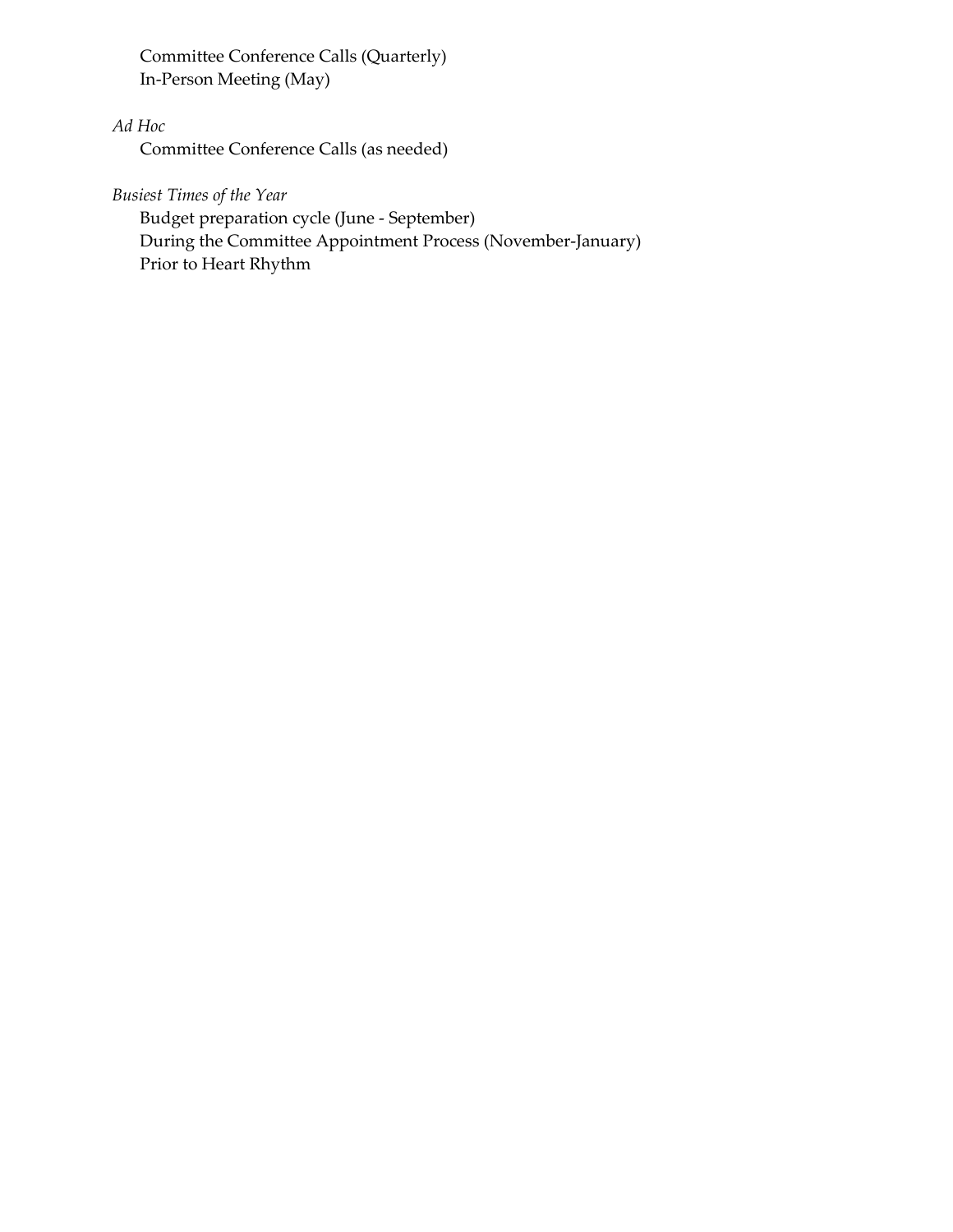Committee Conference Calls (Quarterly)
In-Person Meeting (May)

*Ad Hoc*

Committee Conference Calls (as needed)

*Busiest Times of the Year*

Budget preparation cycle (June - September)
During the Committee Appointment Process (November-January)
Prior to Heart Rhythm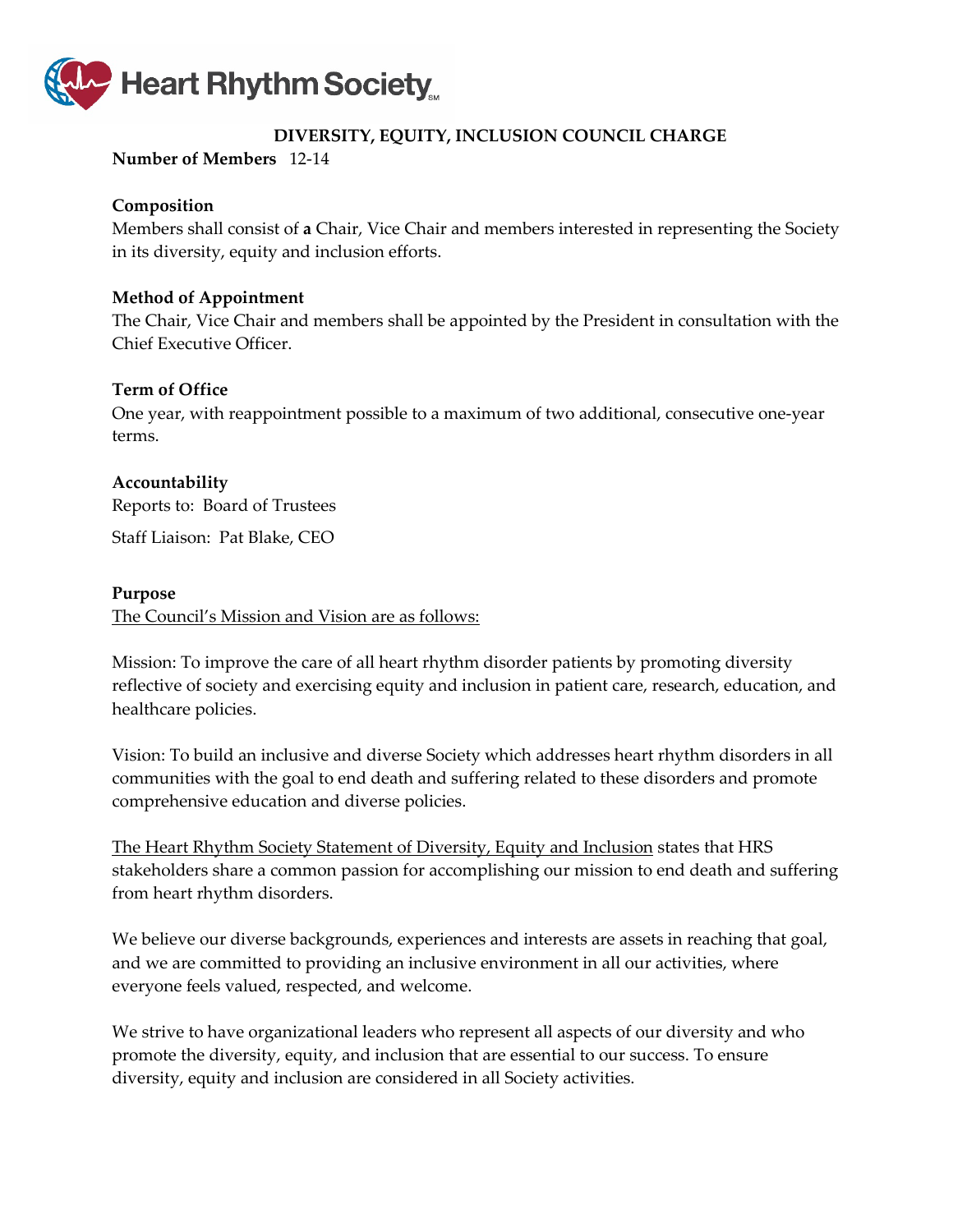Heart Rhythm Society

# DIVERSITY, EQUITY, INCLUSION COUNCIL CHARGE

**Number of Members** 12-14

**Composition**

Members shall consist of **a** Chair, Vice Chair and members interested in representing the Society in its diversity, equity and inclusion efforts.

**Method of Appointment**

The Chair, Vice Chair and members shall be appointed by the President in consultation with the Chief Executive Officer.

**Term of Office**

One year, with reappointment possible to a maximum of two additional, consecutive one-year terms.

**Accountability**

Reports to: Board of Trustees

Staff Liaison: Pat Blake, CEO

**Purpose**

The Council's Mission and Vision are as follows:

Mission: To improve the care of all heart rhythm disorder patients by promoting diversity reflective of society and exercising equity and inclusion in patient care, research, education, and healthcare policies.

Vision: To build an inclusive and diverse Society which addresses heart rhythm disorders in all communities with the goal to end death and suffering related to these disorders and promote comprehensive education and diverse policies.

The Heart Rhythm Society Statement of Diversity, Equity and Inclusion states that HRS stakeholders share a common passion for accomplishing our mission to end death and suffering from heart rhythm disorders.

We believe our diverse backgrounds, experiences and interests are assets in reaching that goal, and we are committed to providing an inclusive environment in all our activities, where everyone feels valued, respected, and welcome.

We strive to have organizational leaders who represent all aspects of our diversity and who promote the diversity, equity, and inclusion that are essential to our success. To ensure diversity, equity and inclusion are considered in all Society activities.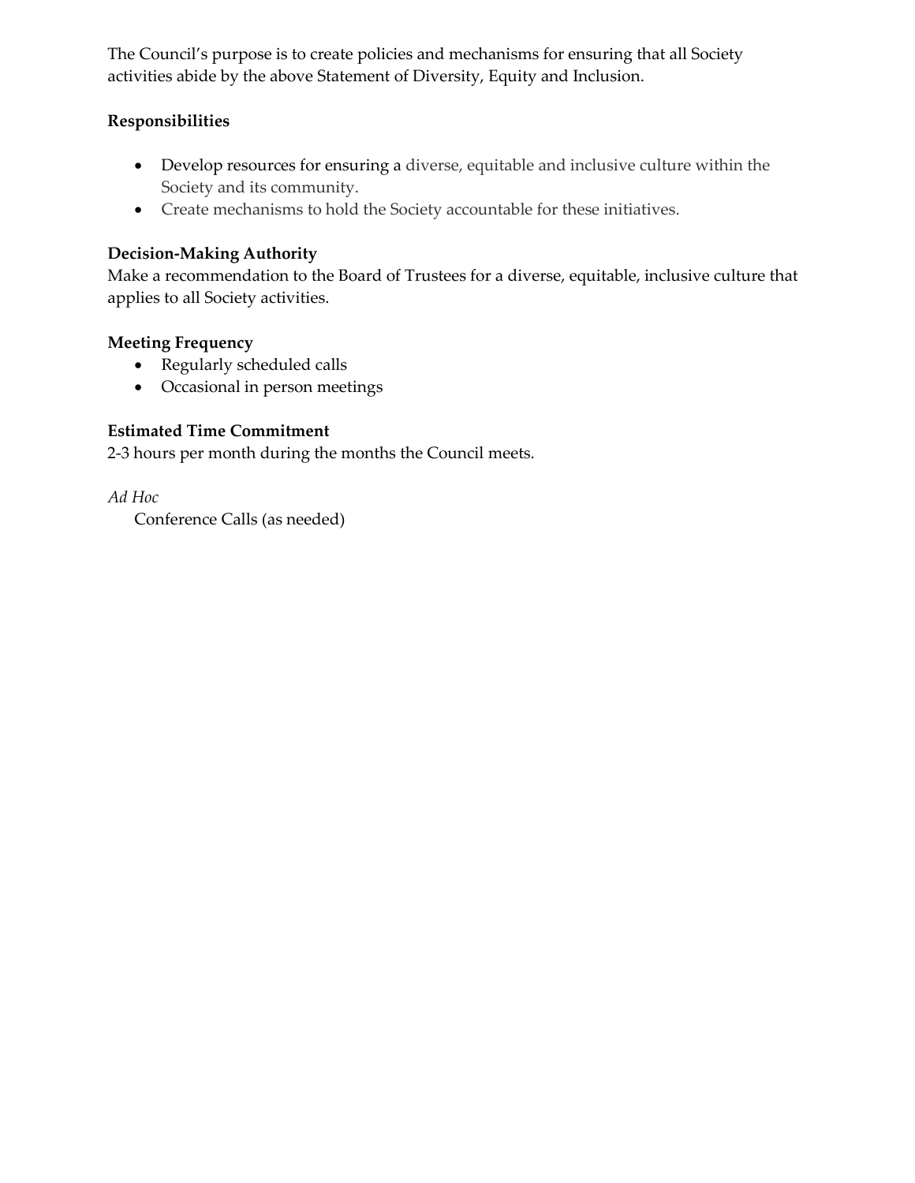The Council's purpose is to create policies and mechanisms for ensuring that all Society activities abide by the above Statement of Diversity, Equity and Inclusion.

**Responsibilities**

- Develop resources for ensuring a diverse, equitable and inclusive culture within the Society and its community.
- Create mechanisms to hold the Society accountable for these initiatives.

**Decision-Making Authority**

Make a recommendation to the Board of Trustees for a diverse, equitable, inclusive culture that applies to all Society activities.

**Meeting Frequency**

- Regularly scheduled calls
- Occasional in person meetings

**Estimated Time Commitment**

2-3 hours per month during the months the Council meets.

*Ad Hoc*

Conference Calls (as needed)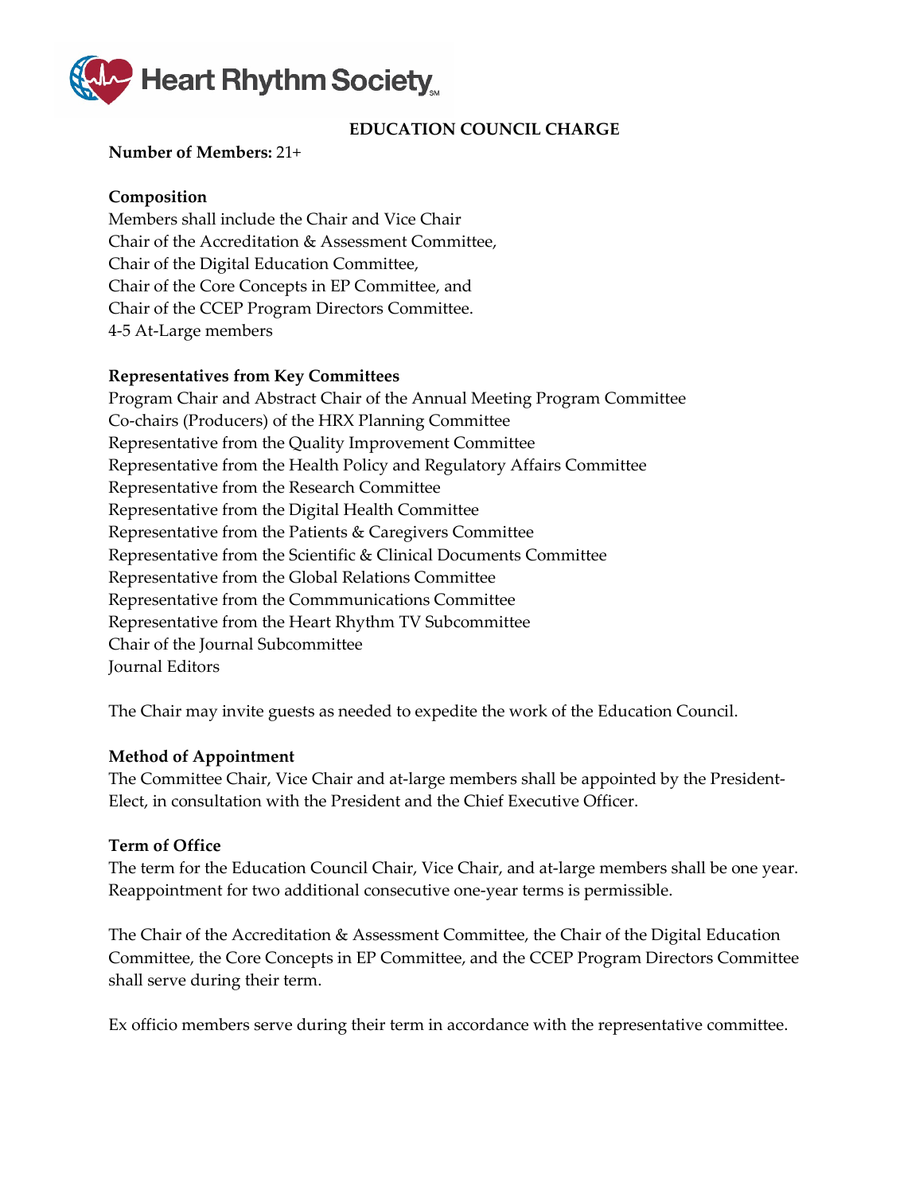Heart Rhythm Society

# EDUCATION COUNCIL CHARGE

**Number of Members:** 21+

**Composition**

Members shall include the Chair and Vice Chair
Chair of the Accreditation & Assessment Committee,
Chair of the Digital Education Committee,
Chair of the Core Concepts in EP Committee, and
Chair of the CCEP Program Directors Committee.
4-5 At-Large members

**Representatives from Key Committees**

Program Chair and Abstract Chair of the Annual Meeting Program Committee
Co-chairs (Producers) of the HRX Planning Committee
Representative from the Quality Improvement Committee
Representative from the Health Policy and Regulatory Affairs Committee
Representative from the Research Committee
Representative from the Digital Health Committee
Representative from the Patients & Caregivers Committee
Representative from the Scientific & Clinical Documents Committee
Representative from the Global Relations Committee
Representative from the Commmunications Committee
Representative from the Heart Rhythm TV Subcommittee
Chair of the Journal Subcommittee
Journal Editors

The Chair may invite guests as needed to expedite the work of the Education Council.

**Method of Appointment**

The Committee Chair, Vice Chair and at-large members shall be appointed by the President-Elect, in consultation with the President and the Chief Executive Officer.

**Term of Office**

The term for the Education Council Chair, Vice Chair, and at-large members shall be one year. Reappointment for two additional consecutive one-year terms is permissible.

The Chair of the Accreditation & Assessment Committee, the Chair of the Digital Education Committee, the Core Concepts in EP Committee, and the CCEP Program Directors Committee shall serve during their term.

Ex officio members serve during their term in accordance with the representative committee.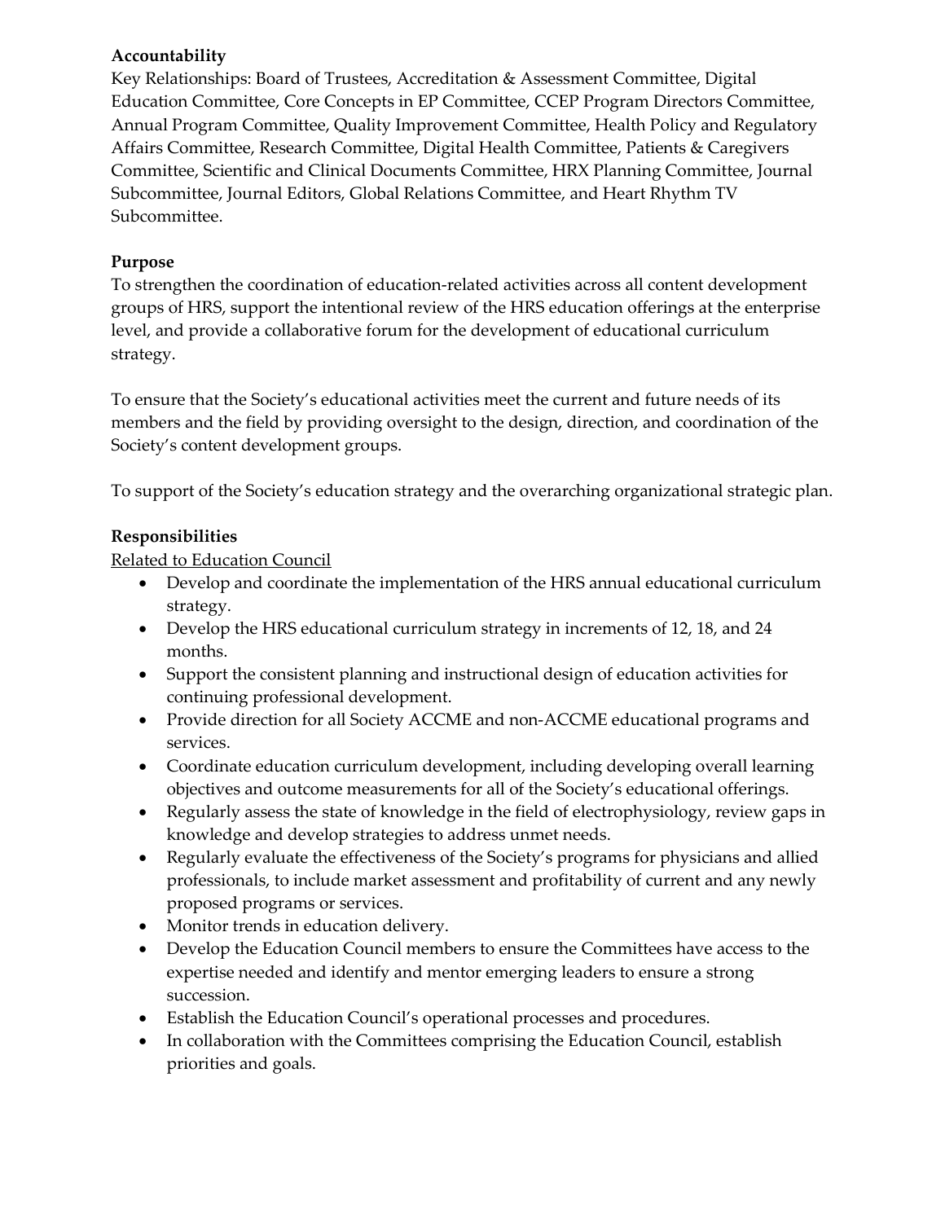**Accountability**

Key Relationships: Board of Trustees, Accreditation & Assessment Committee, Digital Education Committee, Core Concepts in EP Committee, CCEP Program Directors Committee, Annual Program Committee, Quality Improvement Committee, Health Policy and Regulatory Affairs Committee, Research Committee, Digital Health Committee, Patients & Caregivers Committee, Scientific and Clinical Documents Committee, HRX Planning Committee, Journal Subcommittee, Journal Editors, Global Relations Committee, and Heart Rhythm TV Subcommittee.

**Purpose**

To strengthen the coordination of education-related activities across all content development groups of HRS, support the intentional review of the HRS education offerings at the enterprise level, and provide a collaborative forum for the development of educational curriculum strategy.

To ensure that the Society's educational activities meet the current and future needs of its members and the field by providing oversight to the design, direction, and coordination of the Society's content development groups.

To support of the Society's education strategy and the overarching organizational strategic plan.

**Responsibilities**

<u>Related to Education Council</u>

- Develop and coordinate the implementation of the HRS annual educational curriculum strategy.
- Develop the HRS educational curriculum strategy in increments of 12, 18, and 24 months.
- Support the consistent planning and instructional design of education activities for continuing professional development.
- Provide direction for all Society ACCME and non-ACCME educational programs and services.
- Coordinate education curriculum development, including developing overall learning objectives and outcome measurements for all of the Society's educational offerings.
- Regularly assess the state of knowledge in the field of electrophysiology, review gaps in knowledge and develop strategies to address unmet needs.
- Regularly evaluate the effectiveness of the Society's programs for physicians and allied professionals, to include market assessment and profitability of current and any newly proposed programs or services.
- Monitor trends in education delivery.
- Develop the Education Council members to ensure the Committees have access to the expertise needed and identify and mentor emerging leaders to ensure a strong succession.
- Establish the Education Council's operational processes and procedures.
- In collaboration with the Committees comprising the Education Council, establish priorities and goals.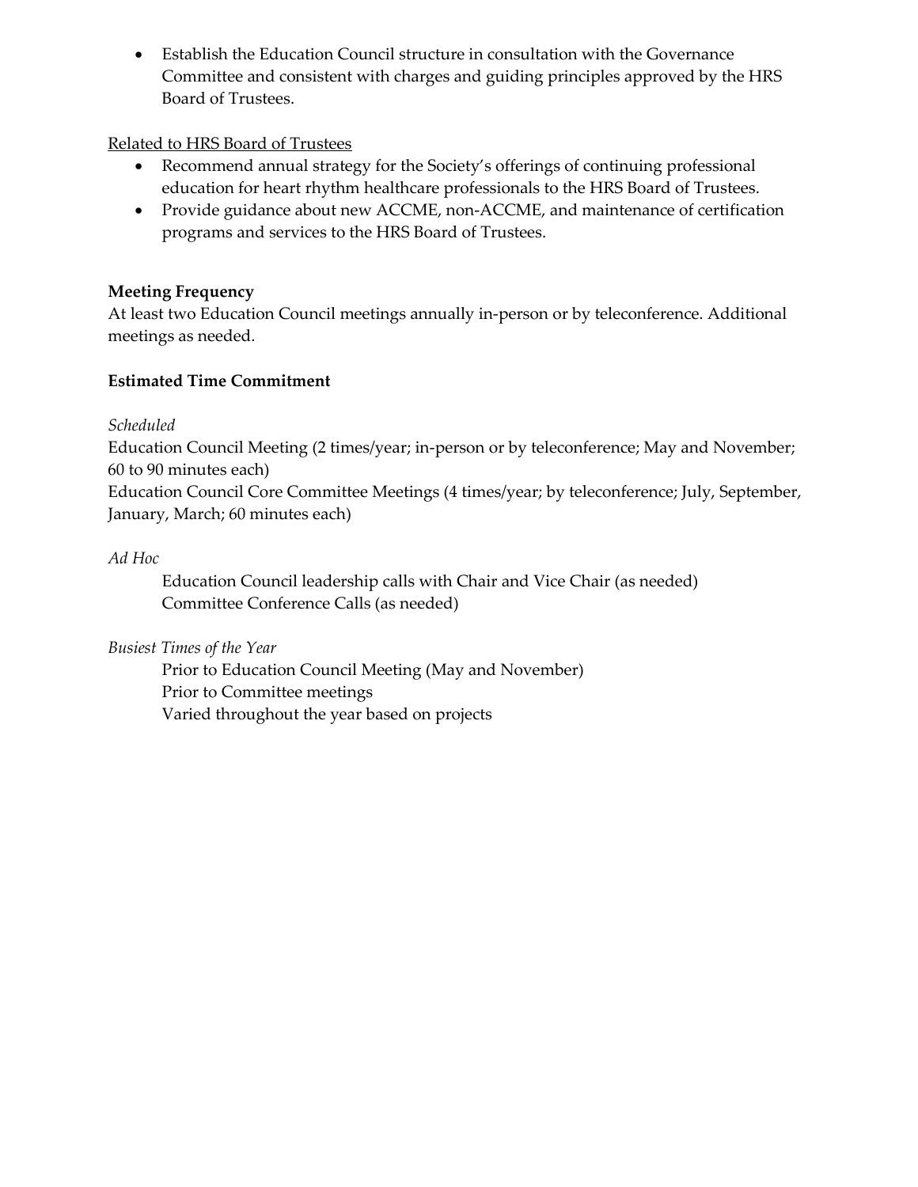- Establish the Education Council structure in consultation with the Governance Committee and consistent with charges and guiding principles approved by the HRS Board of Trustees.

Related to HRS Board of Trustees

- Recommend annual strategy for the Society's offerings of continuing professional education for heart rhythm healthcare professionals to the HRS Board of Trustees.
- Provide guidance about new ACCME, non-ACCME, and maintenance of certification programs and services to the HRS Board of Trustees.

**Meeting Frequency**

At least two Education Council meetings annually in-person or by teleconference. Additional meetings as needed.

**Estimated Time Commitment**

*Scheduled*

Education Council Meeting (2 times/year; in-person or by teleconference; May and November; 60 to 90 minutes each)

Education Council Core Committee Meetings (4 times/year; by teleconference; July, September, January, March; 60 minutes each)

*Ad Hoc*

Education Council leadership calls with Chair and Vice Chair (as needed)

Committee Conference Calls (as needed)

*Busiest Times of the Year*

Prior to Education Council Meeting (May and November)

Prior to Committee meetings

Varied throughout the year based on projects